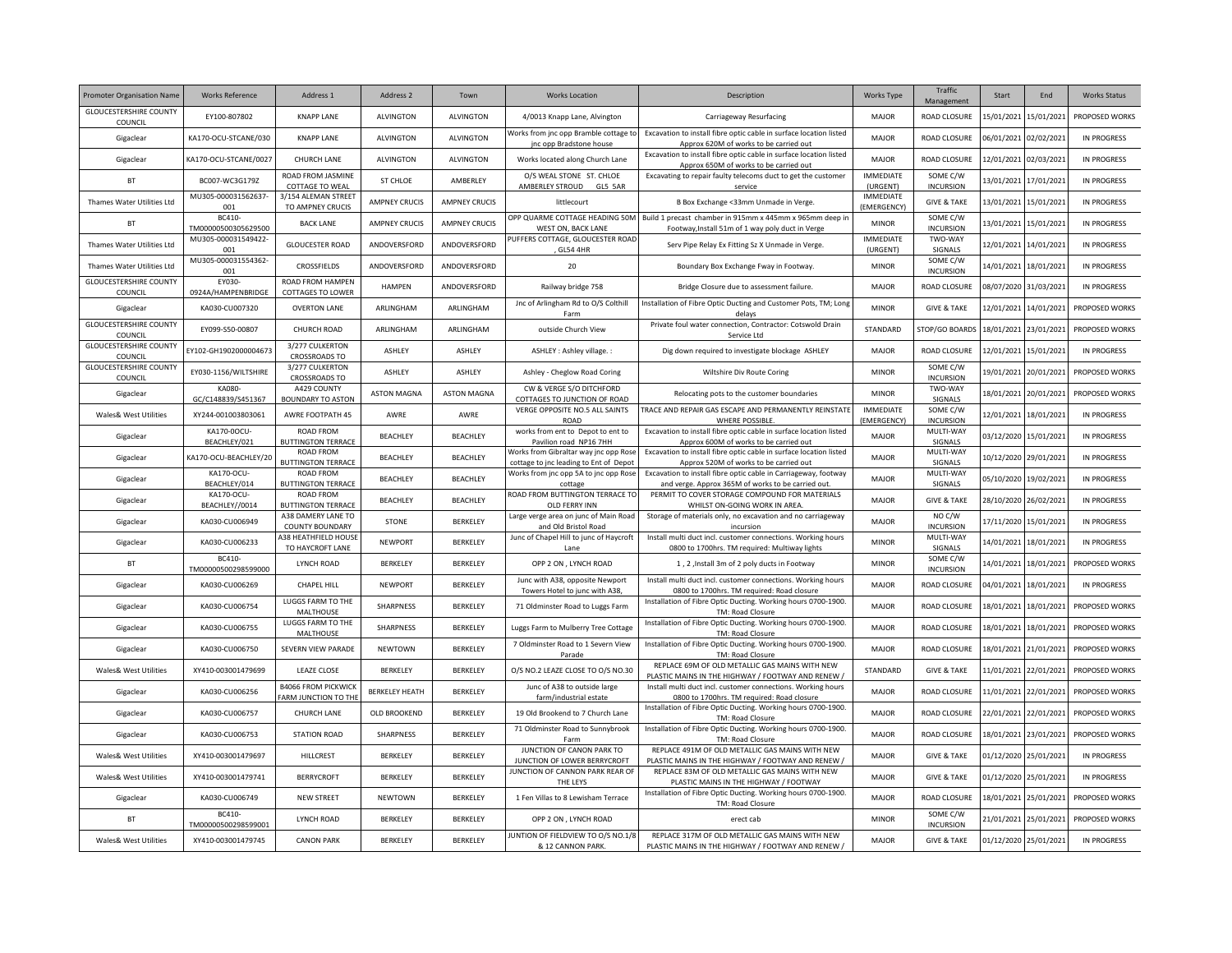| Promoter Organisation Name | Works Reference | Address 1 | Address 2 | Town | Works Location | Description | Works Type | Traffic Management | Start | End | Works Status |
|---|---|---|---|---|---|---|---|---|---|---|---|
| GLOUCESTERSHIRE COUNTY COUNCIL | EY100-807802 | KNAPP LANE | ALVINGTON | ALVINGTON | 4/0013 Knapp Lane, Alvington | Carriageway Resurfacing | MAJOR | ROAD CLOSURE | 15/01/2021 | 15/01/2021 | PROPOSED WORKS |
| Gigaclear | KA170-OCU-STCANE/030 | KNAPP LANE | ALVINGTON | ALVINGTON | Works from jnc opp Bramble cottage to jnc opp Bradstone house | Excavation to install fibre optic cable in surface location listed Approx 620M of works to be carried out | MAJOR | ROAD CLOSURE | 06/01/2021 | 02/02/2021 | IN PROGRESS |
| Gigaclear | KA170-OCU-STCANE/0027 | CHURCH LANE | ALVINGTON | ALVINGTON | Works located along Church Lane | Excavation to install fibre optic cable in surface location listed Approx 650M of works to be carried out | MAJOR | ROAD CLOSURE | 12/01/2021 | 02/03/2021 | IN PROGRESS |
| BT | BC007-WC3G179Z | ROAD FROM JASMINE COTTAGE TO WEAL | ST CHLOE | AMBERLEY | O/S WEAL STONE ST. CHLOE AMBERLEY STROUD GL5 5AR | Excavating to repair faulty telecoms duct to get the customer service | IMMEDIATE (URGENT) | SOME C/W INCURSION | 13/01/2021 | 17/01/2021 | IN PROGRESS |
| Thames Water Utilities Ltd | MU305-000031562637-001 | 3/154 ALEMAN STREET TO AMPNEY CRUCIS | AMPNEY CRUCIS | AMPNEY CRUCIS | littlecourt | B Box Exchange <33mm Unmade in Verge. | IMMEDIATE (EMERGENCY) | GIVE & TAKE | 13/01/2021 | 15/01/2021 | IN PROGRESS |
| BT | BC410-TM00000500305629500 | BACK LANE | AMPNEY CRUCIS | AMPNEY CRUCIS | OPP QUARME COTTAGE HEADING 50M WEST ON, BACK LANE | Build 1 precast chamber in 915mm x 445mm x 965mm deep in Footway,Install 51m of 1 way poly duct in Verge | MINOR | SOME C/W INCURSION | 13/01/2021 | 15/01/2021 | IN PROGRESS |
| Thames Water Utilities Ltd | MU305-000031549422-001 | GLOUCESTER ROAD | ANDOVERSFORD | ANDOVERSFORD | PUFFERS COTTAGE, GLOUCESTER ROAD , GL54 4HR | Serv Pipe Relay Ex Fitting Sz X Unmade in Verge. | IMMEDIATE (URGENT) | TWO-WAY SIGNALS | 12/01/2021 | 14/01/2021 | IN PROGRESS |
| Thames Water Utilities Ltd | MU305-000031554362-001 | CROSSFIELDS | ANDOVERSFORD | ANDOVERSFORD | 20 | Boundary Box Exchange Fway in Footway. | MINOR | SOME C/W INCURSION | 14/01/2021 | 18/01/2021 | IN PROGRESS |
| GLOUCESTERSHIRE COUNTY COUNCIL | EY030-0924A/HAMPENBRIDGE | ROAD FROM HAMPEN COTTAGES TO LOWER | HAMPEN | ANDOVERSFORD | Railway bridge 758 | Bridge Closure due to assessment failure. | MAJOR | ROAD CLOSURE | 08/07/2020 | 31/03/2021 | IN PROGRESS |
| Gigaclear | KA030-CU007320 | OVERTON LANE | ARLINGHAM | ARLINGHAM | Jnc of Arlingham Rd to O/S Colthill Farm | Installation of Fibre Optic Ducting and Customer Pots, TM; Long delays | MINOR | GIVE & TAKE | 12/01/2021 | 14/01/2021 | PROPOSED WORKS |
| GLOUCESTERSHIRE COUNTY COUNCIL | EY099-S50-00807 | CHURCH ROAD | ARLINGHAM | ARLINGHAM | outside Church View | Private foul water connection, Contractor: Cotswold Drain Service Ltd | STANDARD | STOP/GO BOARDS | 18/01/2021 | 23/01/2021 | PROPOSED WORKS |
| GLOUCESTERSHIRE COUNTY COUNCIL | EY102-GH1902000004673 | 3/277 CULKERTON CROSSROADS TO | ASHLEY | ASHLEY | ASHLEY : Ashley village. : | Dig down required to investigate blockage ASHLEY | MAJOR | ROAD CLOSURE | 12/01/2021 | 15/01/2021 | IN PROGRESS |
| GLOUCESTERSHIRE COUNTY COUNCIL | EY030-1156/WILTSHIRE | 3/277 CULKERTON CROSSROADS TO | ASHLEY | ASHLEY | Ashley - Cheglow Road Coring | Wiltshire Div Route Coring | MINOR | SOME C/W INCURSION | 19/01/2021 | 20/01/2021 | PROPOSED WORKS |
| Gigaclear | KA080-GC/C148839/S451367 | A429 COUNTY BOUNDARY TO ASTON | ASTON MAGNA | ASTON MAGNA | CW & VERGE S/O DITCHFORD COTTAGES TO JUNCTION OF ROAD | Relocating pots to the customer boundaries | MINOR | TWO-WAY SIGNALS | 18/01/2021 | 20/01/2021 | PROPOSED WORKS |
| Wales& West Utilities | XY244-001003803061 | AWRE FOOTPATH 45 | AWRE | AWRE | VERGE OPPOSITE NO.5 ALL SAINTS ROAD | TRACE AND REPAIR GAS ESCAPE AND PERMANENTLY REINSTATE WHERE POSSIBLE. | IMMEDIATE (EMERGENCY) | SOME C/W INCURSION | 12/01/2021 | 18/01/2021 | IN PROGRESS |
| Gigaclear | KA170-OOCU-BEACHLEY/021 | ROAD FROM BUTTINGTON TERRACE | BEACHLEY | BEACHLEY | works from ent to Depot to ent to Pavilion road NP16 7HH | Excavation to install fibre optic cable in surface location listed Approx 600M of works to be carried out | MAJOR | MULTI-WAY SIGNALS | 03/12/2020 | 15/01/2021 | IN PROGRESS |
| Gigaclear | KA170-OCU-BEACHLEY/20 | ROAD FROM BUTTINGTON TERRACE | BEACHLEY | BEACHLEY | Works from Gibraltar way jnc opp Rose cottage to jnc leading to Ent of Depot | Excavation to install fibre optic cable in surface location listed Approx 520M of works to be carried out | MAJOR | MULTI-WAY SIGNALS | 10/12/2020 | 29/01/2021 | IN PROGRESS |
| Gigaclear | KA170-OCU-BEACHLEY/014 | ROAD FROM BUTTINGTON TERRACE | BEACHLEY | BEACHLEY | Works from jnc opp 5A to jnc opp Rose cottage | Excavation to install fibre optic cable in Carriageway, footway and verge. Approx 365M of works to be carried out. | MAJOR | MULTI-WAY SIGNALS | 05/10/2020 | 19/02/2021 | IN PROGRESS |
| Gigaclear | KA170-OCU-BEACHLEY//0014 | ROAD FROM BUTTINGTON TERRACE | BEACHLEY | BEACHLEY | ROAD FROM BUTTINGTON TERRACE TO OLD FERRY INN | PERMIT TO COVER STORAGE COMPOUND FOR MATERIALS WHILST ON-GOING WORK IN AREA. | MAJOR | GIVE & TAKE | 28/10/2020 | 26/02/2021 | IN PROGRESS |
| Gigaclear | KA030-CU006949 | A38 DAMERY LANE TO COUNTY BOUNDARY | STONE | BERKELEY | Large verge area on junc of Main Road and Old Bristol Road | Storage of materials only, no excavation and no carriageway incursion | MAJOR | NO C/W INCURSION | 17/11/2020 | 15/01/2021 | IN PROGRESS |
| Gigaclear | KA030-CU006233 | A38 HEATHFIELD HOUSE TO HAYCROFT LANE | NEWPORT | BERKELEY | Junc of Chapel Hill to junc of Haycroft Lane | Install multi duct incl. customer connections. Working hours 0800 to 1700hrs. TM required: Multiway lights | MINOR | MULTI-WAY SIGNALS | 14/01/2021 | 18/01/2021 | IN PROGRESS |
| BT | BC410-TM00000500298599000 | LYNCH ROAD | BERKELEY | BERKELEY | OPP 2 ON , LYNCH ROAD | 1 , 2 ,Install 3m of 2 poly ducts in Footway | MINOR | SOME C/W INCURSION | 14/01/2021 | 18/01/2021 | PROPOSED WORKS |
| Gigaclear | KA030-CU006269 | CHAPEL HILL | NEWPORT | BERKELEY | Junc with A38, opposite Newport Towers Hotel to junc with A38, | Install multi duct incl. customer connections. Working hours 0800 to 1700hrs. TM required: Road closure | MAJOR | ROAD CLOSURE | 04/01/2021 | 18/01/2021 | IN PROGRESS |
| Gigaclear | KA030-CU006754 | LUGGS FARM TO THE MALTHOUSE | SHARPNESS | BERKELEY | 71 Oldminster Road to Luggs Farm | Installation of Fibre Optic Ducting. Working hours 0700-1900. TM: Road Closure | MAJOR | ROAD CLOSURE | 18/01/2021 | 18/01/2021 | PROPOSED WORKS |
| Gigaclear | KA030-CU006755 | LUGGS FARM TO THE MALTHOUSE | SHARPNESS | BERKELEY | Luggs Farm to Mulberry Tree Cottage | Installation of Fibre Optic Ducting. Working hours 0700-1900. TM: Road Closure | MAJOR | ROAD CLOSURE | 18/01/2021 | 18/01/2021 | PROPOSED WORKS |
| Gigaclear | KA030-CU006750 | SEVERN VIEW PARADE | NEWTOWN | BERKELEY | 7 Oldminster Road to 1 Severn View Parade | Installation of Fibre Optic Ducting. Working hours 0700-1900. TM: Road Closure | MAJOR | ROAD CLOSURE | 18/01/2021 | 21/01/2021 | PROPOSED WORKS |
| Wales& West Utilities | XY410-003001479699 | LEAZE CLOSE | BERKELEY | BERKELEY | O/S NO.2 LEAZE CLOSE TO O/S NO.30 | REPLACE 69M OF OLD METALLIC GAS MAINS WITH NEW PLASTIC MAINS IN THE HIGHWAY / FOOTWAY AND RENEW / | STANDARD | GIVE & TAKE | 11/01/2021 | 22/01/2021 | PROPOSED WORKS |
| Gigaclear | KA030-CU006256 | B4066 FROM PICKWICK FARM JUNCTION TO THE | BERKELEY HEATH | BERKELEY | Junc of A38 to outside large farm/industrial estate | Install multi duct incl. customer connections. Working hours 0800 to 1700hrs. TM required: Road closure | MAJOR | ROAD CLOSURE | 11/01/2021 | 22/01/2021 | PROPOSED WORKS |
| Gigaclear | KA030-CU006757 | CHURCH LANE | OLD BROOKEND | BERKELEY | 19 Old Brookend to 7 Church Lane | Installation of Fibre Optic Ducting. Working hours 0700-1900. TM: Road Closure | MAJOR | ROAD CLOSURE | 22/01/2021 | 22/01/2021 | PROPOSED WORKS |
| Gigaclear | KA030-CU006753 | STATION ROAD | SHARPNESS | BERKELEY | 71 Oldminster Road to Sunnybrook Farm | Installation of Fibre Optic Ducting. Working hours 0700-1900. TM: Road Closure | MAJOR | ROAD CLOSURE | 18/01/2021 | 23/01/2021 | PROPOSED WORKS |
| Wales& West Utilities | XY410-003001479697 | HILLCREST | BERKELEY | BERKELEY | JUNCTION OF CANON PARK TO JUNCTION OF LOWER BERRYCROFT | REPLACE 491M OF OLD METALLIC GAS MAINS WITH NEW PLASTIC MAINS IN THE HIGHWAY / FOOTWAY AND RENEW / | MAJOR | GIVE & TAKE | 01/12/2020 | 25/01/2021 | IN PROGRESS |
| Wales& West Utilities | XY410-003001479741 | BERRYCROFT | BERKELEY | BERKELEY | JUNCTION OF CANNON PARK REAR OF THE LEYS | REPLACE 83M OF OLD METALLIC GAS MAINS WITH NEW PLASTIC MAINS IN THE HIGHWAY / FOOTWAY | MAJOR | GIVE & TAKE | 01/12/2020 | 25/01/2021 | IN PROGRESS |
| Gigaclear | KA030-CU006749 | NEW STREET | NEWTOWN | BERKELEY | 1 Fen Villas to 8 Lewisham Terrace | Installation of Fibre Optic Ducting. Working hours 0700-1900. TM: Road Closure | MAJOR | ROAD CLOSURE | 18/01/2021 | 25/01/2021 | PROPOSED WORKS |
| BT | BC410-TM00000500298599001 | LYNCH ROAD | BERKELEY | BERKELEY | OPP 2 ON , LYNCH ROAD | erect cab | MINOR | SOME C/W INCURSION | 21/01/2021 | 25/01/2021 | PROPOSED WORKS |
| Wales& West Utilities | XY410-003001479745 | CANON PARK | BERKELEY | BERKELEY | JUNTION OF FIELDVIEW TO O/S NO.1/8 & 12 CANNON PARK. | REPLACE 317M OF OLD METALLIC GAS MAINS WITH NEW PLASTIC MAINS IN THE HIGHWAY / FOOTWAY AND RENEW / | MAJOR | GIVE & TAKE | 01/12/2020 | 25/01/2021 | IN PROGRESS |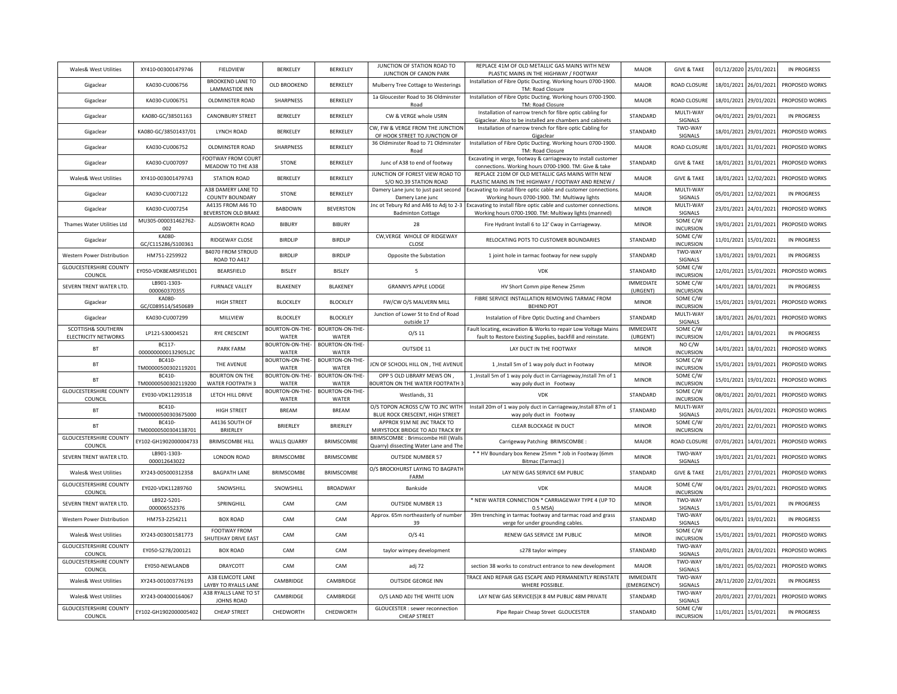| | | | | | | | | | | | | |
|---|---|---|---|---|---|---|---|---|---|---|---|---|
| Wales& West Utilities | XY410-003001479746 | FIELDVIEW | BERKELEY | BERKELEY | JUNCTION OF STATION ROAD TO JUNCTION OF CANON PARK | REPLACE 41M OF OLD METALLIC GAS MAINS WITH NEW PLASTIC MAINS IN THE HIGHWAY / FOOTWAY | MAJOR | GIVE & TAKE | 01/12/2020 | 25/01/2021 | IN PROGRESS |
| Gigaclear | KA030-CU006756 | BROOKEND LANE TO LAMMASTIDE INN | OLD BROOKEND | BERKELEY | Mulberry Tree Cottage to Westerings | Installation of Fibre Optic Ducting. Working hours 0700-1900. TM: Road Closure | MAJOR | ROAD CLOSURE | 18/01/2021 | 26/01/2021 | PROPOSED WORKS |
| Gigaclear | KA030-CU006751 | OLDMINSTER ROAD | SHARPNESS | BERKELEY | 1a Gloucester Road to 36 Oldminster Road | Installation of Fibre Optic Ducting. Working hours 0700-1900. TM: Road Closure | MAJOR | ROAD CLOSURE | 18/01/2021 | 29/01/2021 | PROPOSED WORKS |
| Gigaclear | KA080-GC/38501163 | CANONBURY STREET | BERKELEY | BERKELEY | CW & VERGE whole USRN | Installation of narrow trench for fibre optic cabling for Gigaclear. Also to be installed are chambers and cabinets | STANDARD | MULTI-WAY SIGNALS | 04/01/2021 | 29/01/2021 | IN PROGRESS |
| Gigaclear | KA080-GC/38501437/01 | LYNCH ROAD | BERKELEY | BERKELEY | CW, FW & VERGE FROM THE JUNCTION OF HOOK STREET TO JUNCTION OF | Installation of narrow trench for fibre optic Cabling for Gigaclear | STANDARD | TWO-WAY SIGNALS | 18/01/2021 | 29/01/2021 | PROPOSED WORKS |
| Gigaclear | KA030-CU006752 | OLDMINSTER ROAD | SHARPNESS | BERKELEY | 36 Oldminster Road to 71 Oldminster Road | Installation of Fibre Optic Ducting. Working hours 0700-1900. TM: Road Closure | MAJOR | ROAD CLOSURE | 18/01/2021 | 31/01/2021 | PROPOSED WORKS |
| Gigaclear | KA030-CU007097 | FOOTWAY FROM COURT MEADOW TO THE A38 | STONE | BERKELEY | Junc of A38 to end of footway | Excavating in verge, footway & carriageway to install customer connections. Working hours 0700-1900. TM: Give & take | STANDARD | GIVE & TAKE | 18/01/2021 | 31/01/2021 | PROPOSED WORKS |
| Wales& West Utilities | XY410-003001479743 | STATION ROAD | BERKELEY | BERKELEY | JUNCTION OF FOREST VIEW ROAD TO S/O NO.39 STATION ROAD | REPLACE 210M OF OLD METALLIC GAS MAINS WITH NEW PLASTIC MAINS IN THE HIGHWAY / FOOTWAY AND RENEW / | MAJOR | GIVE & TAKE | 18/01/2021 | 12/02/2021 | PROPOSED WORKS |
| Gigaclear | KA030-CU007122 | A38 DAMERY LANE TO COUNTY BOUNDARY | STONE | BERKELEY | Damery Lane junc to just past second Damery Lane junc | Excavating to install fibre optic cable and customer connections. Working hours 0700-1900. TM: Multiway lights | MAJOR | MULTI-WAY SIGNALS | 05/01/2021 | 12/02/2021 | IN PROGRESS |
| Gigaclear | KA030-CU007254 | A4135 FROM A46 TO BEVERSTON OLD BRAKE | BABDOWN | BEVERSTON | Jnc ot Tebury Rd and A46 to Adj to 2-3 Badminton Cottage | Excavating to install fibre optic cable and customer connections. Working hours 0700-1900. TM: Multiway lights (manned) | MINOR | MULTI-WAY SIGNALS | 23/01/2021 | 24/01/2021 | PROPOSED WORKS |
| Thames Water Utilities Ltd | MU305-000031462762-002 | ALDSWORTH ROAD | BIBURY | BIBURY | 28 | Fire Hydrant Install 6 to 12' Cway in Carriageway. | MINOR | SOME C/W INCURSION | 19/01/2021 | 21/01/2021 | PROPOSED WORKS |
| Gigaclear | KA080-GC/C115286/S100361 | RIDGEWAY CLOSE | BIRDLIP | BIRDLIP | CW,VERGE WHOLE OF RIDGEWAY CLOSE | RELOCATING POTS TO CUSTOMER BOUNDARIES | STANDARD | SOME C/W INCURSION | 11/01/2021 | 15/01/2021 | IN PROGRESS |
| Western Power Distribution | HM751-2259922 | B4070 FROM STROUD ROAD TO A417 | BIRDLIP | BIRDLIP | Opposite the Substation | 1 joint hole in tarmac footway for new supply | STANDARD | TWO-WAY SIGNALS | 13/01/2021 | 19/01/2021 | IN PROGRESS |
| GLOUCESTERSHIRE COUNTY COUNCIL | EY050-VDKBEARSFIELD01 | BEARSFIELD | BISLEY | BISLEY | 5 | VDK | STANDARD | SOME C/W INCURSION | 12/01/2021 | 15/01/2021 | PROPOSED WORKS |
| SEVERN TRENT WATER LTD. | LB901-1303-000060370355 | FURNACE VALLEY | BLAKENEY | BLAKENEY | GRANNYS APPLE LODGE | HV Short Comm pipe Renew 25mm | IMMEDIATE (URGENT) | SOME C/W INCURSION | 14/01/2021 | 18/01/2021 | IN PROGRESS |
| Gigaclear | KA080-GC/C089514/S450689 | HIGH STREET | BLOCKLEY | BLOCKLEY | FW/CW O/S MALVERN MILL | FIBRE SERVICE INSTALLATION REMOVING TARMAC FROM BEHIND POT | MINOR | SOME C/W INCURSION | 15/01/2021 | 19/01/2021 | PROPOSED WORKS |
| Gigaclear | KA030-CU007299 | MILLVIEW | BLOCKLEY | BLOCKLEY | Junction of Lower St to End of Road outside 17 | Instalation of Fibre Optic Ducting and Chambers | STANDARD | MULTI-WAY SIGNALS | 18/01/2021 | 26/01/2021 | PROPOSED WORKS |
| SCOTTISH& SOUTHERN ELECTRICITY NETWORKS | LP121-S30004521 | RYE CRESCENT | BOURTON-ON-THE-WATER | BOURTON-ON-THE-WATER | O/S 11 | Fault locating, excavation & Works to repair Low Voltage Mains fault to Restore Existing Supplies, backfill and reinstate. | IMMEDIATE (URGENT) | SOME C/W INCURSION | 12/01/2021 | 18/01/2021 | IN PROGRESS |
| BT | BC117-0000000000132905L2C | PARK FARM | BOURTON-ON-THE-WATER | BOURTON-ON-THE-WATER | OUTSIDE 11 | LAY DUCT IN THE FOOTWAY | MINOR | NO C/W INCURSION | 14/01/2021 | 18/01/2021 | PROPOSED WORKS |
| BT | BC410-TM00000500302119201 | THE AVENUE | BOURTON-ON-THE-WATER | BOURTON-ON-THE-WATER | JCN OF SCHOOL HILL ON , THE AVENUE | 1 ,Install 5m of 1 way poly duct in Footway | MINOR | SOME C/W INCURSION | 15/01/2021 | 19/01/2021 | PROPOSED WORKS |
| BT | BC410-TM00000500302119200 | BOURTON ON THE WATER FOOTPATH 3 | BOURTON-ON-THE-WATER | BOURTON-ON-THE-WATER | OPP 5 OLD LIBRARY MEWS ON , BOURTON ON THE WATER FOOTPATH 3 | 1 ,Install 5m of 1 way poly duct in Carriageway,Install 7m of 1 way poly duct in Footway | MINOR | SOME C/W INCURSION | 15/01/2021 | 19/01/2021 | PROPOSED WORKS |
| GLOUCESTERSHIRE COUNTY COUNCIL | EY030-VDK11293518 | LETCH HILL DRIVE | BOURTON-ON-THE-WATER | BOURTON-ON-THE-WATER | Westlands, 31 | VDK | STANDARD | SOME C/W INCURSION | 08/01/2021 | 20/01/2021 | PROPOSED WORKS |
| BT | BC410-TM00000500303675000 | HIGH STREET | BREAM | BREAM | O/S TOPON ACROSS C/W TO JNC WITH BLUE ROCK CRESCENT, HIGH STREET | Install 20m of 1 way poly duct in Carriageway,Install 87m of 1 way poly duct in Footway | STANDARD | MULTI-WAY SIGNALS | 20/01/2021 | 26/01/2021 | PROPOSED WORKS |
| BT | BC410-TM00000500304138701 | A4136 SOUTH OF BRIERLEY | BRIERLEY | BRIERLEY | APPROX 91M NE JNC TRACK TO MIRYSTOCK BRIDGE TO ADJ TRACK BY | CLEAR BLOCKAGE IN DUCT | MINOR | SOME C/W INCURSION | 20/01/2021 | 22/01/2021 | PROPOSED WORKS |
| GLOUCESTERSHIRE COUNTY COUNCIL | EY102-GH1902000004733 | BRIMSCOMBE HILL | WALLS QUARRY | BRIMSCOMBE | BRIMSCOMBE : Brimscombe Hill (Walls Quarry) dissecting Water Lane and The | Carrigeway Patching BRIMSCOMBE : | MAJOR | ROAD CLOSURE | 07/01/2021 | 14/01/2021 | PROPOSED WORKS |
| SEVERN TRENT WATER LTD. | LB901-1303-000012643022 | LONDON ROAD | BRIMSCOMBE | BRIMSCOMBE | OUTSIDE NUMBER 57 | * * HV Boundary box Renew 25mm * Job in Footway (6mm Bitmac (Tarmac) ) | MINOR | TWO-WAY SIGNALS | 19/01/2021 | 21/01/2021 | PROPOSED WORKS |
| Wales& West Utilities | XY243-005000312358 | BAGPATH LANE | BRIMSCOMBE | BRIMSCOMBE | O/S BROCKHURST LAYING TO BAGPATH FARM | LAY NEW GAS SERVICE 6M PUBLIC | STANDARD | GIVE & TAKE | 21/01/2021 | 27/01/2021 | PROPOSED WORKS |
| GLOUCESTERSHIRE COUNTY COUNCIL | EY020-VDK11289760 | SNOWSHILL | SNOWSHILL | BROADWAY | Bankside | VDK | MAJOR | SOME C/W INCURSION | 04/01/2021 | 29/01/2021 | PROPOSED WORKS |
| SEVERN TRENT WATER LTD. | LB922-5201-000006552376 | SPRINGHILL | CAM | CAM | OUTSIDE NUMBER 13 | * NEW WATER CONNECTION * CARRIAGEWAY TYPE 4 (UP TO 0.5 MSA) | MINOR | TWO-WAY SIGNALS | 13/01/2021 | 15/01/2021 | IN PROGRESS |
| Western Power Distribution | HM753-2254211 | BOX ROAD | CAM | CAM | Approx. 65m northeasterly of number 39 | 39m trenching in tarmac footway and tarmac road and grass verge for under grounding cables. | STANDARD | TWO-WAY SIGNALS | 06/01/2021 | 19/01/2021 | IN PROGRESS |
| Wales& West Utilities | XY243-003001581773 | FOOTWAY FROM SHUTEHAY DRIVE EAST | CAM | CAM | O/S 41 | RENEW GAS SERVICE 1M PUBLIC | MINOR | SOME C/W INCURSION | 15/01/2021 | 19/01/2021 | PROPOSED WORKS |
| GLOUCESTERSHIRE COUNTY COUNCIL | EY050-S278/200121 | BOX ROAD | CAM | CAM | taylor wimpey development | s278 taylor wimpey | STANDARD | TWO-WAY SIGNALS | 20/01/2021 | 28/01/2021 | PROPOSED WORKS |
| GLOUCESTERSHIRE COUNTY COUNCIL | EY050-NEWLANDB | DRAYCOTT | CAM | CAM | adj 72 | section 38 works to construct entrance to new development | MAJOR | TWO-WAY SIGNALS | 18/01/2021 | 05/02/2021 | PROPOSED WORKS |
| Wales& West Utilities | XY243-001003776193 | A38 ELMCOTE LANE LAYBY TO RYALLS LANE | CAMBRIDGE | CAMBRIDGE | OUTSIDE GEORGE INN | TRACE AND REPAIR GAS ESCAPE AND PERMANENTLY REINSTATE WHERE POSSIBLE. | IMMEDIATE (EMERGENCY) | TWO-WAY SIGNALS | 28/11/2020 | 22/01/2021 | IN PROGRESS |
| Wales& West Utilities | XY243-004000164067 | A38 RYALLS LANE TO ST JOHNS ROAD | CAMBRIDGE | CAMBRIDGE | O/S LAND ADJ THE WHITE LION | LAY NEW GAS SERVICE(S)X 8 4M PUBLIC 48M PRIVATE | STANDARD | TWO-WAY SIGNALS | 20/01/2021 | 27/01/2021 | PROPOSED WORKS |
| GLOUCESTERSHIRE COUNTY COUNCIL | EY102-GH1902000005402 | CHEAP STREET | CHEDWORTH | CHEDWORTH | GLOUCESTER : sewer reconnection CHEAP STREET | Pipe Repair Cheap Street GLOUCESTER | STANDARD | SOME C/W INCURSION | 11/01/2021 | 15/01/2021 | IN PROGRESS |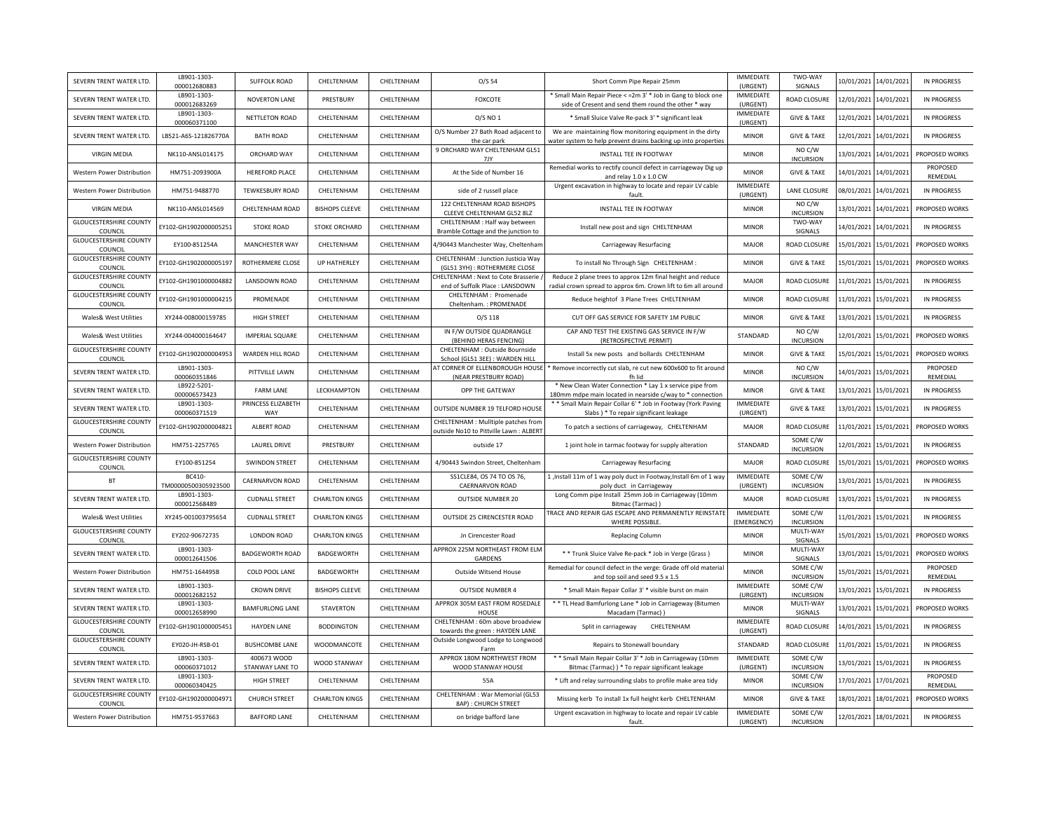| | | | | | | | | | | | |
|---|---|---|---|---|---|---|---|---|---|---|---|
| SEVERN TRENT WATER LTD. | LB901-1303-000012680883 | SUFFOLK ROAD | CHELTENHAM | CHELTENHAM | O/S 54 | Short Comm Pipe Repair 25mm | IMMEDIATE (URGENT) | TWO-WAY SIGNALS | 10/01/2021 | 14/01/2021 | IN PROGRESS |
| SEVERN TRENT WATER LTD. | LB901-1303-000012683269 | NOVERTON LANE | PRESTBURY | CHELTENHAM | FOXCOTE | * Small Main Repair Piece < =2m 3' * Job in Gang to block one side of Cresent and send them round the other * way | IMMEDIATE (URGENT) | ROAD CLOSURE | 12/01/2021 | 14/01/2021 | IN PROGRESS |
| SEVERN TRENT WATER LTD. | LB901-1303-000060371100 | NETTLETON ROAD | CHELTENHAM | CHELTENHAM | O/S NO 1 | * Small Sluice Valve Re-pack 3' * significant leak | IMMEDIATE (URGENT) | GIVE & TAKE | 12/01/2021 | 14/01/2021 | IN PROGRESS |
| SEVERN TRENT WATER LTD. | LB521-A6S-121826770A | BATH ROAD | CHELTENHAM | CHELTENHAM | O/S Number 27 Bath Road adjacent to the car park | We are maintaining flow monitoring equipment in the dirty water system to help prevent drains backing up into properties | MINOR | GIVE & TAKE | 12/01/2021 | 14/01/2021 | IN PROGRESS |
| VIRGIN MEDIA | NK110-ANSL014175 | ORCHARD WAY | CHELTENHAM | CHELTENHAM | 9 ORCHARD WAY CHELTENHAM GL51 7JY | INSTALL TEE IN FOOTWAY | MINOR | NO C/W INCURSION | 13/01/2021 | 14/01/2021 | PROPOSED WORKS |
| Western Power Distribution | HM751-2093900A | HEREFORD PLACE | CHELTENHAM | CHELTENHAM | At the Side of Number 16 | Remedial works to rectify council defect in carriageway Dig up and relay 1.0 x 1.0 CW | MINOR | GIVE & TAKE | 14/01/2021 | 14/01/2021 | PROPOSED REMEDIAL |
| Western Power Distribution | HM751-9488770 | TEWKESBURY ROAD | CHELTENHAM | CHELTENHAM | side of 2 russell place | Urgent excavation in highway to locate and repair LV cable fault. | IMMEDIATE (URGENT) | LANE CLOSURE | 08/01/2021 | 14/01/2021 | IN PROGRESS |
| VIRGIN MEDIA | NK110-ANSL014569 | CHELTENHAM ROAD | BISHOPS CLEEVE | CHELTENHAM | 122 CHELTENHAM ROAD BISHOPS CLEEVE CHELTENHAM GL52 8LZ | INSTALL TEE IN FOOTWAY | MINOR | NO C/W INCURSION | 13/01/2021 | 14/01/2021 | PROPOSED WORKS |
| GLOUCESTERSHIRE COUNTY COUNCIL | EY102-GH1902000005251 | STOKE ROAD | STOKE ORCHARD | CHELTENHAM | CHELTENHAM : Half way between Bramble Cottage and the junction to | Install new post and sign CHELTENHAM | MINOR | TWO-WAY SIGNALS | 14/01/2021 | 14/01/2021 | IN PROGRESS |
| GLOUCESTERSHIRE COUNTY COUNCIL | EY100-851254A | MANCHESTER WAY | CHELTENHAM | CHELTENHAM | 4/90443 Manchester Way, Cheltenham | Carriageway Resurfacing | MAJOR | ROAD CLOSURE | 15/01/2021 | 15/01/2021 | PROPOSED WORKS |
| GLOUCESTERSHIRE COUNTY COUNCIL | EY102-GH1902000005197 | ROTHERMERE CLOSE | UP HATHERLEY | CHELTENHAM | CHELTENHAM : Junction Justicia Way (GL51 3YH) : ROTHERMERE CLOSE | To install No Through Sign CHELTENHAM : | MINOR | GIVE & TAKE | 15/01/2021 | 15/01/2021 | PROPOSED WORKS |
| GLOUCESTERSHIRE COUNTY COUNCIL | EY102-GH1901000004882 | LANSDOWN ROAD | CHELTENHAM | CHELTENHAM | CHELTENHAM : Next to Cote Brasserie / end of Suffolk Place : LANSDOWN | Reduce 2 plane trees to approx 12m final height and reduce radial crown spread to approx 6m. Crown lift to 6m all around | MAJOR | ROAD CLOSURE | 11/01/2021 | 15/01/2021 | IN PROGRESS |
| GLOUCESTERSHIRE COUNTY COUNCIL | EY102-GH1901000004215 | PROMENADE | CHELTENHAM | CHELTENHAM | CHELTENHAM : Promenade Cheltenham. : PROMENADE | Reduce heightof 3 Plane Trees CHELTENHAM | MINOR | ROAD CLOSURE | 11/01/2021 | 15/01/2021 | IN PROGRESS |
| Wales& West Utilities | XY244-008000159785 | HIGH STREET | CHELTENHAM | CHELTENHAM | O/S 118 | CUT OFF GAS SERVICE FOR SAFETY 1M PUBLIC | MINOR | GIVE & TAKE | 13/01/2021 | 15/01/2021 | IN PROGRESS |
| Wales& West Utilities | XY244-004000164647 | IMPERIAL SQUARE | CHELTENHAM | CHELTENHAM | IN F/W OUTSIDE QUADRANGLE (BEHIND HERAS FENCING) | CAP AND TEST THE EXISTING GAS SERVICE IN F/W (RETROSPECTIVE PERMIT) | STANDARD | NO C/W INCURSION | 12/01/2021 | 15/01/2021 | PROPOSED WORKS |
| GLOUCESTERSHIRE COUNTY COUNCIL | EY102-GH1902000004953 | WARDEN HILL ROAD | CHELTENHAM | CHELTENHAM | CHELTENHAM : Outside Bournside School (GL51 3EE) : WARDEN HILL | Install 5x new posts and bollards CHELTENHAM | MINOR | GIVE & TAKE | 15/01/2021 | 15/01/2021 | PROPOSED WORKS |
| SEVERN TRENT WATER LTD. | LB901-1303-000060351846 | PITTVILLE LAWN | CHELTENHAM | CHELTENHAM | AT CORNER OF ELLENBOROUGH HOUSE (NEAR PRESTBURY ROAD) | * Remove incorrectly cut slab, re cut new 600x600 to fit around fh lid | MINOR | NO C/W INCURSION | 14/01/2021 | 15/01/2021 | PROPOSED REMEDIAL |
| SEVERN TRENT WATER LTD. | LB922-5201-000006573423 | FARM LANE | LECKHAMPTON | CHELTENHAM | OPP THE GATEWAY | * New Clean Water Connection * Lay 1 x service pipe from 180mm mdpe main located in nearside c/way to * connection | MINOR | GIVE & TAKE | 13/01/2021 | 15/01/2021 | IN PROGRESS |
| SEVERN TRENT WATER LTD. | LB901-1303-000060371519 | PRINCESS ELIZABETH WAY | CHELTENHAM | CHELTENHAM | OUTSIDE NUMBER 19 TELFORD HOUSE | * * Small Main Repair Collar 6' * Job in Footway (York Paving Slabs ) * To repair significant leakage | IMMEDIATE (URGENT) | GIVE & TAKE | 13/01/2021 | 15/01/2021 | IN PROGRESS |
| GLOUCESTERSHIRE COUNTY COUNCIL | EY102-GH1902000004821 | ALBERT ROAD | CHELTENHAM | CHELTENHAM | CHELTENHAM : Mulltiple patches from outside No10 to Pittville Lawn : ALBERT | To patch a sections of carriageway, CHELTENHAM | MAJOR | ROAD CLOSURE | 11/01/2021 | 15/01/2021 | PROPOSED WORKS |
| Western Power Distribution | HM751-2257765 | LAUREL DRIVE | PRESTBURY | CHELTENHAM | outside 17 | 1 joint hole in tarmac footway for supply alteration | STANDARD | SOME C/W INCURSION | 12/01/2021 | 15/01/2021 | IN PROGRESS |
| GLOUCESTERSHIRE COUNTY COUNCIL | EY100-851254 | SWINDON STREET | CHELTENHAM | CHELTENHAM | 4/90443 Swindon Street, Cheltenham | Carriageway Resurfacing | MAJOR | ROAD CLOSURE | 15/01/2021 | 15/01/2021 | PROPOSED WORKS |
| BT | BC410-TM00000500305923500 | CAERNARVON ROAD | CHELTENHAM | CHELTENHAM | SS1CLE84, OS 74 TO OS 76, CAERNARVON ROAD | 1 ,Install 11m of 1 way poly duct in Footway,Install 6m of 1 way poly duct in Carriageway | IMMEDIATE (URGENT) | SOME C/W INCURSION | 13/01/2021 | 15/01/2021 | IN PROGRESS |
| SEVERN TRENT WATER LTD. | LB901-1303-000012568489 | CUDNALL STREET | CHARLTON KINGS | CHELTENHAM | OUTSIDE NUMBER 20 | Long Comm pipe Install 25mm Job in Carriageway (10mm Bitmac (Tarmac) ) | MAJOR | ROAD CLOSURE | 13/01/2021 | 15/01/2021 | IN PROGRESS |
| Wales& West Utilities | XY245-001003795654 | CUDNALL STREET | CHARLTON KINGS | CHELTENHAM | OUTSIDE 25 CIRENCESTER ROAD | TRACE AND REPAIR GAS ESCAPE AND PERMANENTLY REINSTATE WHERE POSSIBLE. | IMMEDIATE (EMERGENCY) | SOME C/W INCURSION | 11/01/2021 | 15/01/2021 | IN PROGRESS |
| GLOUCESTERSHIRE COUNTY COUNCIL | EY202-90672735 | LONDON ROAD | CHARLTON KINGS | CHELTENHAM | Jn Cirencester Road | Replacing Column | MINOR | MULTI-WAY SIGNALS | 15/01/2021 | 15/01/2021 | PROPOSED WORKS |
| SEVERN TRENT WATER LTD. | LB901-1303-000012641506 | BADGEWORTH ROAD | BADGEWORTH | CHELTENHAM | APPROX 225M NORTHEAST FROM ELM GARDENS | * * Trunk Sluice Valve Re-pack * Job in Verge (Grass ) | MINOR | MULTI-WAY SIGNALS | 13/01/2021 | 15/01/2021 | PROPOSED WORKS |
| Western Power Distribution | HM751-164495B | COLD POOL LANE | BADGEWORTH | CHELTENHAM | Outside Witsend House | Remedial for council defect in the verge: Grade off old material and top soil and seed 9.5 x 1.5 | MINOR | SOME C/W INCURSION | 15/01/2021 | 15/01/2021 | PROPOSED REMEDIAL |
| SEVERN TRENT WATER LTD. | LB901-1303-000012682152 | CROWN DRIVE | BISHOPS CLEEVE | CHELTENHAM | OUTSIDE NUMBER 4 | * Small Main Repair Collar 3' * visible burst on main | IMMEDIATE (URGENT) | SOME C/W INCURSION | 13/01/2021 | 15/01/2021 | IN PROGRESS |
| SEVERN TRENT WATER LTD. | LB901-1303-000012658990 | BAMFURLONG LANE | STAVERTON | CHELTENHAM | APPROX 305M EAST FROM ROSEDALE HOUSE | * * TL Head Bamfurlong Lane * Job in Carriageway (Bitumen Macadam (Tarmac) ) | MINOR | MULTI-WAY SIGNALS | 13/01/2021 | 15/01/2021 | PROPOSED WORKS |
| GLOUCESTERSHIRE COUNTY COUNCIL | EY102-GH1901000005451 | HAYDEN LANE | BODDINGTON | CHELTENHAM | CHELTENHAM : 60m above broadview towards the green : HAYDEN LANE | Split in carriageway CHELTENHAM | IMMEDIATE (URGENT) | ROAD CLOSURE | 14/01/2021 | 15/01/2021 | IN PROGRESS |
| GLOUCESTERSHIRE COUNTY COUNCIL | EY020-JH-RSB-01 | BUSHCOMBE LANE | WOODMANCOTE | CHELTENHAM | Outside Longwood Lodge to Longwood Farm | Repairs to Stonewall boundary | STANDARD | ROAD CLOSURE | 11/01/2021 | 15/01/2021 | IN PROGRESS |
| SEVERN TRENT WATER LTD. | LB901-1303-000060371012 | 400673 WOOD STANWAY LANE TO | WOOD STANWAY | CHELTENHAM | APPROX 180M NORTHWEST FROM WOOD STANWAY HOUSE | * * Small Main Repair Collar 3' * Job in Carriageway (10mm Bitmac (Tarmac) ) * To repair significant leakage | IMMEDIATE (URGENT) | SOME C/W INCURSION | 13/01/2021 | 15/01/2021 | IN PROGRESS |
| SEVERN TRENT WATER LTD. | LB901-1303-000060340425 | HIGH STREET | CHELTENHAM | CHELTENHAM | 55A | * Lift and relay surrounding slabs to profile make area tidy | MINOR | SOME C/W INCURSION | 17/01/2021 | 17/01/2021 | PROPOSED REMEDIAL |
| GLOUCESTERSHIRE COUNTY COUNCIL | EY102-GH1902000004971 | CHURCH STREET | CHARLTON KINGS | CHELTENHAM | CHELTENHAM : War Memorial (GL53 8AP) : CHURCH STREET | Missing kerb To install 1x full height kerb CHELTENHAM | MINOR | GIVE & TAKE | 18/01/2021 | 18/01/2021 | PROPOSED WORKS |
| Western Power Distribution | HM751-9537663 | BAFFORD LANE | CHELTENHAM | CHELTENHAM | on bridge bafford lane | Urgent excavation in highway to locate and repair LV cable fault. | IMMEDIATE (URGENT) | SOME C/W INCURSION | 12/01/2021 | 18/01/2021 | IN PROGRESS |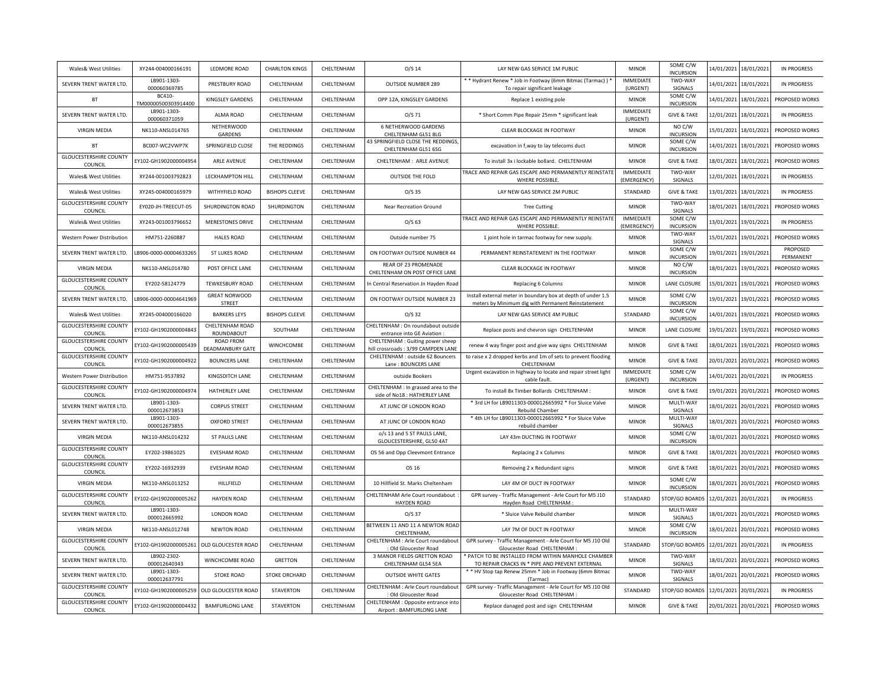| | | | | | | | | | | | |
|---|---|---|---|---|---|---|---|---|---|---|---|
| Wales& West Utilities | XY244-004000166191 | LEDMORE ROAD | CHARLTON KINGS | CHELTENHAM | O/S 14 | LAY NEW GAS SERVICE 1M PUBLIC | MINOR | SOME C/W INCURSION | 14/01/2021 | 18/01/2021 | IN PROGRESS |
| SEVERN TRENT WATER LTD. | LB901-1303-000060369785 | PRESTBURY ROAD | CHELTENHAM | CHELTENHAM | OUTSIDE NUMBER 289 | * * Hydrant Renew * Job in Footway (6mm Bitmac (Tarmac) ) * To repair significant leakage | IMMEDIATE (URGENT) | TWO-WAY SIGNALS | 14/01/2021 | 18/01/2021 | IN PROGRESS |
| BT | BC410-TM00000500303914400 | KINGSLEY GARDENS | CHELTENHAM | CHELTENHAM | OPP 12A, KINGSLEY GARDENS | Replace 1 existing pole | MINOR | SOME C/W INCURSION | 14/01/2021 | 18/01/2021 | PROPOSED WORKS |
| SEVERN TRENT WATER LTD. | LB901-1303-000060371059 | ALMA ROAD | CHELTENHAM | CHELTENHAM | O/S 71 | * Short Comm Pipe Repair 25mm * significant leak | IMMEDIATE (URGENT) | GIVE & TAKE | 12/01/2021 | 18/01/2021 | IN PROGRESS |
| VIRGIN MEDIA | NK110-ANSL014765 | NETHERWOOD GARDENS | CHELTENHAM | CHELTENHAM | 6 NETHERWOOD GARDENS CHELTENHAM GL51 8LG | CLEAR BLOCKAGE IN FOOTWAY | MINOR | NO C/W INCURSION | 15/01/2021 | 18/01/2021 | PROPOSED WORKS |
| BT | BC007-WC2VWP7K | SPRINGFIELD CLOSE | THE REDDINGS | CHELTENHAM | 43 SPRINGFIELD CLOSE THE REDDINGS, CHELTENHAM GL51 6SG | excavation in f,way to lay telecoms duct | MINOR | SOME C/W INCURSION | 14/01/2021 | 18/01/2021 | PROPOSED WORKS |
| GLOUCESTERSHIRE COUNTY COUNCIL | EY102-GH1902000004954 | ARLE AVENUE | CHELTENHAM | CHELTENHAM | CHELTENHAM : ARLE AVENUE | To install 3x i lockable bollard. CHELTENHAM | MINOR | GIVE & TAKE | 18/01/2021 | 18/01/2021 | PROPOSED WORKS |
| Wales& West Utilities | XY244-001003792823 | LECKHAMPTON HILL | CHELTENHAM | CHELTENHAM | OUTSIDE THE FOLD | TRACE AND REPAIR GAS ESCAPE AND PERMANENTLY REINSTATE WHERE POSSIBLE. | IMMEDIATE (EMERGENCY) | TWO-WAY SIGNALS | 12/01/2021 | 18/01/2021 | IN PROGRESS |
| Wales& West Utilities | XY245-004000165979 | WITHYFIELD ROAD | BISHOPS CLEEVE | CHELTENHAM | O/S 35 | LAY NEW GAS SERVICE 2M PUBLIC | STANDARD | GIVE & TAKE | 13/01/2021 | 18/01/2021 | IN PROGRESS |
| GLOUCESTERSHIRE COUNTY COUNCIL | EY020-JH-TREECUT-05 | SHURDINGTON ROAD | SHURDINGTON | CHELTENHAM | Near Recreation Ground | Tree Cutting | MINOR | TWO-WAY SIGNALS | 18/01/2021 | 18/01/2021 | PROPOSED WORKS |
| Wales& West Utilities | XY243-001003796652 | MERESTONES DRIVE | CHELTENHAM | CHELTENHAM | O/S 63 | TRACE AND REPAIR GAS ESCAPE AND PERMANENTLY REINSTATE WHERE POSSIBLE. | IMMEDIATE (EMERGENCY) | SOME C/W INCURSION | 13/01/2021 | 19/01/2021 | IN PROGRESS |
| Western Power Distribution | HM751-2260887 | HALES ROAD | CHELTENHAM | CHELTENHAM | Outside number 75 | 1 joint hole in tarmac footway for new supply. | MINOR | TWO-WAY SIGNALS | 15/01/2021 | 19/01/2021 | PROPOSED WORKS |
| SEVERN TRENT WATER LTD. | LB906-0000-00004633265 | ST LUKES ROAD | CHELTENHAM | CHELTENHAM | ON FOOTWAY OUTSIDE NUMBER 44 | PERMANENT REINSTATEMENT IN THE FOOTWAY | MINOR | SOME C/W INCURSION | 19/01/2021 | 19/01/2021 | PROPOSED PERMANENT |
| VIRGIN MEDIA | NK110-ANSL014780 | POST OFFICE LANE | CHELTENHAM | CHELTENHAM | REAR OF 23 PROMENADE CHELTENHAM ON POST OFFICE LANE | CLEAR BLOCKAGE IN FOOTWAY | MINOR | NO C/W INCURSION | 18/01/2021 | 19/01/2021 | PROPOSED WORKS |
| GLOUCESTERSHIRE COUNTY COUNCIL | EY202-58124779 | TEWKESBURY ROAD | CHELTENHAM | CHELTENHAM | In Central Reservation Jn Hayden Road | Replacing 6 Columns | MINOR | LANE CLOSURE | 15/01/2021 | 19/01/2021 | PROPOSED WORKS |
| SEVERN TRENT WATER LTD. | LB906-0000-00004641969 | GREAT NORWOOD STREET | CHELTENHAM | CHELTENHAM | ON FOOTWAY OUTSIDE NUMBER 23 | Install external meter in boundary box at depth of under 1.5 meters by Minimum dig with Permanent Reinstatement | MINOR | SOME C/W INCURSION | 19/01/2021 | 19/01/2021 | PROPOSED WORKS |
| Wales& West Utilities | XY245-004000166020 | BARKERS LEYS | BISHOPS CLEEVE | CHELTENHAM | O/S 32 | LAY NEW GAS SERVICE 4M PUBLIC | STANDARD | SOME C/W INCURSION | 14/01/2021 | 19/01/2021 | PROPOSED WORKS |
| GLOUCESTERSHIRE COUNTY COUNCIL | EY102-GH1902000004843 | CHELTENHAM ROAD ROUNDABOUT | SOUTHAM | CHELTENHAM | CHELTENHAM : On roundabout outside entrance into GE Aviation : | Replace posts and chevron sign CHELTENHAM | MINOR | LANE CLOSURE | 19/01/2021 | 19/01/2021 | PROPOSED WORKS |
| GLOUCESTERSHIRE COUNTY COUNCIL | EY102-GH1902000005439 | ROAD FROM DEADMANBURY GATE | WINCHCOMBE | CHELTENHAM | CHELTENHAM : Guiting power sheep hill crossroads : 3/99 CAMPDEN LANE | renew 4 way finger post and give way signs CHELTENHAM | MINOR | GIVE & TAKE | 18/01/2021 | 19/01/2021 | PROPOSED WORKS |
| GLOUCESTERSHIRE COUNTY COUNCIL | EY102-GH1902000004922 | BOUNCERS LANE | CHELTENHAM | CHELTENHAM | CHELTENHAM : outside 62 Bouncers Lane : BOUNCERS LANE | to raise x 2 dropped kerbs and 1m of sets to prevent flooding CHELTENHAM | MINOR | GIVE & TAKE | 20/01/2021 | 20/01/2021 | PROPOSED WORKS |
| Western Power Distribution | HM751-9537892 | KINGSDITCH LANE | CHELTENHAM | CHELTENHAM | outside Bookers | Urgent excavation in highway to locate and repair street light cable fault. | IMMEDIATE (URGENT) | SOME C/W INCURSION | 14/01/2021 | 20/01/2021 | IN PROGRESS |
| GLOUCESTERSHIRE COUNTY COUNCIL | EY102-GH1902000004974 | HATHERLEY LANE | CHELTENHAM | CHELTENHAM | CHELTENHAM : In grassed area to the side of No18 : HATHERLEY LANE | To install 8x Timber Bollards CHELTENHAM : | MINOR | GIVE & TAKE | 19/01/2021 | 20/01/2021 | PROPOSED WORKS |
| SEVERN TRENT WATER LTD. | LB901-1303-000012673853 | CORPUS STREET | CHELTENHAM | CHELTENHAM | AT JUNC OF LONDON ROAD | * 3rd LH for LB9011303-000012665992 * For Sluice Valve Rebuild Chamber | MINOR | MULTI-WAY SIGNALS | 18/01/2021 | 20/01/2021 | PROPOSED WORKS |
| SEVERN TRENT WATER LTD. | LB901-1303-000012673855 | OXFORD STREET | CHELTENHAM | CHELTENHAM | AT JUNC OF LONDON ROAD | * 4th LH for LB9011303-000012665992 * For Sluice Valve rebuild chamber | MINOR | MULTI-WAY SIGNALS | 18/01/2021 | 20/01/2021 | PROPOSED WORKS |
| VIRGIN MEDIA | NK110-ANSL014232 | ST PAULS LANE | CHELTENHAM | CHELTENHAM | o/s 13 and 5 ST PAULS LANE, GLOUCESTERSHIRE, GL50 4AT | LAY 43m DUCTING IN FOOTWAY | MINOR | SOME C/W INCURSION | 18/01/2021 | 20/01/2021 | PROPOSED WORKS |
| GLOUCESTERSHIRE COUNTY COUNCIL | EY202-19861025 | EVESHAM ROAD | CHELTENHAM | CHELTENHAM | OS 56 and Opp Cleevmont Entrance | Replacing 2 x Columns | MINOR | GIVE & TAKE | 18/01/2021 | 20/01/2021 | PROPOSED WORKS |
| GLOUCESTERSHIRE COUNTY COUNCIL | EY202-16932939 | EVESHAM ROAD | CHELTENHAM | CHELTENHAM | OS 16 | Removing 2 x Redundant signs | MINOR | GIVE & TAKE | 18/01/2021 | 20/01/2021 | PROPOSED WORKS |
| VIRGIN MEDIA | NK110-ANSL013252 | HILLFIELD | CHELTENHAM | CHELTENHAM | 10 Hillfield St. Marks Cheltenham | LAY 4M OF DUCT IN FOOTWAY | MINOR | SOME C/W INCURSION | 18/01/2021 | 20/01/2021 | PROPOSED WORKS |
| GLOUCESTERSHIRE COUNTY COUNCIL | EY102-GH1902000005262 | HAYDEN ROAD | CHELTENHAM | CHELTENHAM | CHELTENHAM Arle Court roundabout : HAYDEN ROAD | GPR survey - Traffic Management - Arle Court for M5 J10 Hayden Road CHELTENHAM : | STANDARD | STOP/GO BOARDS | 12/01/2021 | 20/01/2021 | IN PROGRESS |
| SEVERN TRENT WATER LTD. | LB901-1303-000012665992 | LONDON ROAD | CHELTENHAM | CHELTENHAM | O/S 37 | * Sluice Valve Rebuild chamber | MINOR | MULTI-WAY SIGNALS | 18/01/2021 | 20/01/2021 | PROPOSED WORKS |
| VIRGIN MEDIA | NK110-ANSL012748 | NEWTON ROAD | CHELTENHAM | CHELTENHAM | BETWEEN 11 AND 11 A NEWTON ROAD CHELTENHAM, | LAY 7M OF DUCT IN FOOTWAY | MINOR | SOME C/W INCURSION | 18/01/2021 | 20/01/2021 | PROPOSED WORKS |
| GLOUCESTERSHIRE COUNTY COUNCIL | EY102-GH1902000005261 | OLD GLOUCESTER ROAD | CHELTENHAM | CHELTENHAM | CHELTENHAM : Arle Court roundabout : Old Gloucester Road | GPR survey - Traffic Management - Arle Court for M5 J10 Old Gloucester Road CHELTENHAM : | STANDARD | STOP/GO BOARDS | 12/01/2021 | 20/01/2021 | IN PROGRESS |
| SEVERN TRENT WATER LTD. | LB902-2302-000012640343 | WINCHCOMBE ROAD | GRETTON | CHELTENHAM | 3 MANOR FIELDS GRETTON ROAD CHELTENHAM GL54 5EA | * PATCH TO BE INSTALLED FROM WITHIN MANHOLE CHAMBER TO REPAIR CRACKS IN * PIPE AND PREVENT EXTERNAL | MINOR | TWO-WAY SIGNALS | 18/01/2021 | 20/01/2021 | PROPOSED WORKS |
| SEVERN TRENT WATER LTD. | LB901-1303-000012637791 | STOKE ROAD | STOKE ORCHARD | CHELTENHAM | OUTSIDE WHITE GATES | * * HV Stop tap Renew 25mm * Job in Footway (6mm Bitmac (Tarmac) | MINOR | TWO-WAY SIGNALS | 18/01/2021 | 20/01/2021 | PROPOSED WORKS |
| GLOUCESTERSHIRE COUNTY COUNCIL | EY102-GH1902000005259 | OLD GLOUCESTER ROAD | STAVERTON | CHELTENHAM | CHELTENHAM : Arle Court roundabout : Old Gloucester Road | GPR survey - Traffic Management - Arle Court for M5 J10 Old Gloucester Road CHELTENHAM : | STANDARD | STOP/GO BOARDS | 12/01/2021 | 20/01/2021 | IN PROGRESS |
| GLOUCESTERSHIRE COUNTY COUNCIL | EY102-GH1902000004432 | BAMFURLONG LANE | STAVERTON | CHELTENHAM | CHELTENHAM : Opposite entrance into Airport : BAMFURLONG LANE | Replace danaged post and sign CHELTENHAM | MINOR | GIVE & TAKE | 20/01/2021 | 20/01/2021 | PROPOSED WORKS |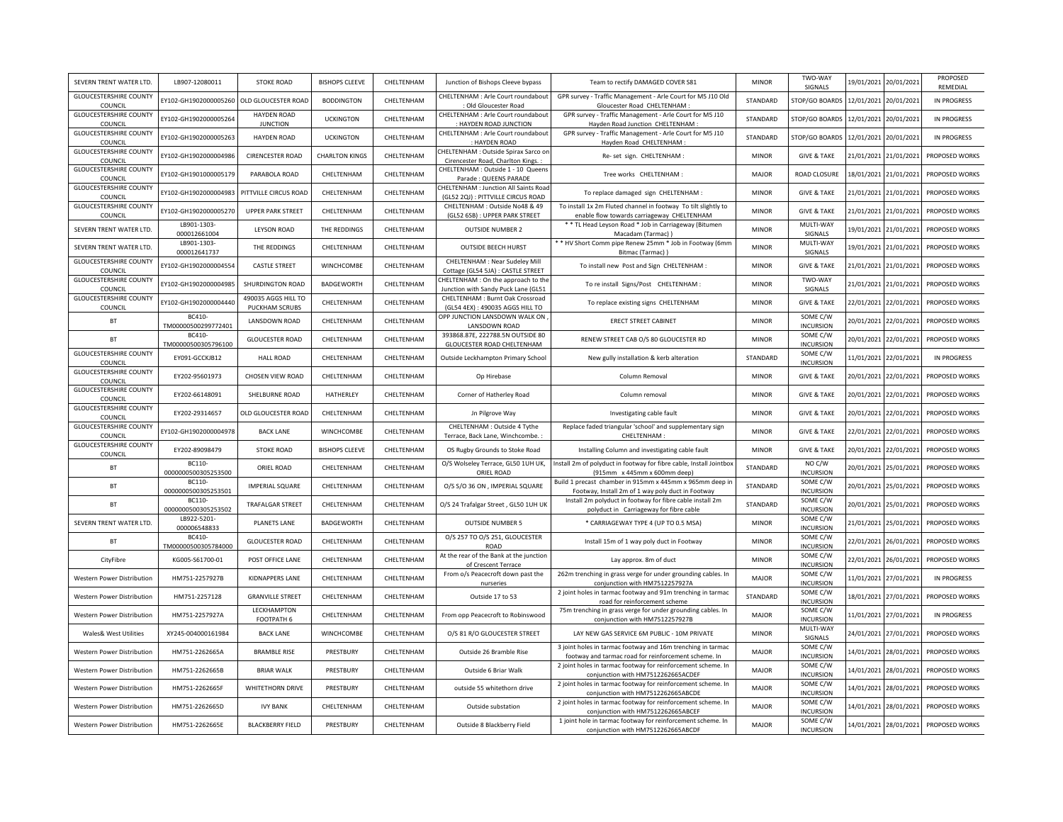| | | | | | | | | | | | |
|---|---|---|---|---|---|---|---|---|---|---|---|
| SEVERN TRENT WATER LTD. | LB907-12080011 | STOKE ROAD | BISHOPS CLEEVE | CHELTENHAM | Junction of Bishops Cleeve bypass | Team to rectify DAMAGED COVER S81 | MINOR | TWO-WAY SIGNALS | 19/01/2021 | 20/01/2021 | PROPOSED REMEDIAL |
| GLOUCESTERSHIRE COUNTY COUNCIL | EY102-GH1902000005260 | OLD GLOUCESTER ROAD | BODDINGTON | CHELTENHAM | CHELTENHAM : Arle Court roundabout : Old Gloucester Road | GPR survey - Traffic Management - Arle Court for M5 J10 Old Gloucester Road CHELTENHAM : | STANDARD | STOP/GO BOARDS | 12/01/2021 | 20/01/2021 | IN PROGRESS |
| GLOUCESTERSHIRE COUNTY COUNCIL | EY102-GH1902000005264 | HAYDEN ROAD JUNCTION | UCKINGTON | CHELTENHAM | CHELTENHAM : Arle Court roundabout : HAYDEN ROAD JUNCTION | GPR survey - Traffic Management - Arle Court for M5 J10 Hayden Road Junction CHELTENHAM : | STANDARD | STOP/GO BOARDS | 12/01/2021 | 20/01/2021 | IN PROGRESS |
| GLOUCESTERSHIRE COUNTY COUNCIL | EY102-GH1902000005263 | HAYDEN ROAD | UCKINGTON | CHELTENHAM | CHELTENHAM : Arle Court roundabout : HAYDEN ROAD | GPR survey - Traffic Management - Arle Court for M5 J10 Hayden Road CHELTENHAM : | STANDARD | STOP/GO BOARDS | 12/01/2021 | 20/01/2021 | IN PROGRESS |
| GLOUCESTERSHIRE COUNTY COUNCIL | EY102-GH1902000004986 | CIRENCESTER ROAD | CHARLTON KINGS | CHELTENHAM | CHELTENHAM : Outside Spirax Sarco on Cirencester Road, Charlton Kings. : | Re- set sign. CHELTENHAM : | MINOR | GIVE & TAKE | 21/01/2021 | 21/01/2021 | PROPOSED WORKS |
| GLOUCESTERSHIRE COUNTY COUNCIL | EY102-GH1901000005179 | PARABOLA ROAD | CHELTENHAM | CHELTENHAM | CHELTENHAM : Outside 1 - 10 Queens Parade : QUEENS PARADE | Tree works CHELTENHAM : | MAJOR | ROAD CLOSURE | 18/01/2021 | 21/01/2021 | PROPOSED WORKS |
| GLOUCESTERSHIRE COUNTY COUNCIL | EY102-GH1902000004983 | PITTVILLE CIRCUS ROAD | CHELTENHAM | CHELTENHAM | CHELTENHAM : Junction All Saints Road (GL52 2QJ) : PITTVILLE CIRCUS ROAD | To replace damaged sign CHELTENHAM : | MINOR | GIVE & TAKE | 21/01/2021 | 21/01/2021 | PROPOSED WORKS |
| GLOUCESTERSHIRE COUNTY COUNCIL | EY102-GH1902000005270 | UPPER PARK STREET | CHELTENHAM | CHELTENHAM | CHELTENHAM : Outside No48 & 49 (GL52 6SB) : UPPER PARK STREET | To install 1x 2m Fluted channel in footway To tilt slightly to enable flow towards carriageway CHELTENHAM | MINOR | GIVE & TAKE | 21/01/2021 | 21/01/2021 | PROPOSED WORKS |
| SEVERN TRENT WATER LTD. | LB901-1303-000012661004 | LEYSON ROAD | THE REDDINGS | CHELTENHAM | OUTSIDE NUMBER 2 | * * TL Head Leyson Road * Job in Carriageway (Bitumen Macadam (Tarmac) ) | MINOR | MULTI-WAY SIGNALS | 19/01/2021 | 21/01/2021 | PROPOSED WORKS |
| SEVERN TRENT WATER LTD. | LB901-1303-000012641737 | THE REDDINGS | CHELTENHAM | CHELTENHAM | OUTSIDE BEECH HURST | * * HV Short Comm pipe Renew 25mm * Job in Footway (6mm Bitmac (Tarmac) ) | MINOR | MULTI-WAY SIGNALS | 19/01/2021 | 21/01/2021 | PROPOSED WORKS |
| GLOUCESTERSHIRE COUNTY COUNCIL | EY102-GH1902000004554 | CASTLE STREET | WINCHCOMBE | CHELTENHAM | CHELTENHAM : Near Sudeley Mill Cottage (GL54 5JA) : CASTLE STREET | To install new Post and Sign CHELTENHAM : | MINOR | GIVE & TAKE | 21/01/2021 | 21/01/2021 | PROPOSED WORKS |
| GLOUCESTERSHIRE COUNTY COUNCIL | EY102-GH1902000004985 | SHURDINGTON ROAD | BADGEWORTH | CHELTENHAM | CHELTENHAM : On the approach to the Junction with Sandy Puck Lane (GL51 | To re install Signs/Post CHELTENHAM : | MINOR | TWO-WAY SIGNALS | 21/01/2021 | 21/01/2021 | PROPOSED WORKS |
| GLOUCESTERSHIRE COUNTY COUNCIL | EY102-GH1902000004440 | 490035 AGGS HILL TO PUCKHAM SCRUBS | CHELTENHAM | CHELTENHAM | CHELTENHAM : Burnt Oak Crossroad (GL54 4EX) : 490035 AGGS HILL TO | To replace existing signs CHELTENHAM | MINOR | GIVE & TAKE | 22/01/2021 | 22/01/2021 | PROPOSED WORKS |
| BT | BC410-TM00000500299772401 | LANSDOWN ROAD | CHELTENHAM | CHELTENHAM | OPP JUNCTION LANSDOWN WALK ON , LANSDOWN ROAD | ERECT STREET CABINET | MINOR | SOME C/W INCURSION | 20/01/2021 | 22/01/2021 | PROPOSED WORKS |
| BT | BC410-TM00000500305796100 | GLOUCESTER ROAD | CHELTENHAM | CHELTENHAM | 393868.87E, 222788.5N OUTSIDE 80 GLOUCESTER ROAD CHELTENHAM | RENEW STREET CAB O/S 80 GLOUCESTER RD | MINOR | SOME C/W INCURSION | 20/01/2021 | 22/01/2021 | PROPOSED WORKS |
| GLOUCESTERSHIRE COUNTY COUNCIL | EY091-GCCKJB12 | HALL ROAD | CHELTENHAM | CHELTENHAM | Outside Leckhampton Primary School | New gully installation & kerb alteration | STANDARD | SOME C/W INCURSION | 11/01/2021 | 22/01/2021 | IN PROGRESS |
| GLOUCESTERSHIRE COUNTY COUNCIL | EY202-95601973 | CHOSEN VIEW ROAD | CHELTENHAM | CHELTENHAM | Op Hirebase | Column Removal | MINOR | GIVE & TAKE | 20/01/2021 | 22/01/2021 | PROPOSED WORKS |
| GLOUCESTERSHIRE COUNTY COUNCIL | EY202-66148091 | SHELBURNE ROAD | HATHERLEY | CHELTENHAM | Corner of Hatherley Road | Column removal | MINOR | GIVE & TAKE | 20/01/2021 | 22/01/2021 | PROPOSED WORKS |
| GLOUCESTERSHIRE COUNTY COUNCIL | EY202-29314657 | OLD GLOUCESTER ROAD | CHELTENHAM | CHELTENHAM | Jn Pilgrove Way | Investigating cable fault | MINOR | GIVE & TAKE | 20/01/2021 | 22/01/2021 | PROPOSED WORKS |
| GLOUCESTERSHIRE COUNTY COUNCIL | EY102-GH1902000004978 | BACK LANE | WINCHCOMBE | CHELTENHAM | CHELTENHAM : Outside 4 Tythe Terrace, Back Lane, Winchcombe. : | Replace faded triangular 'school' and supplementary sign CHELTENHAM : | MINOR | GIVE & TAKE | 22/01/2021 | 22/01/2021 | PROPOSED WORKS |
| GLOUCESTERSHIRE COUNTY COUNCIL | EY202-89098479 | STOKE ROAD | BISHOPS CLEEVE | CHELTENHAM | OS Rugby Grounds to Stoke Road | Installing Column and investigating cable fault | MINOR | GIVE & TAKE | 20/01/2021 | 22/01/2021 | PROPOSED WORKS |
| BT | BC110-0000000500305253500 | ORIEL ROAD | CHELTENHAM | CHELTENHAM | O/S Wolseley Terrace, GL50 1UH UK, ORIEL ROAD | Install 2m of polyduct in footway for fibre cable, Install Jointbox (915mm x 445mm x 600mm deep) | STANDARD | NO C/W INCURSION | 20/01/2021 | 25/01/2021 | PROPOSED WORKS |
| BT | BC110-0000000500305253501 | IMPERIAL SQUARE | CHELTENHAM | CHELTENHAM | O/S S/O 36 ON , IMPERIAL SQUARE | Build 1 precast chamber in 915mm x 445mm x 965mm deep in Footway, Install 2m of 1 way poly duct in Footway | STANDARD | SOME C/W INCURSION | 20/01/2021 | 25/01/2021 | PROPOSED WORKS |
| BT | BC110-0000000500305253502 | TRAFALGAR STREET | CHELTENHAM | CHELTENHAM | O/S 24 Trafalgar Street , GL50 1UH UK | Install 2m polyduct in footway for fibre cable install 2m polyduct in Carriageway for fibre cable | STANDARD | SOME C/W INCURSION | 20/01/2021 | 25/01/2021 | PROPOSED WORKS |
| SEVERN TRENT WATER LTD. | LB922-5201-000006548833 | PLANETS LANE | BADGEWORTH | CHELTENHAM | OUTSIDE NUMBER 5 | * CARRIAGEWAY TYPE 4 (UP TO 0.5 MSA) | MINOR | SOME C/W INCURSION | 21/01/2021 | 25/01/2021 | PROPOSED WORKS |
| BT | BC410-TM00000500305784000 | GLOUCESTER ROAD | CHELTENHAM | CHELTENHAM | O/S 257 TO O/S 251, GLOUCESTER ROAD | Install 15m of 1 way poly duct in Footway | MINOR | SOME C/W INCURSION | 22/01/2021 | 26/01/2021 | PROPOSED WORKS |
| CityFibre | KG005-S61700-01 | POST OFFICE LANE | CHELTENHAM | CHELTENHAM | At the rear of the Bank at the junction of Crescent Terrace | Lay approx. 8m of duct | MINOR | SOME C/W INCURSION | 22/01/2021 | 26/01/2021 | PROPOSED WORKS |
| Western Power Distribution | HM751-2257927B | KIDNAPPERS LANE | CHELTENHAM | CHELTENHAM | From o/s Peacecroft down past the nurseries | 262m trenching in grass verge for under grounding cables. In conjunction with HM7512257927A | MAJOR | SOME C/W INCURSION | 11/01/2021 | 27/01/2021 | IN PROGRESS |
| Western Power Distribution | HM751-2257128 | GRANVILLE STREET | CHELTENHAM | CHELTENHAM | Outside 17 to 53 | 2 joint holes in tarmac footway and 91m trenching in tarmac road for reinforcement scheme | STANDARD | SOME C/W INCURSION | 18/01/2021 | 27/01/2021 | PROPOSED WORKS |
| Western Power Distribution | HM751-2257927A | LECKHAMPTON FOOTPATH 6 | CHELTENHAM | CHELTENHAM | From opp Peacecroft to Robinswood | 75m trenching in grass verge for under grounding cables. In conjunction with HM7512257927B | MAJOR | SOME C/W INCURSION | 11/01/2021 | 27/01/2021 | IN PROGRESS |
| Wales& West Utilities | XY245-004000161984 | BACK LANE | WINCHCOMBE | CHELTENHAM | O/S 81 R/O GLOUCESTER STREET | LAY NEW GAS SERVICE 6M PUBLIC - 10M PRIVATE | MINOR | MULTI-WAY SIGNALS | 24/01/2021 | 27/01/2021 | PROPOSED WORKS |
| Western Power Distribution | HM751-2262665A | BRAMBLE RISE | PRESTBURY | CHELTENHAM | Outside 26 Bramble Rise | 3 joint holes in tarmac footway and 16m trenching in tarmac footway and tarmac road for reinforcement scheme. In | MAJOR | SOME C/W INCURSION | 14/01/2021 | 28/01/2021 | PROPOSED WORKS |
| Western Power Distribution | HM751-2262665B | BRIAR WALK | PRESTBURY | CHELTENHAM | Outside 6 Briar Walk | 2 joint holes in tarmac footway for reinforcement scheme. In conjunction with HM7512262665ACDEF | MAJOR | SOME C/W INCURSION | 14/01/2021 | 28/01/2021 | PROPOSED WORKS |
| Western Power Distribution | HM751-2262665F | WHITETHORN DRIVE | PRESTBURY | CHELTENHAM | outside 55 whitethorn drive | 2 joint holes in tarmac footway for reinforcement scheme. In conjunction with HM7512262665ABCDE | MAJOR | SOME C/W INCURSION | 14/01/2021 | 28/01/2021 | PROPOSED WORKS |
| Western Power Distribution | HM751-2262665D | IVY BANK | CHELTENHAM | CHELTENHAM | Outside substation | 2 joint holes in tarmac footway for reinforcement scheme. In conjunction with HM7512262665ABCEF | MAJOR | SOME C/W INCURSION | 14/01/2021 | 28/01/2021 | PROPOSED WORKS |
| Western Power Distribution | HM751-2262665E | BLACKBERRY FIELD | PRESTBURY | CHELTENHAM | Outside 8 Blackberry Field | 1 joint hole in tarmac footway for reinforcement scheme. In conjunction with HM7512262665ABCDF | MAJOR | SOME C/W INCURSION | 14/01/2021 | 28/01/2021 | PROPOSED WORKS |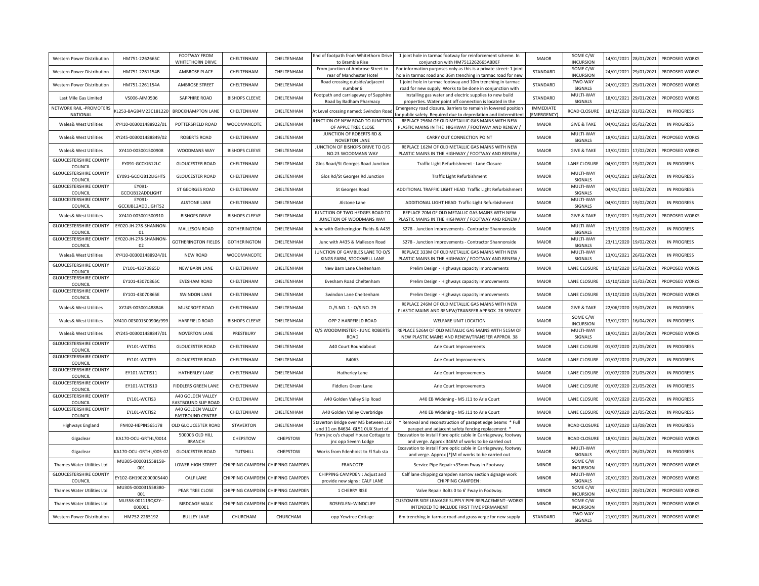| | | | | | | | | | | | |
|---|---|---|---|---|---|---|---|---|---|---|---|
| Western Power Distribution | HM751-2262665C | FOOTWAY FROM WHITETHORN DRIVE | CHELTENHAM | CHELTENHAM | End of footpath from Whitethorn Drive to Bramble Rise | 1 joint hole in tarmac footway for reinforcement scheme. In conjunction with HM7512262665ABDEF | MAJOR | SOME C/W INCURSION | 14/01/2021 | 28/01/2021 | PROPOSED WORKS |
| Western Power Distribution | HM751-2261154B | AMBROSE PLACE | CHELTENHAM | CHELTENHAM | From junction of Ambrose Street to rear of Manchester Hotel | For information purposes only as this is a private street: 1 joint hole in tarmac road and 36m trenching in tarmac road for new | STANDARD | SOME C/W INCURSION | 24/01/2021 | 29/01/2021 | PROPOSED WORKS |
| Western Power Distribution | HM751-2261154A | AMBROSE STREET | CHELTENHAM | CHELTENHAM | Road crossing outside/adjacent number 6 | 1 joint hole in tarmac footway and 10m trenching in tarmac road for new supply. Works to be done in conjunction with | STANDARD | TWO-WAY SIGNALS | 24/01/2021 | 29/01/2021 | PROPOSED WORKS |
| Last Mile Gas Limited | VS006-AIM0506 | SAPPHIRE ROAD | BISHOPS CLEEVE | CHELTENHAM | Footpath and carriageway of Sapphire Road by Badham Pharmacy | Installing gas water and electric supplies to new build properties. Water point off connection is located in the | STANDARD | MULTI-WAY SIGNALS | 18/01/2021 | 29/01/2021 | PROPOSED WORKS |
| NETWORK RAIL -PROMOTERS NATIONAL | KL253-BAG84M23C181220 | BROCKHAMPTON LANE | CHELTENHAM | CHELTENHAM | At Level crossing named: Swindon Road | Emergency road closure. Barriers to remain in lowered position for public safety. Required due to depredation and iintermittent | IMMEDIATE (EMERGENCY) | ROAD CLOSURE | 18/12/2020 | 01/02/2021 | IN PROGRESS |
| Wales& West Utilities | XY410-003001488922/01 | POTTERSFIELD ROAD | WOODMANCOTE | CHELTENHAM | JUNCTION OF NEW ROAD TO JUNCTION OF APPLE TREE CLOSE | REPLACE 256M OF OLD METALLIC GAS MAINS WITH NEW PLASTIC MAINS IN THE HIGHWAY / FOOTWAY AND RENEW / | MAJOR | GIVE & TAKE | 04/01/2021 | 05/02/2021 | IN PROGRESS |
| Wales& West Utilities | XY245-003001488849/02 | ROBERTS ROAD | CHELTENHAM | CHELTENHAM | JUNCTION OF ROBERTS RD & NOVERTON LANE | CARRY OUT CONNECTION POINT | MAJOR | MULTI-WAY SIGNALS | 18/01/2021 | 12/02/2021 | PROPOSED WORKS |
| Wales& West Utilities | XY410-003001500908 | WOODMANS WAY | BISHOPS CLEEVE | CHELTENHAM | JUNCTION OF BISHOPS DRIVE TO O/S NO.23 WOODMANS WAY | REPLACE 162M OF OLD METALLIC GAS MAINS WITH NEW PLASTIC MAINS IN THE HIGHWAY / FOOTWAY AND RENEW / | MAJOR | GIVE & TAKE | 13/01/2021 | 17/02/2021 | PROPOSED WORKS |
| GLOUCESTERSHIRE COUNTY COUNCIL | EY091-GCCKJB12LC | GLOUCESTER ROAD | CHELTENHAM | CHELTENHAM | Glos Road/St Georges Road Junction | Traffic Light Refurbishment - Lane Closure | MAJOR | LANE CLOSURE | 04/01/2021 | 19/02/2021 | IN PROGRESS |
| GLOUCESTERSHIRE COUNTY COUNCIL | EY091-GCCKJB12LIGHTS | GLOUCESTER ROAD | CHELTENHAM | CHELTENHAM | Glos Rd/St Georges Rd Junction | Traffic Light Refurbishment | MAJOR | MULTI-WAY SIGNALS | 04/01/2021 | 19/02/2021 | IN PROGRESS |
| GLOUCESTERSHIRE COUNTY COUNCIL | EY091-GCCKJB12ADDLIGHT | ST GEORGES ROAD | CHELTENHAM | CHELTENHAM | St Georges Road | ADDITIONAL TRAFFIC LIGHT HEAD Traffic Light Refurbishment | MAJOR | MULTI-WAY SIGNALS | 04/01/2021 | 19/02/2021 | IN PROGRESS |
| GLOUCESTERSHIRE COUNTY COUNCIL | EY091-GCCKJB12ADDLIGHTS2 | ALSTONE LANE | CHELTENHAM | CHELTENHAM | Alstone Lane | ADDITIONAL LIGHT HEAD Traffic Light Refurbishment | MAJOR | MULTI-WAY SIGNALS | 04/01/2021 | 19/02/2021 | IN PROGRESS |
| Wales& West Utilities | XY410-003001500910 | BISHOPS DRIVE | BISHOPS CLEEVE | CHELTENHAM | JUNCTION OF TWO HEDGES ROAD TO JUNCTION OF WOODMANS WAY | REPLACE 70M OF OLD METALLIC GAS MAINS WITH NEW PLASTIC MAINS IN THE HIGHWAY / FOOTWAY AND RENEW / | MAJOR | GIVE & TAKE | 18/01/2021 | 19/02/2021 | PROPOSED WORKS |
| GLOUCESTERSHIRE COUNTY COUNCIL | EY020-JH-278-SHANNON-01 | MALLESON ROAD | GOTHERINGTON | CHELTENHAM | Junc with Gotherington Fields & A435 | S278 - Junction improvements - Contractor Shannonside | MAJOR | MULTI-WAY SIGNALS | 23/11/2020 | 19/02/2021 | IN PROGRESS |
| GLOUCESTERSHIRE COUNTY COUNCIL | EY020-JH-278-SHANNON-02 | GOTHERINGTON FIELDS | GOTHERINGTON | CHELTENHAM | Junc with A435 & Malleson Road | S278 - Junction improvements - Contractor Shannonside | MAJOR | MULTI-WAY SIGNALS | 23/11/2020 | 19/02/2021 | IN PROGRESS |
| Wales& West Utilities | XY410-003001488924/01 | NEW ROAD | WOODMANCOTE | CHELTENHAM | JUNCTION OF GAMBLES LANE TO O/S KINGS FARM, STOCKWELL LANE | REPLACE 333M OF OLD METALLIC GAS MAINS WITH NEW PLASTIC MAINS IN THE HIGHWAY / FOOTWAY AND RENEW / | MAJOR | MULTI-WAY SIGNALS | 13/01/2021 | 26/02/2021 | IN PROGRESS |
| GLOUCESTERSHIRE COUNTY COUNCIL | EY101-43070865D | NEW BARN LANE | CHELTENHAM | CHELTENHAM | New Barn Lane Cheltenham | Prelim Design - Highways capacity improvements | MAJOR | LANE CLOSURE | 15/10/2020 | 15/03/2021 | PROPOSED WORKS |
| GLOUCESTERSHIRE COUNTY COUNCIL | EY101-43070865C | EVESHAM ROAD | CHELTENHAM | CHELTENHAM | Evesham Road Cheltenham | Prelim Design - Highways capacity improvements | MAJOR | LANE CLOSURE | 15/10/2020 | 15/03/2021 | PROPOSED WORKS |
| GLOUCESTERSHIRE COUNTY COUNCIL | EY101-43070865E | SWINDON LANE | CHELTENHAM | CHELTENHAM | Swindon Lane Cheltenham | Prelim Design - Highways capacity improvements | MAJOR | LANE CLOSURE | 15/10/2020 | 15/03/2021 | PROPOSED WORKS |
| Wales& West Utilities | XY245-003001488846 | MUSCROFT ROAD | CHELTENHAM | CHELTENHAM | O./S NO. 1 - O/S NO. 29 | REPLACE 246M OF OLD METALLIC GAS MAINS WITH NEW PLASTIC MAINS AND RENEW/TRANSFER APPROX. 28 SERVICE | MAJOR | GIVE & TAKE | 22/06/2020 | 19/03/2021 | IN PROGRESS |
| Wales& West Utilities | XY410-003001500906/999 | HARPFIELD ROAD | BISHOPS CLEEVE | CHELTENHAM | OPP 2 HARPFIELD ROAD | WELFARE UNIT LOCATION | MAJOR | SOME C/W INCURSION | 13/01/2021 | 16/04/2021 | IN PROGRESS |
| Wales& West Utilities | XY245-003001488847/01 | NOVERTON LANE | PRESTBURY | CHELTENHAM | O/S WOODMINSTER - JUNC ROBERTS ROAD | REPLACE 526M OF OLD METALLIC GAS MAINS WITH 515M OF NEW PLASTIC MAINS AND RENEW/TRANSFER APPROX. 38 | MAJOR | MULTI-WAY SIGNALS | 18/01/2021 | 23/04/2021 | PROPOSED WORKS |
| GLOUCESTERSHIRE COUNTY COUNCIL | EY101-WCTIS4 | GLOUCESTER ROAD | CHELTENHAM | CHELTENHAM | A40 Court Roundabout | Arle Court Improvements | MAJOR | LANE CLOSURE | 01/07/2020 | 21/05/2021 | IN PROGRESS |
| GLOUCESTERSHIRE COUNTY COUNCIL | EY101-WCTIS9 | GLOUCESTER ROAD | CHELTENHAM | CHELTENHAM | B4063 | Arle Court Improvements | MAJOR | LANE CLOSURE | 01/07/2020 | 21/05/2021 | IN PROGRESS |
| GLOUCESTERSHIRE COUNTY COUNCIL | EY101-WCTIS11 | HATHERLEY LANE | CHELTENHAM | CHELTENHAM | Hatherley Lane | Arle Court Improvements | MAJOR | LANE CLOSURE | 01/07/2020 | 21/05/2021 | IN PROGRESS |
| GLOUCESTERSHIRE COUNTY COUNCIL | EY101-WCTIS10 | FIDDLERS GREEN LANE | CHELTENHAM | CHELTENHAM | Fiddlers Green Lane | Arle Court Improvements | MAJOR | LANE CLOSURE | 01/07/2020 | 21/05/2021 | IN PROGRESS |
| GLOUCESTERSHIRE COUNTY COUNCIL | EY101-WCTIS3 | A40 GOLDEN VALLEY EASTBOUND SLIP ROAD | CHELTENHAM | CHELTENHAM | A40 Golden Valley Slip Road | A40 EB Widening - M5 J11 to Arle Court | MAJOR | LANE CLOSURE | 01/07/2020 | 21/05/2021 | IN PROGRESS |
| GLOUCESTERSHIRE COUNTY COUNCIL | EY101-WCTIS2 | A40 GOLDEN VALLEY EASTBOUND CENTRE | CHELTENHAM | CHELTENHAM | A40 Golden Valley Overbridge | A40 EB Widening - M5 J11 to Arle Court | MAJOR | LANE CLOSURE | 01/07/2020 | 21/05/2021 | IN PROGRESS |
| Highways England | FN402-HEPIN565178 | OLD GLOUCESTER ROAD | STAVERTON | CHELTENHAM | Staverton Bridge over M5 between J10 and 11 on B4634 GL51 0UX Start of | * Removal and reconstruction of parapet edge beams * Full parapet and adjacent safety fencing replacement * | MAJOR | ROAD CLOSURE | 13/07/2020 | 13/08/2021 | IN PROGRESS |
| Gigaclear | KA170-OCU-GRTHL/0014 | 500003 OLD HILL BRANCH | CHEPSTOW | CHEPSTOW | From jnc o/s chapel House Cottage to jnc opp Severn Lodge | Excavation to install fibre optic cable in Carriageway, footway and verge. Approx 346M of works to be carried out | MAJOR | ROAD CLOSURE | 18/01/2021 | 26/02/2021 | PROPOSED WORKS |
| Gigaclear | KA170-OCU-GRTHL/005-02 | GLOUCESTER ROAD | TUTSHILL | CHEPSTOW | Works from Edenhoist to El Sub sta | Excavation to install fibre optic cable in Carriageway, footway and verge. Approx [*]M of works to be carried out | MAJOR | MULTI-WAY SIGNALS | 05/01/2021 | 26/03/2021 | IN PROGRESS |
| Thames Water Utilities Ltd | MU305-000031558158-001 | LOWER HIGH STREET | CHIPPING CAMPDEN | CHIPPING CAMPDEN | FRANCOTE | Service Pipe Repair <33mm Fway in Footway. | MINOR | SOME C/W INCURSION | 14/01/2021 | 18/01/2021 | PROPOSED WORKS |
| GLOUCESTERSHIRE COUNTY COUNCIL | EY102-GH1902000005440 | CALF LANE | CHIPPING CAMPDEN | CHIPPING CAMPDEN | CHIPPING CAMPDEN : Adjust and provide new signs : CALF LANE | Calf lane chipping campden narrow section signage work CHIPPING CAMPDEN : | MINOR | MULTI-WAY SIGNALS | 20/01/2021 | 20/01/2021 | PROPOSED WORKS |
| Thames Water Utilities Ltd | MU305-000031558380-001 | PEAR TREE CLOSE | CHIPPING CAMPDEN | CHIPPING CAMPDEN | 1 CHERRY RISE | Valve Repair Bolts 0 to 6' Fway in Footway. | MINOR | SOME C/W INCURSION | 16/01/2021 | 20/01/2021 | PROPOSED WORKS |
| Thames Water Utilities Ltd | MU358-001119QKZY--000001 | BIRDCAGE WALK | CHIPPING CAMPDEN | CHIPPING CAMPDEN | ROSEGLEN+WINDCLIFF | CUSTOMER SIDE LEAKAGE SUPPLY PIPE REPLACEMENT--WORKS INTENDED TO INCLUDE FIRST TIME PERMANENT | MINOR | SOME C/W INCURSION | 18/01/2021 | 20/01/2021 | PROPOSED WORKS |
| Western Power Distribution | HM752-2265192 | BULLEY LANE | CHURCHAM | CHURCHAM | opp Yewtree Cottage | 6m trenching in tarmac road and grass verge for new supply | STANDARD | TWO-WAY SIGNALS | 21/01/2021 | 26/01/2021 | PROPOSED WORKS |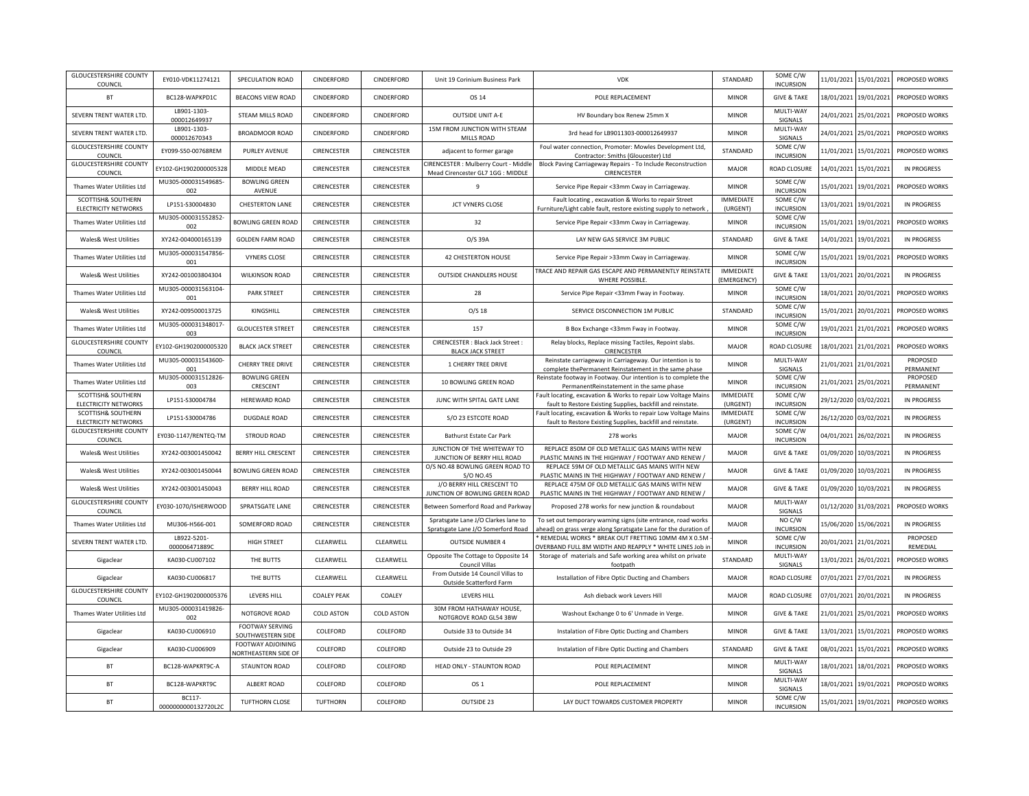| | | | | | | | | | | | |
|---|---|---|---|---|---|---|---|---|---|---|---|
| GLOUCESTERSHIRE COUNTY COUNCIL | EY010-VDK11274121 | SPECULATION ROAD | CINDERFORD | CINDERFORD | Unit 19 Corinium Business Park | VDK | STANDARD | SOME C/W INCURSION | 11/01/2021 | 15/01/2021 | PROPOSED WORKS |
| BT | BC128-WAPKPD1C | BEACONS VIEW ROAD | CINDERFORD | CINDERFORD | OS 14 | POLE REPLACEMENT | MINOR | GIVE & TAKE | 18/01/2021 | 19/01/2021 | PROPOSED WORKS |
| SEVERN TRENT WATER LTD. | LB901-1303-000012649937 | STEAM MILLS ROAD | CINDERFORD | CINDERFORD | OUTSIDE UNIT A-E | HV Boundary box Renew 25mm X | MINOR | MULTI-WAY SIGNALS | 24/01/2021 | 25/01/2021 | PROPOSED WORKS |
| SEVERN TRENT WATER LTD. | LB901-1303-000012670343 | BROADMOOR ROAD | CINDERFORD | CINDERFORD | 15M FROM JUNCTION WITH STEAM MILLS ROAD | 3rd head for LB9011303-000012649937 | MINOR | MULTI-WAY SIGNALS | 24/01/2021 | 25/01/2021 | PROPOSED WORKS |
| GLOUCESTERSHIRE COUNTY COUNCIL | EY099-S50-00768REM | PURLEY AVENUE | CIRENCESTER | CIRENCESTER | adjacent to former garage | Foul water connection, Promoter: Mowles Development Ltd, Contractor: Smiths (Gloucester) Ltd | STANDARD | SOME C/W INCURSION | 11/01/2021 | 15/01/2021 | PROPOSED WORKS |
| GLOUCESTERSHIRE COUNTY COUNCIL | EY102-GH1902000005328 | MIDDLE MEAD | CIRENCESTER | CIRENCESTER | CIRENCESTER : Mulberry Court - Middle Mead Cirencester GL7 1GG : MIDDLE | Block Paving Carriageway Repairs - To Include Reconstruction CIRENCESTER | MAJOR | ROAD CLOSURE | 14/01/2021 | 15/01/2021 | IN PROGRESS |
| Thames Water Utilities Ltd | MU305-000031549685-002 | BOWLING GREEN AVENUE | CIRENCESTER | CIRENCESTER | 9 | Service Pipe Repair <33mm Cway in Carriageway. | MINOR | SOME C/W INCURSION | 15/01/2021 | 19/01/2021 | PROPOSED WORKS |
| SCOTTISH& SOUTHERN ELECTRICITY NETWORKS | LP151-S30004830 | CHESTERTON LANE | CIRENCESTER | CIRENCESTER | JCT VYNERS CLOSE | Fault locating , excavation & Works to repair Street Furniture/Light cable fault, restore existing supply to network , | IMMEDIATE (URGENT) | SOME C/W INCURSION | 13/01/2021 | 19/01/2021 | IN PROGRESS |
| Thames Water Utilities Ltd | MU305-000031552852-002 | BOWLING GREEN ROAD | CIRENCESTER | CIRENCESTER | 32 | Service Pipe Repair <33mm Cway in Carriageway. | MINOR | SOME C/W INCURSION | 15/01/2021 | 19/01/2021 | PROPOSED WORKS |
| Wales& West Utilities | XY242-004000165139 | GOLDEN FARM ROAD | CIRENCESTER | CIRENCESTER | O/S 39A | LAY NEW GAS SERVICE 3M PUBLIC | STANDARD | GIVE & TAKE | 14/01/2021 | 19/01/2021 | IN PROGRESS |
| Thames Water Utilities Ltd | MU305-000031547856-001 | VYNERS CLOSE | CIRENCESTER | CIRENCESTER | 42 CHESTERTON HOUSE | Service Pipe Repair >33mm Cway in Carriageway. | MINOR | SOME C/W INCURSION | 15/01/2021 | 19/01/2021 | PROPOSED WORKS |
| Wales& West Utilities | XY242-001003804304 | WILKINSON ROAD | CIRENCESTER | CIRENCESTER | OUTSIDE CHANDLERS HOUSE | TRACE AND REPAIR GAS ESCAPE AND PERMANENTLY REINSTATE WHERE POSSIBLE. | IMMEDIATE (EMERGENCY) | GIVE & TAKE | 13/01/2021 | 20/01/2021 | IN PROGRESS |
| Thames Water Utilities Ltd | MU305-000031563104-001 | PARK STREET | CIRENCESTER | CIRENCESTER | 28 | Service Pipe Repair <33mm Fway in Footway. | MINOR | SOME C/W INCURSION | 18/01/2021 | 20/01/2021 | PROPOSED WORKS |
| Wales& West Utilities | XY242-009500013725 | KINGSHILL | CIRENCESTER | CIRENCESTER | O/S 18 | SERVICE DISCONNECTION 1M PUBLIC | STANDARD | SOME C/W INCURSION | 15/01/2021 | 20/01/2021 | PROPOSED WORKS |
| Thames Water Utilities Ltd | MU305-000031348017-003 | GLOUCESTER STREET | CIRENCESTER | CIRENCESTER | 157 | B Box Exchange <33mm Fway in Footway. | MINOR | SOME C/W INCURSION | 19/01/2021 | 21/01/2021 | PROPOSED WORKS |
| GLOUCESTERSHIRE COUNTY COUNCIL | EY102-GH1902000005320 | BLACK JACK STREET | CIRENCESTER | CIRENCESTER | CIRENCESTER : Black Jack Street : BLACK JACK STREET | Relay blocks, Replace missing Tactiles, Repoint slabs. CIRENCESTER | MAJOR | ROAD CLOSURE | 18/01/2021 | 21/01/2021 | PROPOSED WORKS |
| Thames Water Utilities Ltd | MU305-000031543600-001 | CHERRY TREE DRIVE | CIRENCESTER | CIRENCESTER | 1 CHERRY TREE DRIVE | Reinstate carriageway in Carriageway. Our intention is to complete thePermanent Reinstatement in the same phase | MINOR | MULTI-WAY SIGNALS | 21/01/2021 | 21/01/2021 | PROPOSED PERMANENT |
| Thames Water Utilities Ltd | MU305-000031512826-003 | BOWLING GREEN CRESCENT | CIRENCESTER | CIRENCESTER | 10 BOWLING GREEN ROAD | Reinstate footway in Footway. Our intention is to complete the PermanentReinstatement in the same phase | MINOR | SOME C/W INCURSION | 21/01/2021 | 25/01/2021 | PROPOSED PERMANENT |
| SCOTTISH& SOUTHERN ELECTRICITY NETWORKS | LP151-S30004784 | HEREWARD ROAD | CIRENCESTER | CIRENCESTER | JUNC WITH SPITAL GATE LANE | Fault locating, excavation & Works to repair Low Voltage Mains fault to Restore Existing Supplies, backfill and reinstate. | IMMEDIATE (URGENT) | SOME C/W INCURSION | 29/12/2020 | 03/02/2021 | IN PROGRESS |
| SCOTTISH& SOUTHERN ELECTRICITY NETWORKS | LP151-S30004786 | DUGDALE ROAD | CIRENCESTER | CIRENCESTER | S/O 23 ESTCOTE ROAD | Fault locating, excavation & Works to repair Low Voltage Mains fault to Restore Existing Supplies, backfill and reinstate. | IMMEDIATE (URGENT) | SOME C/W INCURSION | 26/12/2020 | 03/02/2021 | IN PROGRESS |
| GLOUCESTERSHIRE COUNTY COUNCIL | EY030-1147/RENTEQ-TM | STROUD ROAD | CIRENCESTER | CIRENCESTER | Bathurst Estate Car Park | 278 works | MAJOR | SOME C/W INCURSION | 04/01/2021 | 26/02/2021 | IN PROGRESS |
| Wales& West Utilities | XY242-003001450042 | BERRY HILL CRESCENT | CIRENCESTER | CIRENCESTER | JUNCTION OF THE WHITEWAY TO JUNCTION OF BERRY HILL ROAD | REPLACE 850M OF OLD METALLIC GAS MAINS WITH NEW PLASTIC MAINS IN THE HIGHWAY / FOOTWAY AND RENEW / | MAJOR | GIVE & TAKE | 01/09/2020 | 10/03/2021 | IN PROGRESS |
| Wales& West Utilities | XY242-003001450044 | BOWLING GREEN ROAD | CIRENCESTER | CIRENCESTER | O/S NO.48 BOWLING GREEN ROAD TO S/O NO.45 | REPLACE 59M OF OLD METALLIC GAS MAINS WITH NEW PLASTIC MAINS IN THE HIGHWAY / FOOTWAY AND RENEW / | MAJOR | GIVE & TAKE | 01/09/2020 | 10/03/2021 | IN PROGRESS |
| Wales& West Utilities | XY242-003001450043 | BERRY HILL ROAD | CIRENCESTER | CIRENCESTER | J/O BERRY HILL CRESCENT TO JUNCTION OF BOWLING GREEN ROAD | REPLACE 475M OF OLD METALLIC GAS MAINS WITH NEW PLASTIC MAINS IN THE HIGHWAY / FOOTWAY AND RENEW / | MAJOR | GIVE & TAKE | 01/09/2020 | 10/03/2021 | IN PROGRESS |
| GLOUCESTERSHIRE COUNTY COUNCIL | EY030-1070/ISHERWOOD | SPRATSGATE LANE | CIRENCESTER | CIRENCESTER | Between Somerford Road and Parkway | Proposed 278 works for new junction & roundabout | MAJOR | MULTI-WAY SIGNALS | 01/12/2020 | 31/03/2021 | PROPOSED WORKS |
| Thames Water Utilities Ltd | MU306-H566-001 | SOMERFORD ROAD | CIRENCESTER | CIRENCESTER | Spratsgate Lane J/O Clarkes lane to Spratsgate Lane J/O Somerford Road | To set out temporary warning signs (site entrance, road works ahead) on grass verge along Spratsgate Lane for the duration of | MAJOR | NO C/W INCURSION | 15/06/2020 | 15/06/2021 | IN PROGRESS |
| SEVERN TRENT WATER LTD. | LB922-5201-000006471889C | HIGH STREET | CLEARWELL | CLEARWELL | OUTSIDE NUMBER 4 | * REMEDIAL WORKS * BREAK OUT FRETTING 10MM 4M X 0.5M - OVERBAND FULL 8M WIDTH AND REAPPLY * WHITE LINES Job in | MINOR | SOME C/W INCURSION | 20/01/2021 | 21/01/2021 | PROPOSED REMEDIAL |
| Gigaclear | KA030-CU007102 | THE BUTTS | CLEARWELL | CLEARWELL | Opposite The Cottage to Opposite 14 Council Villas | Storage of materials and Safe working area whilst on private footpath | STANDARD | MULTI-WAY SIGNALS | 13/01/2021 | 26/01/2021 | PROPOSED WORKS |
| Gigaclear | KA030-CU006817 | THE BUTTS | CLEARWELL | CLEARWELL | From Outside 14 Council Villas to Outside Scatterford Farm | Installation of Fibre Optic Ducting and Chambers | MAJOR | ROAD CLOSURE | 07/01/2021 | 27/01/2021 | IN PROGRESS |
| GLOUCESTERSHIRE COUNTY COUNCIL | EY102-GH1902000005376 | LEVERS HILL | COALEY PEAK | COALEY | LEVERS HILL | Ash dieback work Levers Hill | MAJOR | ROAD CLOSURE | 07/01/2021 | 20/01/2021 | IN PROGRESS |
| Thames Water Utilities Ltd | MU305-000031419826-002 | NOTGROVE ROAD | COLD ASTON | COLD ASTON | 30M FROM HATHAWAY HOUSE, NOTGROVE ROAD GL54 3BW | Washout Exchange 0 to 6' Unmade in Verge. | MINOR | GIVE & TAKE | 21/01/2021 | 25/01/2021 | PROPOSED WORKS |
| Gigaclear | KA030-CU006910 | FOOTWAY SERVING SOUTHWESTERN SIDE | COLEFORD | COLEFORD | Outside 33 to Outside 34 | Instalation of Fibre Optic Ducting and Chambers | MINOR | GIVE & TAKE | 13/01/2021 | 15/01/2021 | PROPOSED WORKS |
| Gigaclear | KA030-CU006909 | FOOTWAY ADJOINING NORTHEASTERN SIDE OF | COLEFORD | COLEFORD | Outside 23 to Outside 29 | Instalation of Fibre Optic Ducting and Chambers | STANDARD | GIVE & TAKE | 08/01/2021 | 15/01/2021 | PROPOSED WORKS |
| BT | BC128-WAPKRT9C-A | STAUNTON ROAD | COLEFORD | COLEFORD | HEAD ONLY - STAUNTON ROAD | POLE REPLACEMENT | MINOR | MULTI-WAY SIGNALS | 18/01/2021 | 18/01/2021 | PROPOSED WORKS |
| BT | BC128-WAPKRT9C | ALBERT ROAD | COLEFORD | COLEFORD | OS 1 | POLE REPLACEMENT | MINOR | MULTI-WAY SIGNALS | 18/01/2021 | 19/01/2021 | PROPOSED WORKS |
| BT | BC117-0000000000132720L2C | TUFTHORN CLOSE | TUFTHORN | COLEFORD | OUTSIDE 23 | LAY DUCT TOWARDS CUSTOMER PROPERTY | MINOR | SOME C/W INCURSION | 15/01/2021 | 19/01/2021 | PROPOSED WORKS |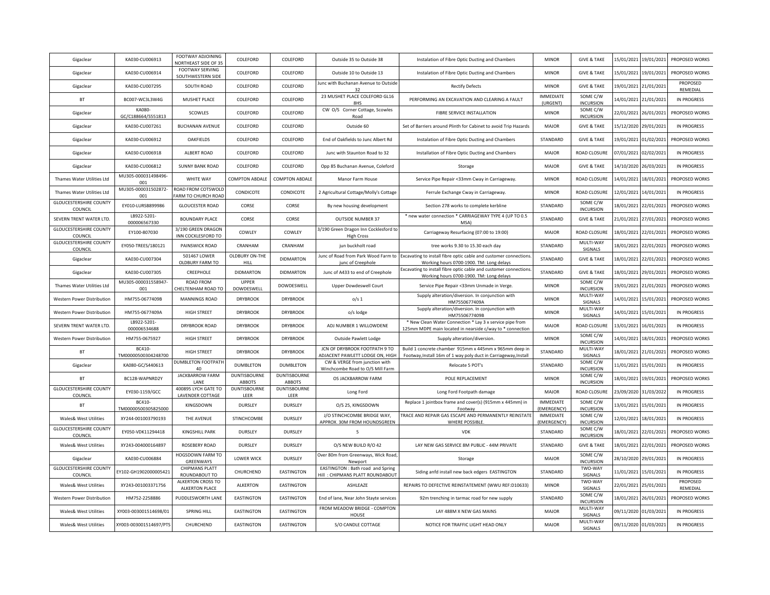| | | | | | | | | | | | |
|---|---|---|---|---|---|---|---|---|---|---|---|
| Gigaclear | KA030-CU006913 | FOOTWAY ADJOINING NORTHEAST SIDE OF 35 | COLEFORD | COLEFORD | Outside 35 to Outside 38 | Instalation of Fibre Optic Ducting and Chambers | MINOR | GIVE & TAKE | 15/01/2021 | 19/01/2021 | PROPOSED WORKS |
| Gigaclear | KA030-CU006914 | FOOTWAY SERVING SOUTHWESTERN SIDE | COLEFORD | COLEFORD | Outside 10 to Outside 13 | Instalation of Fibre Optic Ducting and Chambers | MINOR | GIVE & TAKE | 15/01/2021 | 19/01/2021 | PROPOSED WORKS |
| Gigaclear | KA030-CU007295 | SOUTH ROAD | COLEFORD | COLEFORD | Junc with Buchanan Avenue to Outside 32 | Rectify Defects | MINOR | GIVE & TAKE | 19/01/2021 | 21/01/2021 | PROPOSED REMEDIAL |
| BT | BC007-WC3L3W4G | MUSHET PLACE | COLEFORD | COLEFORD | 23 MUSHET PLACE COLEFORD GL16 8HS | PERFORMING AN EXCAVATION AND CLEARING A FAULT | IMMEDIATE (URGENT) | SOME C/W INCURSION | 14/01/2021 | 21/01/2021 | IN PROGRESS |
| Gigaclear | KA080-GC/C188664/S551813 | SCOWLES | COLEFORD | COLEFORD | CW O/S Corner Cottage, Scowles Road | FIBRE SERVICE INSTALLATION | MINOR | SOME C/W INCURSION | 22/01/2021 | 26/01/2021 | PROPOSED WORKS |
| Gigaclear | KA030-CU007261 | BUCHANAN AVENUE | COLEFORD | COLEFORD | Outside 60 | Set of Barriers around Plinth for Cabinet to avoid Trip Hazards | MAJOR | GIVE & TAKE | 15/12/2020 | 29/01/2021 | IN PROGRESS |
| Gigaclear | KA030-CU006912 | OAKFIELDS | COLEFORD | COLEFORD | End of Oakfields to Junc Albert Rd | Instalation of Fibre Optic Ducting and Chambers | STANDARD | GIVE & TAKE | 19/01/2021 | 01/02/2021 | PROPOSED WORKS |
| Gigaclear | KA030-CU006918 | ALBERT ROAD | COLEFORD | COLEFORD | Junc with Staunton Road to 32 | Installation of Fibre Optic Ducting and Chambers | MAJOR | ROAD CLOSURE | 07/01/2021 | 02/02/2021 | IN PROGRESS |
| Gigaclear | KA030-CU006812 | SUNNY BANK ROAD | COLEFORD | COLEFORD | Opp 85 Buchanan Avenue, Coleford | Storage | MAJOR | GIVE & TAKE | 14/10/2020 | 26/03/2021 | IN PROGRESS |
| Thames Water Utilities Ltd | MU305-000031498496-001 | WHITE WAY | COMPTON ABDALE | COMPTON ABDALE | Manor Farm House | Service Pipe Repair <33mm Cway in Carriageway. | MINOR | ROAD CLOSURE | 14/01/2021 | 18/01/2021 | PROPOSED WORKS |
| Thames Water Utilities Ltd | MU305-000031502872-001 | ROAD FROM COTSWOLD FARM TO CHURCH ROAD | CONDICOTE | CONDICOTE | 2 Agricultural Cottage/Molly's Cottage | Ferrule Exchange Cway in Carriageway. | MINOR | ROAD CLOSURE | 12/01/2021 | 14/01/2021 | IN PROGRESS |
| GLOUCESTERSHIRE COUNTY COUNCIL | EY010-LURSB899986 | GLOUCESTER ROAD | CORSE | CORSE | By new housing development | Section 278 works to complete kerbline | STANDARD | SOME C/W INCURSION | 18/01/2021 | 22/01/2021 | PROPOSED WORKS |
| SEVERN TRENT WATER LTD. | LB922-5201-000006567330 | BOUNDARY PLACE | CORSE | CORSE | OUTSIDE NUMBER 37 | * new water connection * CARRIAGEWAY TYPE 4 (UP TO 0.5 MSA) | STANDARD | GIVE & TAKE | 21/01/2021 | 27/01/2021 | PROPOSED WORKS |
| GLOUCESTERSHIRE COUNTY COUNCIL | EY100-807030 | 3/190 GREEN DRAGON INN COCKLESFORD TO | COWLEY | COWLEY | 3/190 Green Dragon Inn Cocklesford to High Cross | Carriageway Resurfacing (07:00 to 19:00) | MAJOR | ROAD CLOSURE | 18/01/2021 | 22/01/2021 | PROPOSED WORKS |
| GLOUCESTERSHIRE COUNTY COUNCIL | EY050-TREES/180121 | PAINSWICK ROAD | CRANHAM | CRANHAM | jun buckholt road | tree works 9.30 to 15.30 each day | STANDARD | MULTI-WAY SIGNALS | 18/01/2021 | 22/01/2021 | PROPOSED WORKS |
| Gigaclear | KA030-CU007304 | 501467 LOWER OLDBURY FARM TO | OLDBURY ON-THE HILL | DIDMARTON | Junc of Road from Park Wood Farm to junc of Creephole | Excavating to install fibre optic cable and customer connections. Working hours 0700-1900. TM: Long delays | STANDARD | GIVE & TAKE | 18/01/2021 | 22/01/2021 | PROPOSED WORKS |
| Gigaclear | KA030-CU007305 | CREEPHOLE | DIDMARTON | DIDMARTON | Junc of A433 to end of Creephole | Excavating to install fibre optic cable and customer connections. Working hours 0700-1900. TM: Long delays | STANDARD | GIVE & TAKE | 18/01/2021 | 29/01/2021 | PROPOSED WORKS |
| Thames Water Utilities Ltd | MU305-000031558947-001 | ROAD FROM CHELTENHAM ROAD TO | UPPER DOWDESWELL | DOWDESWELL | Upper Dowdeswell Court | Service Pipe Repair <33mm Unmade in Verge. | MINOR | SOME C/W INCURSION | 19/01/2021 | 21/01/2021 | PROPOSED WORKS |
| Western Power Distribution | HM755-0677409B | MANNINGS ROAD | DRYBROOK | DRYBROOK | o/s 1 | Supply alteration/diversion. In conjunction with HM7550677409A | MINOR | MULTI-WAY SIGNALS | 14/01/2021 | 15/01/2021 | PROPOSED WORKS |
| Western Power Distribution | HM755-0677409A | HIGH STREET | DRYBROOK | DRYBROOK | o/s lodge | Supply alteration/diversion. In conjunction with HM7550677409B | MINOR | MULTI-WAY SIGNALS | 14/01/2021 | 15/01/2021 | IN PROGRESS |
| SEVERN TRENT WATER LTD. | LB922-5201-000006534688 | DRYBROOK ROAD | DRYBROOK | DRYBROOK | ADJ NUMBER 1 WILLOWDENE | * New Clean Water Connection * Lay 3 x service pipe from 125mm MDPE main located in nearside c/way to * connection | MAJOR | ROAD CLOSURE | 13/01/2021 | 16/01/2021 | IN PROGRESS |
| Western Power Distribution | HM755-0675927 | HIGH STREET | DRYBROOK | DRYBROOK | Outside Pawlett Lodge | Supply alteration/diversion. | MINOR | SOME C/W INCURSION | 14/01/2021 | 18/01/2021 | PROPOSED WORKS |
| BT | BC410-TM00000500304248700 | HIGH STREET | DRYBROOK | DRYBROOK | JCN OF DRYBROOK FOOTPATH 9 TO ADJACENT PAWLETT LODGE ON, HIGH | Build 1 concrete chamber 915mm x 445mm x 965mm deep in Footway,Install 16m of 1 way poly duct in Carriageway,Install | STANDARD | MULTI-WAY SIGNALS | 18/01/2021 | 21/01/2021 | PROPOSED WORKS |
| Gigaclear | KA080-GC/S440613 | DUMBLETON FOOTPATH 40 | DUMBLETON | DUMBLETON | CW & VERGE from junction with Winchcombe Road to O/S Mill Farm | Relocate 5 POT's | STANDARD | SOME C/W INCURSION | 11/01/2021 | 15/01/2021 | IN PROGRESS |
| BT | BC128-WAPNRD2Y | JACKBARROW FARM LANE | DUNTISBOURNE ABBOTS | DUNTISBOURNE ABBOTS | OS JACKBARROW FARM | POLE REPLACEMENT | MINOR | SOME C/W INCURSION | 18/01/2021 | 19/01/2021 | PROPOSED WORKS |
| GLOUCESTERSHIRE COUNTY COUNCIL | EY030-1159/GCC | 400895 LYCH GATE TO LAVENDER COTTAGE | DUNTISBOURNE LEER | DUNTISBOURNE LEER | Long Ford | Long Ford Footpath damage | MAJOR | ROAD CLOSURE | 23/09/2020 | 31/03/2022 | IN PROGRESS |
| BT | BC410-TM00000500305825000 | KINGSDOWN | DURSLEY | DURSLEY | O/S 25, KINGSDOWN | Replace 1 jointbox frame and cover(s) (915mm x 445mm) in Footway | IMMEDIATE (EMERGENCY) | SOME C/W INCURSION | 13/01/2021 | 15/01/2021 | IN PROGRESS |
| Wales& West Utilities | XY244-001003790193 | THE AVENUE | STINCHCOMBE | DURSLEY | J/O STINCHCOMBE BRIDGE WAY, APPROX. 30M FROM HOUNDSGREEN | TRACE AND REPAIR GAS ESCAPE AND PERMANENTLY REINSTATE WHERE POSSIBLE. | IMMEDIATE (EMERGENCY) | SOME C/W INCURSION | 12/01/2021 | 18/01/2021 | IN PROGRESS |
| GLOUCESTERSHIRE COUNTY COUNCIL | EY050-VDK11294418 | KINGSHILL PARK | DURSLEY | DURSLEY | 5 | VDK | STANDARD | SOME C/W INCURSION | 18/01/2021 | 22/01/2021 | PROPOSED WORKS |
| Wales& West Utilities | XY243-004000164897 | ROSEBERY ROAD | DURSLEY | DURSLEY | O/S NEW BUILD R/O 42 | LAY NEW GAS SERVICE 8M PUBLIC - 44M PRIVATE | STANDARD | GIVE & TAKE | 18/01/2021 | 22/01/2021 | PROPOSED WORKS |
| Gigaclear | KA030-CU006884 | HOGSDOWN FARM TO GREENWAYS | LOWER WICK | DURSLEY | Over 80m from Greenways, Wick Road, Newport | Storage | MAJOR | SOME C/W INCURSION | 28/10/2020 | 29/01/2021 | IN PROGRESS |
| GLOUCESTERSHIRE COUNTY COUNCIL | EY102-GH1902000005421 | CHIPMANS PLATT ROUNDABOUT TO | CHURCHEND | EASTINGTON | EASTINGTON : Bath road and Spring Hill : CHIPMANS PLATT ROUNDABOUT | Siding anfd install new back edgers EASTINGTON | STANDARD | TWO-WAY SIGNALS | 11/01/2021 | 15/01/2021 | IN PROGRESS |
| Wales& West Utilities | XY243-001003371756 | ALKERTON CROSS TO ALKERTON PLACE | ALKERTON | EASTINGTON | ASHLEAZE | REPAIRS TO DEFECTIVE REINSTATEMENT (WWU REF:D10633) | MINOR | TWO-WAY SIGNALS | 22/01/2021 | 25/01/2021 | PROPOSED REMEDIAL |
| Western Power Distribution | HM752-2258886 | PUDDLESWORTH LANE | EASTINGTON | EASTINGTON | End of lane, Near John Stayte services | 92m trenching in tarmac road for new supply | STANDARD | SOME C/W INCURSION | 18/01/2021 | 26/01/2021 | PROPOSED WORKS |
| Wales& West Utilities | XY003-003001514698/01 | SPRING HILL | EASTINGTON | EASTINGTON | FROM MEADOW BRIDGE - COMPTON HOUSE | LAY 488M X NEW GAS MAINS | MAJOR | MULTI-WAY SIGNALS | 09/11/2020 | 01/03/2021 | IN PROGRESS |
| Wales& West Utilities | XY003-003001514697/PTS | CHURCHEND | EASTINGTON | EASTINGTON | S/O CANDLE COTTAGE | NOTICE FOR TRAFFIC LIGHT HEAD ONLY | MAJOR | MULTI-WAY SIGNALS | 09/11/2020 | 01/03/2021 | IN PROGRESS |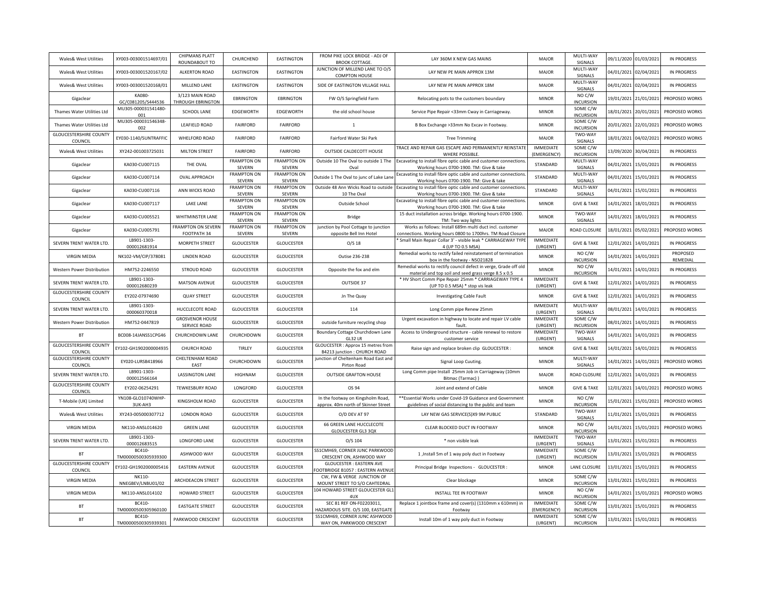| | | | | | | | | | | | |
|---|---|---|---|---|---|---|---|---|---|---|---|
| Wales& West Utilities | XY003-003001514697/01 | CHIPMANS PLATT ROUNDABOUT TO | CHURCHEND | EASTINGTON | FROM PIKE LOCK BRIDGE - ADJ OF BROOK COTTAGE. | LAY 360M X NEW GAS MAINS | MAJOR | MULTI-WAY SIGNALS | 09/11/2020 | 01/03/2021 | IN PROGRESS |
| Wales& West Utilities | XY003-003001520167/02 | ALKERTON ROAD | EASTINGTON | EASTINGTON | JUNCTION OF MILLEND LANE TO O/S COMPTON HOUSE | LAY NEW PE MAIN APPROX 13M | MAJOR | MULTI-WAY SIGNALS | 04/01/2021 | 02/04/2021 | IN PROGRESS |
| Wales& West Utilities | XY003-003001520168/01 | MILLEND LANE | EASTINGTON | EASTINGTON | SIDE OF EASTINGTON VILLAGE HALL | LAY NEW PE MAIN APPROX 18M | MAJOR | MULTI-WAY SIGNALS | 04/01/2021 | 02/04/2021 | IN PROGRESS |
| Gigaclear | KA080-GC/C081205/S444536 | 3/123 MAIN ROAD THROUGH EBRINGTON | EBRINGTON | EBRINGTON | FW O/S Springfield Farm | Relocating pots to the customers boundary | MINOR | NO C/W INCURSION | 19/01/2021 | 21/01/2021 | PROPOSED WORKS |
| Thames Water Utilities Ltd | MU305-000031541480-001 | SCHOOL LANE | EDGEWORTH | EDGEWORTH | the old school house | Service Pipe Repair <33mm Cway in Carriageway. | MINOR | SOME C/W INCURSION | 18/01/2021 | 20/01/2021 | PROPOSED WORKS |
| Thames Water Utilities Ltd | MU305-000031546348-002 | LEAFIELD ROAD | FAIRFORD | FAIRFORD | 1 | B Box Exchange >33mm No Excav in Footway. | MINOR | SOME C/W INCURSION | 20/01/2021 | 22/01/2021 | PROPOSED WORKS |
| GLOUCESTERSHIRE COUNTY COUNCIL | EY030-1140/SUNTRAFFIC | WHELFORD ROAD | FAIRFORD | FAIRFORD | Fairford Water Ski Park | Tree Trimming | MAJOR | TWO-WAY SIGNALS | 18/01/2021 | 04/02/2021 | PROPOSED WORKS |
| Wales& West Utilities | XY242-001003725031 | MILTON STREET | FAIRFORD | FAIRFORD | OUTSIDE CALDECOTT HOUSE | TRACE AND REPAIR GAS ESCAPE AND PERMANENTLY REINSTATE WHERE POSSIBLE. | IMMEDIATE (EMERGENCY) | SOME C/W INCURSION | 13/09/2020 | 30/04/2021 | IN PROGRESS |
| Gigaclear | KA030-CU007115 | THE OVAL | FRAMPTON ON SEVERN | FRAMPTON ON SEVERN | Outside 10 The Oval to outside 1 The Oval | Excavating to install fibre optic cable and customer connections. Working hours 0700-1900. TM: Give & take | STANDARD | MULTI-WAY SIGNALS | 04/01/2021 | 15/01/2021 | IN PROGRESS |
| Gigaclear | KA030-CU007114 | OVAL APPROACH | FRAMPTON ON SEVERN | FRAMPTON ON SEVERN | Outside 1 The Oval to junc of Lake Lane | Excavating to install fibre optic cable and customer connections. Working hours 0700-1900. TM: Give & take | STANDARD | MULTI-WAY SIGNALS | 04/01/2021 | 15/01/2021 | IN PROGRESS |
| Gigaclear | KA030-CU007116 | ANN WICKS ROAD | FRAMPTON ON SEVERN | FRAMPTON ON SEVERN | Outside 48 Ann Wicks Road to outside 10 The Oval | Excavating to install fibre optic cable and customer connections. Working hours 0700-1900. TM: Give & take | STANDARD | MULTI-WAY SIGNALS | 04/01/2021 | 15/01/2021 | IN PROGRESS |
| Gigaclear | KA030-CU007117 | LAKE LANE | FRAMPTON ON SEVERN | FRAMPTON ON SEVERN | Outside School | Excavating to install fibre optic cable and customer connections. Working hours 0700-1900. TM: Give & take | MINOR | GIVE & TAKE | 14/01/2021 | 18/01/2021 | IN PROGRESS |
| Gigaclear | KA030-CU005521 | WHITMINSTER LANE | FRAMPTON ON SEVERN | FRAMPTON ON SEVERN | Bridge | 15 duct installation across bridge. Working hours 0700-1900. TM: Two way lights | MINOR | TWO-WAY SIGNALS | 14/01/2021 | 18/01/2021 | IN PROGRESS |
| Gigaclear | KA030-CU005791 | FRAMPTON ON SEVERN FOOTPATH 34 | FRAMPTON ON SEVERN | FRAMPTON ON SEVERN | junction by Pool Cottage to junction opposite Bell Inn Hotel | Works as follows: Install 689m multi duct incl. customer connections. Working hours 0800 to 1700hrs. TM Road Closure | MAJOR | ROAD CLOSURE | 18/01/2021 | 05/02/2021 | PROPOSED WORKS |
| SEVERN TRENT WATER LTD. | LB901-1303-000012681914 | MORPETH STREET | GLOUCESTER | GLOUCESTER | O/S 18 | * Small Main Repair Collar 3' - visible leak * CARRIAGEWAY TYPE 4 (UP TO 0.5 MSA) | IMMEDIATE (URGENT) | GIVE & TAKE | 12/01/2021 | 14/01/2021 | IN PROGRESS |
| VIRGIN MEDIA | NK102-VM/CIP/378081 | LINDEN ROAD | GLOUCESTER | GLOUCESTER | Outise 236-238 | Remedial works to rectify failed reinstatement of termination box in the footway - NSO21828 | MINOR | NO C/W INCURSION | 14/01/2021 | 14/01/2021 | PROPOSED REMEDIAL |
| Western Power Distribution | HM752-2246550 | STROUD ROAD | GLOUCESTER | GLOUCESTER | Opposite the fox and elm | Remedial works to rectify council defect in verge, Grade off old material and top soil and seed grass verge 8.5 x 0.5 | MINOR | NO C/W INCURSION | 14/01/2021 | 14/01/2021 | IN PROGRESS |
| SEVERN TRENT WATER LTD. | LB901-1303-000012680239 | MATSON AVENUE | GLOUCESTER | GLOUCESTER | OUTSIDE 37 | * HV Short Comm Pipe Repair 25mm * CARRIAGEWAY TYPE 4 (UP TO 0.5 MSA) * stop vis leak | IMMEDIATE (URGENT) | GIVE & TAKE | 12/01/2021 | 14/01/2021 | IN PROGRESS |
| GLOUCESTERSHIRE COUNTY COUNCIL | EY202-07974690 | QUAY STREET | GLOUCESTER | GLOUCESTER | Jn The Quay | Investigating Cable Fault | MINOR | GIVE & TAKE | 12/01/2021 | 14/01/2021 | IN PROGRESS |
| SEVERN TRENT WATER LTD. | LB901-1303-000060370018 | HUCCLECOTE ROAD | GLOUCESTER | GLOUCESTER | 114 | Long Comm pipe Renew 25mm | IMMEDIATE (URGENT) | MULTI-WAY SIGNALS | 08/01/2021 | 14/01/2021 | IN PROGRESS |
| Western Power Distribution | HM752-0447819 | GROSVENOR HOUSE SERVICE ROAD | GLOUCESTER | GLOUCESTER | outside furniture recycling shop | Urgent excavation in highway to locate and repair LV cable fault. | IMMEDIATE (URGENT) | SOME C/W INCURSION | 08/01/2021 | 14/01/2021 | IN PROGRESS |
| BT | BC008-14JANSS1CPG46 | CHURCHDOWN LANE | CHURCHDOWN | GLOUCESTER | Boundary Cottage Churchdown Lane GL32 LR | Access to Underground structure - cable renewal to restore customer service | IMMEDIATE (URGENT) | TWO-WAY SIGNALS | 14/01/2021 | 14/01/2021 | IN PROGRESS |
| GLOUCESTERSHIRE COUNTY COUNCIL | EY102-GH1902000004935 | CHURCH ROAD | TIRLEY | GLOUCESTER | GLOUCESTER : Approx 15 metres from B4213 junction : CHURCH ROAD | Raise sign and replace broken clip GLOUCESTER : | MINOR | GIVE & TAKE | 14/01/2021 | 14/01/2021 | IN PROGRESS |
| GLOUCESTERSHIRE COUNTY COUNCIL | EY020-LURSB418966 | CHELTENHAM ROAD EAST | CHURCHDOWN | GLOUCESTER | junction of Cheltenham Road East and Pirton Road | Signal Loop Cuuting. | MINOR | MULTI-WAY SIGNALS | 14/01/2021 | 14/01/2021 | PROPOSED WORKS |
| SEVERN TRENT WATER LTD. | LB901-1303-000012566164 | LASSINGTON LANE | HIGHNAM | GLOUCESTER | OUTSIDE GRAFTON HOUSE | Long Comm pipe Install 25mm Job in Carriageway (10mm Bitmac (Tarmac) ) | MAJOR | ROAD CLOSURE | 12/01/2021 | 14/01/2021 | IN PROGRESS |
| GLOUCESTERSHIRE COUNTY COUNCIL | EY202-06254291 | TEWKESBURY ROAD | LONGFORD | GLOUCESTER | OS 94 | Joint and extend of Cable | MINOR | GIVE & TAKE | 12/01/2021 | 14/01/2021 | PROPOSED WORKS |
| T-Mobile (UK) Limited | YN108-GLO10740WHP-3UK-AH3 | KINGSHOLM ROAD | GLOUCESTER | GLOUCESTER | In the footway on Kingsholm Road, approx. 40m north of Skinner Street | **Essential Works under Covid-19 Guidance and Government guidelines of social distancing to the public and team | MINOR | NO C/W INCURSION | 15/01/2021 | 15/01/2021 | PROPOSED WORKS |
| Wales& West Utilities | XY243-005000307712 | LONDON ROAD | GLOUCESTER | GLOUCESTER | O/D DEV AT 97 | LAY NEW GAS SERVICE(S)X9 9M PUBLIC | STANDARD | TWO-WAY SIGNALS | 11/01/2021 | 15/01/2021 | IN PROGRESS |
| VIRGIN MEDIA | NK110-ANSL014620 | GREEN LANE | GLOUCESTER | GLOUCESTER | 66 GREEN LANE HUCCLECOTE GLOUCESTER GL3 3QX | CLEAR BLOCKED DUCT IN FOOTWAY | MINOR | NO C/W INCURSION | 14/01/2021 | 15/01/2021 | PROPOSED WORKS |
| SEVERN TRENT WATER LTD. | LB901-1303-000012683515 | LONGFORD LANE | GLOUCESTER | GLOUCESTER | O/S 104 | * non visible leak | IMMEDIATE (URGENT) | TWO-WAY SIGNALS | 13/01/2021 | 15/01/2021 | IN PROGRESS |
| BT | BC410-TM00000500305939300 | ASHWOOD WAY | GLOUCESTER | GLOUCESTER | SS1CMH69, CORNER JUNC PARKWOOD CRESCENT ON, ASHWOOD WAY | 1 ,Install 5m of 1 way poly duct in Footway | IMMEDIATE (URGENT) | SOME C/W INCURSION | 13/01/2021 | 15/01/2021 | IN PROGRESS |
| GLOUCESTERSHIRE COUNTY COUNCIL | EY102-GH1902000005416 | EASTERN AVENUE | GLOUCESTER | GLOUCESTER | GLOUCESTER : EASTERN AVE FOOTBRIDGE B1057 : EASTERN AVENUE | Principal Bridge Inspections - GLOUCESTER : | MINOR | LANE CLOSURE | 13/01/2021 | 15/01/2021 | IN PROGRESS |
| VIRGIN MEDIA | NK110-NNEGBEV/LNBU01/02 | ARCHDEACON STREET | GLOUCESTER | GLOUCESTER | CW, FW & VERGE JUNCTION OF MOUNT STREET TO S/O CAHTEDRAL | Clear blockage | MINOR | SOME C/W INCURSION | 13/01/2021 | 15/01/2021 | IN PROGRESS |
| VIRGIN MEDIA | NK110-ANSL014102 | HOWARD STREET | GLOUCESTER | GLOUCESTER | 104 HOWARD STREET GLOUCESTER GL1 4UX | INSTALL TEE IN FOOTWAY | MINOR | NO C/W INCURSION | 14/01/2021 | 15/01/2021 | PROPOSED WORKS |
| BT | BC410-TM00000500305960100 | EASTGATE STREET | GLOUCESTER | GLOUCESTER | SEC 81 REF ON-F02203011, HAZARDOUS SITE. O/S 100, EASTGATE | Replace 1 jointbox frame and cover(s) (1310mm x 610mm) in Footway | IMMEDIATE (EMERGENCY) | SOME C/W INCURSION | 13/01/2021 | 15/01/2021 | IN PROGRESS |
| BT | BC410-TM00000500305939301 | PARKWOOD CRESCENT | GLOUCESTER | GLOUCESTER | SS1CMH69, CORNER JUNC ASHWOOD WAY ON, PARKWOOD CRESCENT | Install 10m of 1 way poly duct in Footway | IMMEDIATE (URGENT) | SOME C/W INCURSION | 13/01/2021 | 15/01/2021 | IN PROGRESS |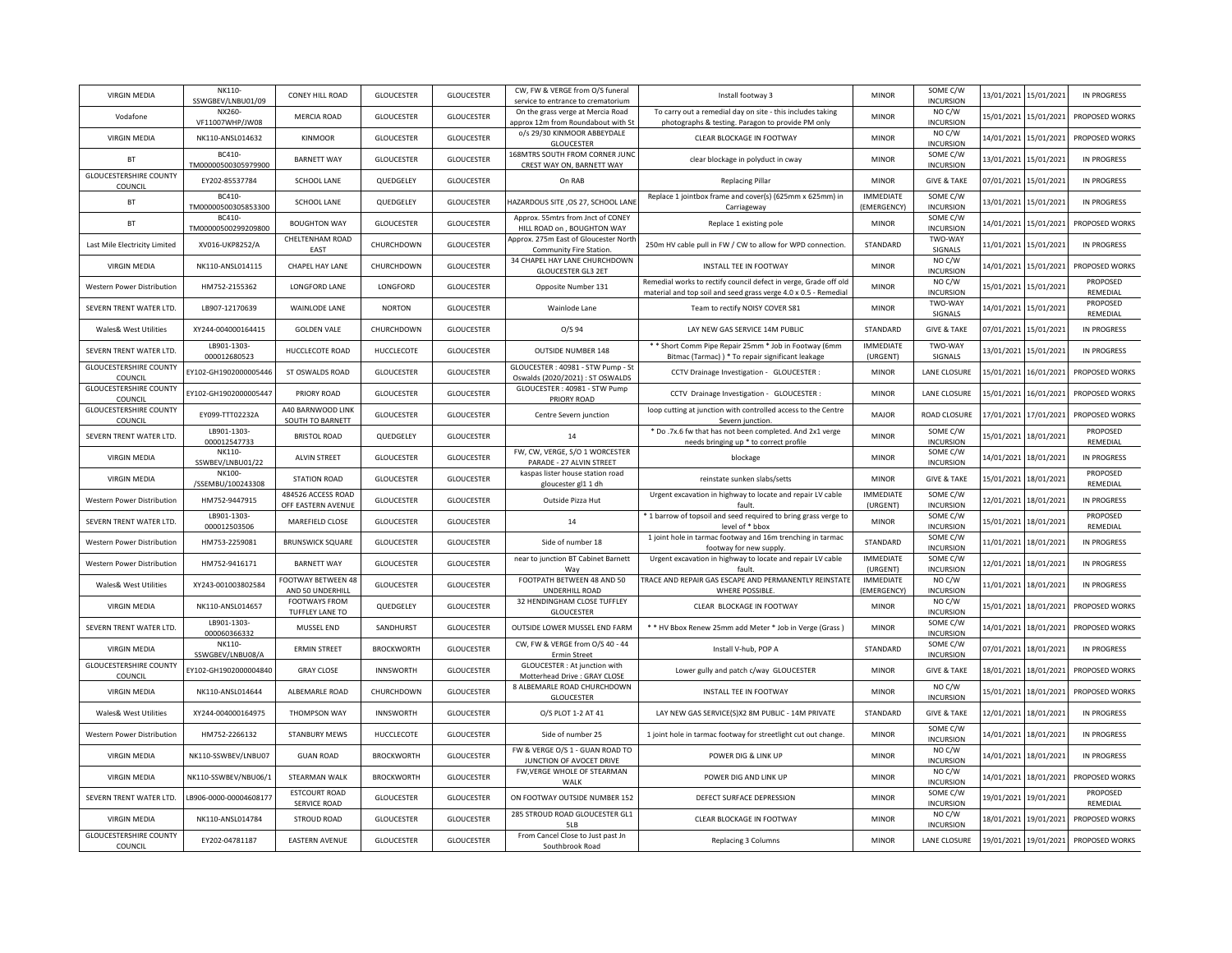| | | | | | | | | | | | |
|---|---|---|---|---|---|---|---|---|---|---|---|
| VIRGIN MEDIA | NK110-SSWGBEV/LNBU01/09 | CONEY HILL ROAD | GLOUCESTER | GLOUCESTER | CW, FW & VERGE from O/S funeral service to entrance to crematorium | Install footway 3 | MINOR | SOME C/W INCURSION | 13/01/2021 | 15/01/2021 | IN PROGRESS |
| Vodafone | NX260-VF11007WHP/JW08 | MERCIA ROAD | GLOUCESTER | GLOUCESTER | On the grass verge at Mercia Road approx 12m from Roundabout with St | To carry out a remedial day on site - this includes taking photographs & testing. Paragon to provide PM only | MINOR | NO C/W INCURSION | 15/01/2021 | 15/01/2021 | PROPOSED WORKS |
| VIRGIN MEDIA | NK110-ANSL014632 | KINMOOR | GLOUCESTER | GLOUCESTER | o/s 29/30 KINMOOR ABBEYDALE GLOUCESTER | CLEAR BLOCKAGE IN FOOTWAY | MINOR | NO C/W INCURSION | 14/01/2021 | 15/01/2021 | PROPOSED WORKS |
| BT | BC410-TM00000500305979900 | BARNETT WAY | GLOUCESTER | GLOUCESTER | 168MTRS SOUTH FROM CORNER JUNC CREST WAY ON, BARNETT WAY | clear blockage in polyduct in cway | MINOR | SOME C/W INCURSION | 13/01/2021 | 15/01/2021 | IN PROGRESS |
| GLOUCESTERSHIRE COUNTY COUNCIL | EY202-85537784 | SCHOOL LANE | QUEDGELEY | GLOUCESTER | On RAB | Replacing Pillar | MINOR | GIVE & TAKE | 07/01/2021 | 15/01/2021 | IN PROGRESS |
| BT | BC410-TM00000500305853300 | SCHOOL LANE | QUEDGELEY | GLOUCESTER | HAZARDOUS SITE ,OS 27, SCHOOL LANE | Replace 1 jointbox frame and cover(s) (625mm x 625mm) in Carriageway | IMMEDIATE (EMERGENCY) | SOME C/W INCURSION | 13/01/2021 | 15/01/2021 | IN PROGRESS |
| BT | BC410-TM00000500299209800 | BOUGHTON WAY | GLOUCESTER | GLOUCESTER | Approx. 55mtrs from Jnct of CONEY HILL ROAD on , BOUGHTON WAY | Replace 1 existing pole | MINOR | SOME C/W INCURSION | 14/01/2021 | 15/01/2021 | PROPOSED WORKS |
| Last Mile Electricity Limited | XV016-UKP8252/A | CHELTENHAM ROAD EAST | CHURCHDOWN | GLOUCESTER | Approx. 275m East of Gloucester North Community Fire Station. | 250m HV cable pull in FW / CW to allow for WPD connection. | STANDARD | TWO-WAY SIGNALS | 11/01/2021 | 15/01/2021 | IN PROGRESS |
| VIRGIN MEDIA | NK110-ANSL014115 | CHAPEL HAY LANE | CHURCHDOWN | GLOUCESTER | 34 CHAPEL HAY LANE CHURCHDOWN GLOUCESTER GL3 2ET | INSTALL TEE IN FOOTWAY | MINOR | NO C/W INCURSION | 14/01/2021 | 15/01/2021 | PROPOSED WORKS |
| Western Power Distribution | HM752-2155362 | LONGFORD LANE | LONGFORD | GLOUCESTER | Opposite Number 131 | Remedial works to rectify council defect in verge, Grade off old material and top soil and seed grass verge 4.0 x 0.5 - Remedial | MINOR | NO C/W INCURSION | 15/01/2021 | 15/01/2021 | PROPOSED REMEDIAL |
| SEVERN TRENT WATER LTD. | LB907-12170639 | WAINLODE LANE | NORTON | GLOUCESTER | Wainlode Lane | Team to rectify NOISY COVER S81 | MINOR | TWO-WAY SIGNALS | 14/01/2021 | 15/01/2021 | PROPOSED REMEDIAL |
| Wales& West Utilities | XY244-004000164415 | GOLDEN VALE | CHURCHDOWN | GLOUCESTER | O/S 94 | LAY NEW GAS SERVICE 14M PUBLIC | STANDARD | GIVE & TAKE | 07/01/2021 | 15/01/2021 | IN PROGRESS |
| SEVERN TRENT WATER LTD. | LB901-1303-000012680523 | HUCCLECOTE ROAD | HUCCLECOTE | GLOUCESTER | OUTSIDE NUMBER 148 | * * Short Comm Pipe Repair 25mm * Job in Footway (6mm Bitmac (Tarmac) ) * To repair significant leakage | IMMEDIATE (URGENT) | TWO-WAY SIGNALS | 13/01/2021 | 15/01/2021 | IN PROGRESS |
| GLOUCESTERSHIRE COUNTY COUNCIL | EY102-GH1902000005446 | ST OSWALDS ROAD | GLOUCESTER | GLOUCESTER | GLOUCESTER : 40981 - STW Pump - St Oswalds (2020/2021) : ST OSWALDS | CCTV Drainage Investigation - GLOUCESTER : | MINOR | LANE CLOSURE | 15/01/2021 | 16/01/2021 | PROPOSED WORKS |
| GLOUCESTERSHIRE COUNTY COUNCIL | EY102-GH1902000005447 | PRIORY ROAD | GLOUCESTER | GLOUCESTER | GLOUCESTER : 40981 - STW Pump PRIORY ROAD | CCTV Drainage Investigation - GLOUCESTER : | MINOR | LANE CLOSURE | 15/01/2021 | 16/01/2021 | PROPOSED WORKS |
| GLOUCESTERSHIRE COUNTY COUNCIL | EY099-TTT02232A | A40 BARNWOOD LINK SOUTH TO BARNETT | GLOUCESTER | GLOUCESTER | Centre Severn junction | loop cutting at junction with controlled access to the Centre Severn junction. | MAJOR | ROAD CLOSURE | 17/01/2021 | 17/01/2021 | PROPOSED WORKS |
| SEVERN TRENT WATER LTD. | LB901-1303-000012547733 | BRISTOL ROAD | QUEDGELEY | GLOUCESTER | 14 | * Do .7x.6 fw that has not been completed. And 2x1 verge needs bringing up * to correct profile | MINOR | SOME C/W INCURSION | 15/01/2021 | 18/01/2021 | PROPOSED REMEDIAL |
| VIRGIN MEDIA | NK110-SSWBEV/LNBU01/22 | ALVIN STREET | GLOUCESTER | GLOUCESTER | FW, CW, VERGE, S/O 1 WORCESTER PARADE - 27 ALVIN STREET | blockage | MINOR | SOME C/W INCURSION | 14/01/2021 | 18/01/2021 | IN PROGRESS |
| VIRGIN MEDIA | NK100-/SSEMBU/100243308 | STATION ROAD | GLOUCESTER | GLOUCESTER | kaspas lister house station road gloucester gl1 1 dh | reinstate sunken slabs/setts | MINOR | GIVE & TAKE | 15/01/2021 | 18/01/2021 | PROPOSED REMEDIAL |
| Western Power Distribution | HM752-9447915 | 484526 ACCESS ROAD OFF EASTERN AVENUE | GLOUCESTER | GLOUCESTER | Outside Pizza Hut | Urgent excavation in highway to locate and repair LV cable fault. | IMMEDIATE (URGENT) | SOME C/W INCURSION | 12/01/2021 | 18/01/2021 | IN PROGRESS |
| SEVERN TRENT WATER LTD. | LB901-1303-000012503506 | MAREFIELD CLOSE | GLOUCESTER | GLOUCESTER | 14 | * 1 barrow of topsoil and seed required to bring grass verge to level of * bbox | MINOR | SOME C/W INCURSION | 15/01/2021 | 18/01/2021 | PROPOSED REMEDIAL |
| Western Power Distribution | HM753-2259081 | BRUNSWICK SQUARE | GLOUCESTER | GLOUCESTER | Side of number 18 | 1 joint hole in tarmac footway and 16m trenching in tarmac footway for new supply. | STANDARD | SOME C/W INCURSION | 11/01/2021 | 18/01/2021 | IN PROGRESS |
| Western Power Distribution | HM752-9416171 | BARNETT WAY | GLOUCESTER | GLOUCESTER | near to junction BT Cabinet Barnett Way | Urgent excavation in highway to locate and repair LV cable fault. | IMMEDIATE (URGENT) | SOME C/W INCURSION | 12/01/2021 | 18/01/2021 | IN PROGRESS |
| Wales& West Utilities | XY243-001003802584 | FOOTWAY BETWEEN 48 AND 50 UNDERHILL | GLOUCESTER | GLOUCESTER | FOOTPATH BETWEEN 48 AND 50 UNDERHILL ROAD | TRACE AND REPAIR GAS ESCAPE AND PERMANENTLY REINSTATE WHERE POSSIBLE. | IMMEDIATE (EMERGENCY) | NO C/W INCURSION | 11/01/2021 | 18/01/2021 | IN PROGRESS |
| VIRGIN MEDIA | NK110-ANSL014657 | FOOTWAYS FROM TUFFLEY LANE TO | QUEDGELEY | GLOUCESTER | 32 HENDINGHAM CLOSE TUFFLEY GLOUCESTER | CLEAR BLOCKAGE IN FOOTWAY | MINOR | NO C/W INCURSION | 15/01/2021 | 18/01/2021 | PROPOSED WORKS |
| SEVERN TRENT WATER LTD. | LB901-1303-000060366332 | MUSSEL END | SANDHURST | GLOUCESTER | OUTSIDE LOWER MUSSEL END FARM | * * HV Bbox Renew 25mm add Meter * Job in Verge (Grass ) | MINOR | SOME C/W INCURSION | 14/01/2021 | 18/01/2021 | PROPOSED WORKS |
| VIRGIN MEDIA | NK110-SSWGBEV/LNBU08/A | ERMIN STREET | BROCKWORTH | GLOUCESTER | CW, FW & VERGE from O/S 40 - 44 Ermin Street | Install V-hub, POP A | STANDARD | SOME C/W INCURSION | 07/01/2021 | 18/01/2021 | IN PROGRESS |
| GLOUCESTERSHIRE COUNTY COUNCIL | EY102-GH1902000004840 | GRAY CLOSE | INNSWORTH | GLOUCESTER | GLOUCESTER : At junction with Motterhead Drive : GRAY CLOSE | Lower gully and patch c/way GLOUCESTER | MINOR | GIVE & TAKE | 18/01/2021 | 18/01/2021 | PROPOSED WORKS |
| VIRGIN MEDIA | NK110-ANSL014644 | ALBEMARLE ROAD | CHURCHDOWN | GLOUCESTER | 8 ALBEMARLE ROAD CHURCHDOWN GLOUCESTER | INSTALL TEE IN FOOTWAY | MINOR | NO C/W INCURSION | 15/01/2021 | 18/01/2021 | PROPOSED WORKS |
| Wales& West Utilities | XY244-004000164975 | THOMPSON WAY | INNSWORTH | GLOUCESTER | O/S PLOT 1-2 AT 41 | LAY NEW GAS SERVICE(S)X2 8M PUBLIC - 14M PRIVATE | STANDARD | GIVE & TAKE | 12/01/2021 | 18/01/2021 | IN PROGRESS |
| Western Power Distribution | HM752-2266132 | STANBURY MEWS | HUCCLECOTE | GLOUCESTER | Side of number 25 | 1 joint hole in tarmac footway for streetlight cut out change. | MINOR | SOME C/W INCURSION | 14/01/2021 | 18/01/2021 | IN PROGRESS |
| VIRGIN MEDIA | NK110-SSWBEV/LNBU07 | GUAN ROAD | BROCKWORTH | GLOUCESTER | FW & VERGE O/S 1 - GUAN ROAD TO JUNCTION OF AVOCET DRIVE | POWER DIG & LINK UP | MINOR | NO C/W INCURSION | 14/01/2021 | 18/01/2021 | IN PROGRESS |
| VIRGIN MEDIA | NK110-SSWBEV/NBU06/1 | STEARMAN WALK | BROCKWORTH | GLOUCESTER | FW,VERGE WHOLE OF STEARMAN WALK | POWER DIG AND LINK UP | MINOR | NO C/W INCURSION | 14/01/2021 | 18/01/2021 | PROPOSED WORKS |
| SEVERN TRENT WATER LTD. | LB906-0000-00004608177 | ESTCOURT ROAD SERVICE ROAD | GLOUCESTER | GLOUCESTER | ON FOOTWAY OUTSIDE NUMBER 152 | DEFECT SURFACE DEPRESSION | MINOR | SOME C/W INCURSION | 19/01/2021 | 19/01/2021 | PROPOSED REMEDIAL |
| VIRGIN MEDIA | NK110-ANSL014784 | STROUD ROAD | GLOUCESTER | GLOUCESTER | 285 STROUD ROAD GLOUCESTER GL1 5LB | CLEAR BLOCKAGE IN FOOTWAY | MINOR | NO C/W INCURSION | 18/01/2021 | 19/01/2021 | PROPOSED WORKS |
| GLOUCESTERSHIRE COUNTY COUNCIL | EY202-04781187 | EASTERN AVENUE | GLOUCESTER | GLOUCESTER | From Cancel Close to Just past Jn Southbrook Road | Replacing 3 Columns | MINOR | LANE CLOSURE | 19/01/2021 | 19/01/2021 | PROPOSED WORKS |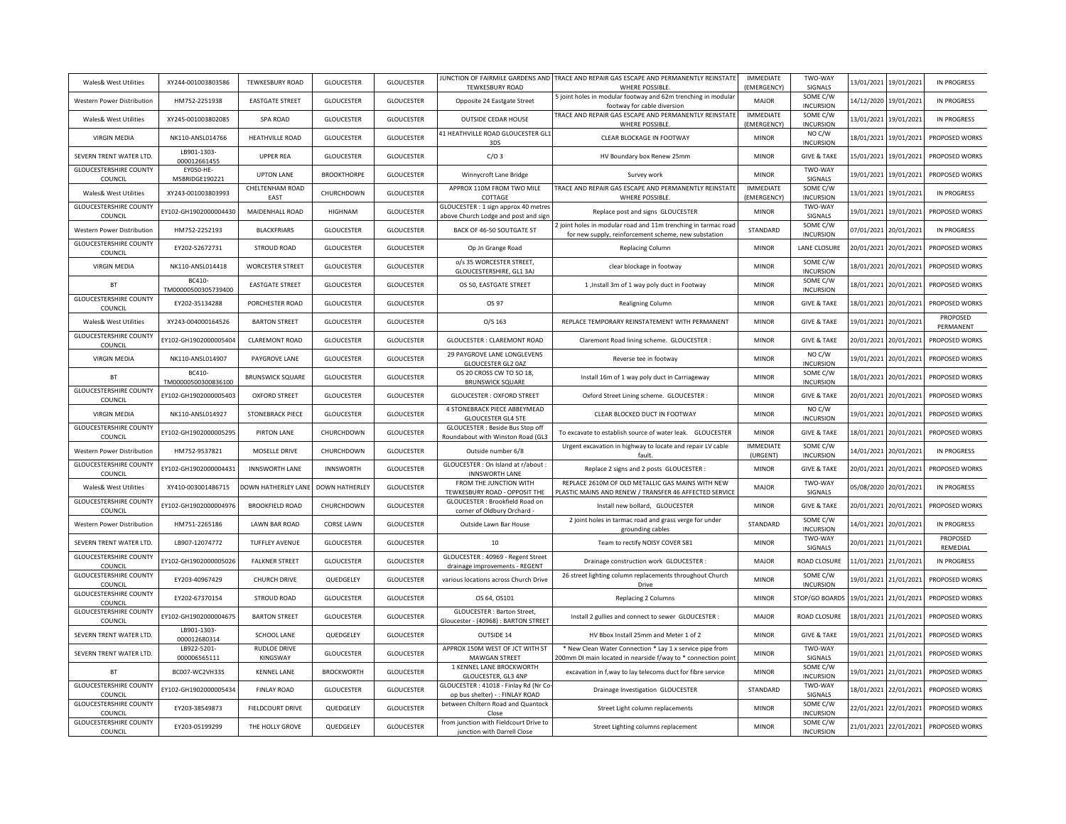| Wales& West Utilities | XY244-001003803586 | TEWKESBURY ROAD | GLOUCESTER | GLOUCESTER | JUNCTION OF FAIRMILE GARDENS AND TEWKESBURY ROAD | TRACE AND REPAIR GAS ESCAPE AND PERMANENTLY REINSTATE WHERE POSSIBLE. | IMMEDIATE (EMERGENCY) | TWO-WAY SIGNALS | 13/01/2021 | 19/01/2021 | IN PROGRESS |
|---|---|---|---|---|---|---|---|---|---|---|---|
| Western Power Distribution | HM752-2251938 | EASTGATE STREET | GLOUCESTER | GLOUCESTER | Opposite 24 Eastgate Street | 5 joint holes in modular footway and 62m trenching in modular footway for cable diversion | MAJOR | SOME C/W INCURSION | 14/12/2020 | 19/01/2021 | IN PROGRESS |
| Wales& West Utilities | XY245-001003802085 | SPA ROAD | GLOUCESTER | GLOUCESTER | OUTSIDE CEDAR HOUSE | TRACE AND REPAIR GAS ESCAPE AND PERMANENTLY REINSTATE WHERE POSSIBLE. | IMMEDIATE (EMERGENCY) | SOME C/W INCURSION | 13/01/2021 | 19/01/2021 | IN PROGRESS |
| VIRGIN MEDIA | NK110-ANSL014766 | HEATHVILLE ROAD | GLOUCESTER | GLOUCESTER | 41 HEATHVILLE ROAD GLOUCESTER GL1 3DS | CLEAR BLOCKAGE IN FOOTWAY | MINOR | NO C/W INCURSION | 18/01/2021 | 19/01/2021 | PROPOSED WORKS |
| SEVERN TRENT WATER LTD. | LB901-1303-000012661455 | UPPER REA | GLOUCESTER | GLOUCESTER | C/O 3 | HV Boundary box Renew 25mm | MINOR | GIVE & TAKE | 15/01/2021 | 19/01/2021 | PROPOSED WORKS |
| GLOUCESTERSHIRE COUNTY COUNCIL | EY050-HE-M5BRIDGE190221 | UPTON LANE | BROOKTHORPE | GLOUCESTER | Winnycroft Lane Bridge | Survey work | MINOR | TWO-WAY SIGNALS | 19/01/2021 | 19/01/2021 | PROPOSED WORKS |
| Wales& West Utilities | XY243-001003803993 | CHELTENHAM ROAD EAST | CHURCHDOWN | GLOUCESTER | APPROX 110M FROM TWO MILE COTTAGE | TRACE AND REPAIR GAS ESCAPE AND PERMANENTLY REINSTATE WHERE POSSIBLE. | IMMEDIATE (EMERGENCY) | SOME C/W INCURSION | 13/01/2021 | 19/01/2021 | IN PROGRESS |
| GLOUCESTERSHIRE COUNTY COUNCIL | EY102-GH1902000004430 | MAIDENHALL ROAD | HIGHNAM | GLOUCESTER | GLOUCESTER : 1 sign approx 40 metres above Church Lodge and post and sign | Replace post and signs GLOUCESTER | MINOR | TWO-WAY SIGNALS | 19/01/2021 | 19/01/2021 | PROPOSED WORKS |
| Western Power Distribution | HM752-2252193 | BLACKFRIARS | GLOUCESTER | GLOUCESTER | BACK OF 46-50 SOUTGATE ST | 2 joint holes in modular road and 11m trenching in tarmac road for new supply, reinforcement scheme, new substation | STANDARD | SOME C/W INCURSION | 07/01/2021 | 20/01/2021 | IN PROGRESS |
| GLOUCESTERSHIRE COUNTY COUNCIL | EY202-52672731 | STROUD ROAD | GLOUCESTER | GLOUCESTER | Op Jn Grange Road | Replacing Column | MINOR | LANE CLOSURE | 20/01/2021 | 20/01/2021 | PROPOSED WORKS |
| VIRGIN MEDIA | NK110-ANSL014418 | WORCESTER STREET | GLOUCESTER | GLOUCESTER | o/s 35 WORCESTER STREET, GLOUCESTERSHIRE, GL1 3AJ | clear blockage in footway | MINOR | SOME C/W INCURSION | 18/01/2021 | 20/01/2021 | PROPOSED WORKS |
| BT | BC410-TM00000500305739400 | EASTGATE STREET | GLOUCESTER | GLOUCESTER | OS 50, EASTGATE STREET | 1 ,Install 3m of 1 way poly duct in Footway | MINOR | SOME C/W INCURSION | 18/01/2021 | 20/01/2021 | PROPOSED WORKS |
| GLOUCESTERSHIRE COUNTY COUNCIL | EY202-35134288 | PORCHESTER ROAD | GLOUCESTER | GLOUCESTER | OS 97 | Realigning Column | MINOR | GIVE & TAKE | 18/01/2021 | 20/01/2021 | PROPOSED WORKS |
| Wales& West Utilities | XY243-004000164526 | BARTON STREET | GLOUCESTER | GLOUCESTER | O/S 163 | REPLACE TEMPORARY REINSTATEMENT WITH PERMANENT | MINOR | GIVE & TAKE | 19/01/2021 | 20/01/2021 | PROPOSED PERMANENT |
| GLOUCESTERSHIRE COUNTY COUNCIL | EY102-GH1902000005404 | CLAREMONT ROAD | GLOUCESTER | GLOUCESTER | GLOUCESTER : CLAREMONT ROAD | Claremont Road lining scheme. GLOUCESTER : | MINOR | GIVE & TAKE | 20/01/2021 | 20/01/2021 | PROPOSED WORKS |
| VIRGIN MEDIA | NK110-ANSL014907 | PAYGROVE LANE | GLOUCESTER | GLOUCESTER | 29 PAYGROVE LANE LONGLEVENS GLOUCESTER GL2 0AZ | Reverse tee in footway | MINOR | NO C/W INCURSION | 19/01/2021 | 20/01/2021 | PROPOSED WORKS |
| BT | BC410-TM00000500300836100 | BRUNSWICK SQUARE | GLOUCESTER | GLOUCESTER | OS 20 CROSS CW TO SO 18, BRUNSWICK SQUARE | Install 16m of 1 way poly duct in Carriageway | MINOR | SOME C/W INCURSION | 18/01/2021 | 20/01/2021 | PROPOSED WORKS |
| GLOUCESTERSHIRE COUNTY COUNCIL | EY102-GH1902000005403 | OXFORD STREET | GLOUCESTER | GLOUCESTER | GLOUCESTER : OXFORD STREET | Oxford Street Lining scheme. GLOUCESTER : | MINOR | GIVE & TAKE | 20/01/2021 | 20/01/2021 | PROPOSED WORKS |
| VIRGIN MEDIA | NK110-ANSL014927 | STONEBRACK PIECE | GLOUCESTER | GLOUCESTER | 4 STONEBRACK PIECE ABBEYMEAD GLOUCESTER GL4 5TE | CLEAR BLOCKED DUCT IN FOOTWAY | MINOR | NO C/W INCURSION | 19/01/2021 | 20/01/2021 | PROPOSED WORKS |
| GLOUCESTERSHIRE COUNTY COUNCIL | EY102-GH1902000005295 | PIRTON LANE | CHURCHDOWN | GLOUCESTER | GLOUCESTER : Beside Bus Stop off Roundabout with Winston Road (GL3 | To excavate to establish source of water leak. GLOUCESTER | MINOR | GIVE & TAKE | 18/01/2021 | 20/01/2021 | PROPOSED WORKS |
| Western Power Distribution | HM752-9537821 | MOSELLE DRIVE | CHURCHDOWN | GLOUCESTER | Outside number 6/8 | Urgent excavation in highway to locate and repair LV cable fault. | IMMEDIATE (URGENT) | SOME C/W INCURSION | 14/01/2021 | 20/01/2021 | IN PROGRESS |
| GLOUCESTERSHIRE COUNTY COUNCIL | EY102-GH1902000004431 | INNSWORTH LANE | INNSWORTH | GLOUCESTER | GLOUCESTER : On Island at r/about : INNSWORTH LANE | Replace 2 signs and 2 posts GLOUCESTER : | MINOR | GIVE & TAKE | 20/01/2021 | 20/01/2021 | PROPOSED WORKS |
| Wales& West Utilities | XY410-003001486715 | DOWN HATHERLEY LANE | DOWN HATHERLEY | GLOUCESTER | FROM THE JUNCTION WITH TEWKESBURY ROAD - OPPOSIT THE | REPLACE 2610M OF OLD METALLIC GAS MAINS WITH NEW PLASTIC MAINS AND RENEW / TRANSFER 46 AFFECTED SERVICE | MAJOR | TWO-WAY SIGNALS | 05/08/2020 | 20/01/2021 | IN PROGRESS |
| GLOUCESTERSHIRE COUNTY COUNCIL | EY102-GH1902000004976 | BROOKFIELD ROAD | CHURCHDOWN | GLOUCESTER | GLOUCESTER : Brookfield Road on corner of Oldbury Orchard - | Install new bollard, GLOUCESTER | MINOR | GIVE & TAKE | 20/01/2021 | 20/01/2021 | PROPOSED WORKS |
| Western Power Distribution | HM751-2265186 | LAWN BAR ROAD | CORSE LAWN | GLOUCESTER | Outside Lawn Bar House | 2 joint holes in tarmac road and grass verge for under grounding cables | STANDARD | SOME C/W INCURSION | 14/01/2021 | 20/01/2021 | IN PROGRESS |
| SEVERN TRENT WATER LTD. | LB907-12074772 | TUFFLEY AVENUE | GLOUCESTER | GLOUCESTER | 10 | Team to rectify NOISY COVER S81 | MINOR | TWO-WAY SIGNALS | 20/01/2021 | 21/01/2021 | PROPOSED REMEDIAL |
| GLOUCESTERSHIRE COUNTY COUNCIL | EY102-GH1902000005026 | FALKNER STREET | GLOUCESTER | GLOUCESTER | GLOUCESTER : 40969 - Regent Street drainage improvements - REGENT | Drainage construction work GLOUCESTER : | MAJOR | ROAD CLOSURE | 11/01/2021 | 21/01/2021 | IN PROGRESS |
| GLOUCESTERSHIRE COUNTY COUNCIL | EY203-40967429 | CHURCH DRIVE | QUEDGELEY | GLOUCESTER | various locations across Church Drive | 26 street lighting column replacements throughout Church Drive | MINOR | SOME C/W INCURSION | 19/01/2021 | 21/01/2021 | PROPOSED WORKS |
| GLOUCESTERSHIRE COUNTY COUNCIL | EY202-67370154 | STROUD ROAD | GLOUCESTER | GLOUCESTER | OS 64, OS101 | Replacing 2 Columns | MINOR | STOP/GO BOARDS | 19/01/2021 | 21/01/2021 | PROPOSED WORKS |
| GLOUCESTERSHIRE COUNTY COUNCIL | EY102-GH1902000004675 | BARTON STREET | GLOUCESTER | GLOUCESTER | GLOUCESTER : Barton Street, Gloucester - (40968) : BARTON STREET | Install 2 gullies and connect to sewer GLOUCESTER : | MAJOR | ROAD CLOSURE | 18/01/2021 | 21/01/2021 | PROPOSED WORKS |
| SEVERN TRENT WATER LTD. | LB901-1303-000012680314 | SCHOOL LANE | QUEDGELEY | GLOUCESTER | OUTSIDE 14 | HV Bbox Install 25mm and Meter 1 of 2 | MINOR | GIVE & TAKE | 19/01/2021 | 21/01/2021 | PROPOSED WORKS |
| SEVERN TRENT WATER LTD. | LB922-5201-000006565111 | RUDLOE DRIVE KINGSWAY | GLOUCESTER | GLOUCESTER | APPROX 150M WEST OF JCT WITH ST MAWGAN STREET | * New Clean Water Connection * Lay 1 x service pipe from 200mm DI main located in nearside f/way to * connection point | MINOR | TWO-WAY SIGNALS | 19/01/2021 | 21/01/2021 | PROPOSED WORKS |
| BT | BC007-WC2VH33S | KENNEL LANE | BROCKWORTH | GLOUCESTER | 1 KENNEL LANE BROCKWORTH GLOUCESTER, GL3 4NP | excavation in f,way to lay telecoms duct for fibre service | MINOR | SOME C/W INCURSION | 19/01/2021 | 21/01/2021 | PROPOSED WORKS |
| GLOUCESTERSHIRE COUNTY COUNCIL | EY102-GH1902000005434 | FINLAY ROAD | GLOUCESTER | GLOUCESTER | GLOUCESTER : 41018 - Finlay Rd (Nr Co-op bus shelter) - : FINLAY ROAD | Drainage Investigation GLOUCESTER | STANDARD | TWO-WAY SIGNALS | 18/01/2021 | 22/01/2021 | PROPOSED WORKS |
| GLOUCESTERSHIRE COUNTY COUNCIL | EY203-38549873 | FIELDCOURT DRIVE | QUEDGELEY | GLOUCESTER | between Chiltern Road and Quantock Close | Street Light column replacements | MINOR | SOME C/W INCURSION | 22/01/2021 | 22/01/2021 | PROPOSED WORKS |
| GLOUCESTERSHIRE COUNTY COUNCIL | EY203-05199299 | THE HOLLY GROVE | QUEDGELEY | GLOUCESTER | from junction with Fieldcourt Drive to junction with Darrell Close | Street Lighting columns replacement | MINOR | SOME C/W INCURSION | 21/01/2021 | 22/01/2021 | PROPOSED WORKS |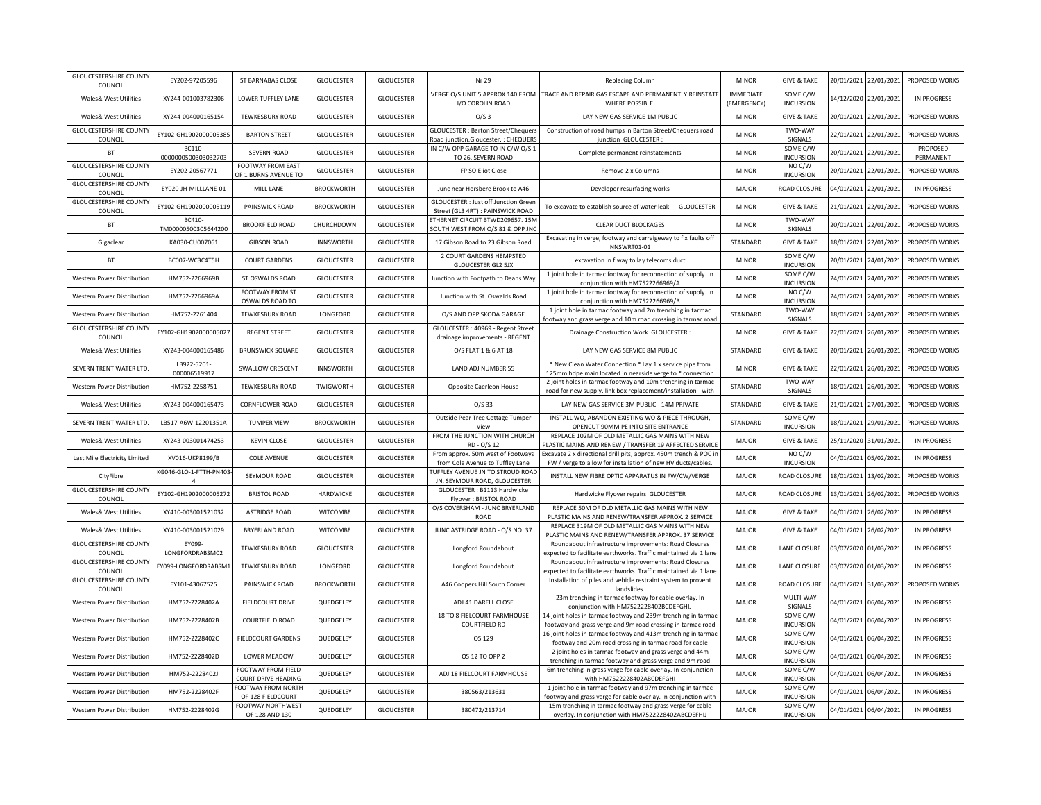| | | | | | | | | | | | |
|---|---|---|---|---|---|---|---|---|---|---|---|
| GLOUCESTERSHIRE COUNTY COUNCIL | EY202-97205596 | ST BARNABAS CLOSE | GLOUCESTER | GLOUCESTER | Nr 29 | Replacing Column | MINOR | GIVE & TAKE | 20/01/2021 | 22/01/2021 | PROPOSED WORKS |
| Wales& West Utilities | XY244-001003782306 | LOWER TUFFLEY LANE | GLOUCESTER | GLOUCESTER | VERGE O/S UNIT 5 APPROX 140 FROM J/O COROLIN ROAD | TRACE AND REPAIR GAS ESCAPE AND PERMANENTLY REINSTATE WHERE POSSIBLE. | IMMEDIATE (EMERGENCY) | SOME C/W INCURSION | 14/12/2020 | 22/01/2021 | IN PROGRESS |
| Wales& West Utilities | XY244-004000165154 | TEWKESBURY ROAD | GLOUCESTER | GLOUCESTER | O/S 3 | LAY NEW GAS SERVICE 1M PUBLIC | MINOR | GIVE & TAKE | 20/01/2021 | 22/01/2021 | PROPOSED WORKS |
| GLOUCESTERSHIRE COUNTY COUNCIL | EY102-GH1902000005385 | BARTON STREET | GLOUCESTER | GLOUCESTER | GLOUCESTER : Barton Street/Chequers Road junction.Gloucester. : CHEQUERS | Construction of road humps in Barton Street/Chequers road junction GLOUCESTER : | MINOR | TWO-WAY SIGNALS | 22/01/2021 | 22/01/2021 | PROPOSED WORKS |
| BT | BC110-0000000500303032703 | SEVERN ROAD | GLOUCESTER | GLOUCESTER | IN C/W OPP GARAGE TO IN C/W O/S 1 TO 26, SEVERN ROAD | Complete permanent reinstatements | MINOR | SOME C/W INCURSION | 20/01/2021 | 22/01/2021 | PROPOSED PERMANENT |
| GLOUCESTERSHIRE COUNTY COUNCIL | EY202-20567771 | FOOTWAY FROM EAST OF 1 BURNS AVENUE TO | GLOUCESTER | GLOUCESTER | FP SO Eliot Close | Remove 2 x Columns | MINOR | NO C/W INCURSION | 20/01/2021 | 22/01/2021 | PROPOSED WORKS |
| GLOUCESTERSHIRE COUNTY COUNCIL | EY020-JH-MILLLANE-01 | MILL LANE | BROCKWORTH | GLOUCESTER | Junc near Horsbere Brook to A46 | Developer resurfacing works | MAJOR | ROAD CLOSURE | 04/01/2021 | 22/01/2021 | IN PROGRESS |
| GLOUCESTERSHIRE COUNTY COUNCIL | EY102-GH1902000005119 | PAINSWICK ROAD | BROCKWORTH | GLOUCESTER | GLOUCESTER : Just off Junction Green Street (GL3 4RT) : PAINSWICK ROAD | To excavate to establish source of water leak. GLOUCESTER | MINOR | GIVE & TAKE | 21/01/2021 | 22/01/2021 | PROPOSED WORKS |
| BT | BC410-TM00000500305644200 | BROOKFIELD ROAD | CHURCHDOWN | GLOUCESTER | ETHERNET CIRCUIT BTWD209657. 15M SOUTH WEST FROM O/S 81 & OPP JNC | CLEAR DUCT BLOCKAGES | MINOR | TWO-WAY SIGNALS | 20/01/2021 | 22/01/2021 | PROPOSED WORKS |
| Gigaclear | KA030-CU007061 | GIBSON ROAD | INNSWORTH | GLOUCESTER | 17 Gibson Road to 23 Gibson Road | Excavating in verge, footway and carraigeway to fix faults off NNSWRT01-01 | STANDARD | GIVE & TAKE | 18/01/2021 | 22/01/2021 | PROPOSED WORKS |
| BT | BC007-WC3C4T5H | COURT GARDENS | GLOUCESTER | GLOUCESTER | 2 COURT GARDENS HEMPSTED GLOUCESTER GL2 5JX | excavation in f.way to lay telecoms duct | MINOR | SOME C/W INCURSION | 20/01/2021 | 24/01/2021 | PROPOSED WORKS |
| Western Power Distribution | HM752-2266969B | ST OSWALDS ROAD | GLOUCESTER | GLOUCESTER | Junction with Footpath to Deans Way | 1 joint hole in tarmac footway for reconnection of supply. In conjunction with HM7522266969/A | MINOR | SOME C/W INCURSION | 24/01/2021 | 24/01/2021 | PROPOSED WORKS |
| Western Power Distribution | HM752-2266969A | FOOTWAY FROM ST OSWALDS ROAD TO | GLOUCESTER | GLOUCESTER | Junction with St. Oswalds Road | 1 joint hole in tarmac footway for reconnection of supply. In conjunction with HM7522266969/B | MINOR | NO C/W INCURSION | 24/01/2021 | 24/01/2021 | PROPOSED WORKS |
| Western Power Distribution | HM752-2261404 | TEWKESBURY ROAD | LONGFORD | GLOUCESTER | O/S AND OPP SKODA GARAGE | 1 joint hole in tarmac footway and 2m trenching in tarmac footway and grass verge and 10m road crossing in tarmac road | STANDARD | TWO-WAY SIGNALS | 18/01/2021 | 24/01/2021 | PROPOSED WORKS |
| GLOUCESTERSHIRE COUNTY COUNCIL | EY102-GH1902000005027 | REGENT STREET | GLOUCESTER | GLOUCESTER | GLOUCESTER : 40969 - Regent Street drainage improvements - REGENT | Drainage Construction Work GLOUCESTER : | MINOR | GIVE & TAKE | 22/01/2021 | 26/01/2021 | PROPOSED WORKS |
| Wales& West Utilities | XY243-004000165486 | BRUNSWICK SQUARE | GLOUCESTER | GLOUCESTER | O/S FLAT 1 & 6 AT 18 | LAY NEW GAS SERVICE 8M PUBLIC | STANDARD | GIVE & TAKE | 20/01/2021 | 26/01/2021 | PROPOSED WORKS |
| SEVERN TRENT WATER LTD. | LB922-5201-000006519917 | SWALLOW CRESCENT | INNSWORTH | GLOUCESTER | LAND ADJ NUMBER 55 | * New Clean Water Connection * Lay 1 x service pipe from 125mm hdpe main located in nearside verge to * connection | MINOR | GIVE & TAKE | 22/01/2021 | 26/01/2021 | PROPOSED WORKS |
| Western Power Distribution | HM752-2258751 | TEWKESBURY ROAD | TWIGWORTH | GLOUCESTER | Opposite Caerleon House | 2 joint holes in tarmac footway and 10m trenching in tarmac road for new supply, link box replacement/installation - with | STANDARD | TWO-WAY SIGNALS | 18/01/2021 | 26/01/2021 | PROPOSED WORKS |
| Wales& West Utilities | XY243-004000165473 | CORNFLOWER ROAD | GLOUCESTER | GLOUCESTER | O/S 33 | LAY NEW GAS SERVICE 3M PUBLIC - 14M PRIVATE | STANDARD | GIVE & TAKE | 21/01/2021 | 27/01/2021 | PROPOSED WORKS |
| SEVERN TRENT WATER LTD. | LB517-A6W-12201351A | TUMPER VIEW | BROCKWORTH | GLOUCESTER | Outside Pear Tree Cottage Tumper View | INSTALL WO, ABANDON EXISTING WO & PIECE THROUGH, OPENCUT 90MM PE INTO SITE ENTRANCE | STANDARD | SOME C/W INCURSION | 18/01/2021 | 29/01/2021 | PROPOSED WORKS |
| Wales& West Utilities | XY243-003001474253 | KEVIN CLOSE | GLOUCESTER | GLOUCESTER | FROM THE JUNCTION WITH CHURCH RD - O/S 12 | REPLACE 102M OF OLD METALLIC GAS MAINS WITH NEW PLASTIC MAINS AND RENEW / TRANSFER 19 AFFECTED SERVICE | MAJOR | GIVE & TAKE | 25/11/2020 | 31/01/2021 | IN PROGRESS |
| Last Mile Electricity Limited | XV016-UKP8199/B | COLE AVENUE | GLOUCESTER | GLOUCESTER | From approx. 50m west of Footways from Cole Avenue to Tuffley Lane | Excavate 2 x directional drill pits, approx. 450m trench & POC in FW / verge to allow for installation of new HV ducts/cables. | MAJOR | NO C/W INCURSION | 04/01/2021 | 05/02/2021 | IN PROGRESS |
| CityFibre | KG046-GLO-1-FTTH-PN403-4 | SEYMOUR ROAD | GLOUCESTER | GLOUCESTER | TUFFLEY AVENUE JN TO STROUD ROAD JN, SEYMOUR ROAD, GLOUCESTER | INSTALL NEW FIBRE OPTIC APPARATUS IN FW/CW/VERGE | MAJOR | ROAD CLOSURE | 18/01/2021 | 13/02/2021 | PROPOSED WORKS |
| GLOUCESTERSHIRE COUNTY COUNCIL | EY102-GH1902000005272 | BRISTOL ROAD | HARDWICKE | GLOUCESTER | GLOUCESTER : B1113 Hardwicke Flyover : BRISTOL ROAD | Hardwicke Flyover repairs GLOUCESTER | MAJOR | ROAD CLOSURE | 13/01/2021 | 26/02/2021 | PROPOSED WORKS |
| Wales& West Utilities | XY410-003001521032 | ASTRIDGE ROAD | WITCOMBE | GLOUCESTER | O/S COVERSHAM - JUNC BRYERLAND ROAD | REPLACE 50M OF OLD METALLIC GAS MAINS WITH NEW PLASTIC MAINS AND RENEW/TRANSFER APPROX. 2 SERVICE | MAJOR | GIVE & TAKE | 04/01/2021 | 26/02/2021 | IN PROGRESS |
| Wales& West Utilities | XY410-003001521029 | BRYERLAND ROAD | WITCOMBE | GLOUCESTER | JUNC ASTRIDGE ROAD - O/S NO. 37 | REPLACE 319M OF OLD METALLIC GAS MAINS WITH NEW PLASTIC MAINS AND RENEW/TRANSFER APPROX. 37 SERVICE | MAJOR | GIVE & TAKE | 04/01/2021 | 26/02/2021 | IN PROGRESS |
| GLOUCESTERSHIRE COUNTY COUNCIL | EY099-LONGFORDRABSM02 | TEWKESBURY ROAD | GLOUCESTER | GLOUCESTER | Longford Roundabout | Roundabout infrastructure improvements: Road Closures expected to facilitate earthworks. Traffic maintained via 1 lane | MAJOR | LANE CLOSURE | 03/07/2020 | 01/03/2021 | IN PROGRESS |
| GLOUCESTERSHIRE COUNTY COUNCIL | EY099-LONGFORDRABSM1 | TEWKESBURY ROAD | LONGFORD | GLOUCESTER | Longford Roundabout | Roundabout infrastructure improvements: Road Closures expected to facilitate earthworks. Traffic maintained via 1 lane | MAJOR | LANE CLOSURE | 03/07/2020 | 01/03/2021 | IN PROGRESS |
| GLOUCESTERSHIRE COUNTY COUNCIL | EY101-43067525 | PAINSWICK ROAD | BROCKWORTH | GLOUCESTER | A46 Coopers Hill South Corner | Installation of piles and vehicle restraint system to provent landslides. | MAJOR | ROAD CLOSURE | 04/01/2021 | 31/03/2021 | PROPOSED WORKS |
| Western Power Distribution | HM752-2228402A | FIELDCOURT DRIVE | QUEDGELEY | GLOUCESTER | ADJ 41 DARELL CLOSE | 23m trenching in tarmac footway for cable overlay. In conjunction with HM7522228402BCDEFGHIJ | MAJOR | MULTI-WAY SIGNALS | 04/01/2021 | 06/04/2021 | IN PROGRESS |
| Western Power Distribution | HM752-2228402B | COURTFIELD ROAD | QUEDGELEY | GLOUCESTER | 18 TO 8 FIELCOURT FARMHOUSE COURTFIELD RD | 14 joint holes in tarmac footway and 239m trenching in tarmac footway and grass verge and 9m road crossing in tarmac road | MAJOR | SOME C/W INCURSION | 04/01/2021 | 06/04/2021 | IN PROGRESS |
| Western Power Distribution | HM752-2228402C | FIELDCOURT GARDENS | QUEDGELEY | GLOUCESTER | OS 129 | 16 joint holes in tarmac footway and 413m trenching in tarmac footway and 20m road crossing in tarmac road for cable | MAJOR | SOME C/W INCURSION | 04/01/2021 | 06/04/2021 | IN PROGRESS |
| Western Power Distribution | HM752-2228402D | LOWER MEADOW | QUEDGELEY | GLOUCESTER | OS 12 TO OPP 2 | 2 joint holes in tarmac footway and grass verge and 44m trenching in tarmac footway and grass verge and 9m road | MAJOR | SOME C/W INCURSION | 04/01/2021 | 06/04/2021 | IN PROGRESS |
| Western Power Distribution | HM752-2228402J | FOOTWAY FROM FIELD COURT DRIVE HEADING | QUEDGELEY | GLOUCESTER | ADJ 18 FIELCOURT FARMHOUSE | 6m trenching in grass verge for cable overlay. In conjunction with HM7522228402ABCDEFGHI | MAJOR | SOME C/W INCURSION | 04/01/2021 | 06/04/2021 | IN PROGRESS |
| Western Power Distribution | HM752-2228402F | FOOTWAY FROM NORTH OF 128 FIELDCOURT | QUEDGELEY | GLOUCESTER | 380563/213631 | 1 joint hole in tarmac footway and 97m trenching in tarmac footway and grass verge for cable overlay. In conjunction with | MAJOR | SOME C/W INCURSION | 04/01/2021 | 06/04/2021 | IN PROGRESS |
| Western Power Distribution | HM752-2228402G | FOOTWAY NORTHWEST OF 128 AND 130 | QUEDGELEY | GLOUCESTER | 380472/213714 | 15m trenching in tarmac footway and grass verge for cable overlay. In conjunction with HM7522228402ABCDEFHIJ | MAJOR | SOME C/W INCURSION | 04/01/2021 | 06/04/2021 | IN PROGRESS |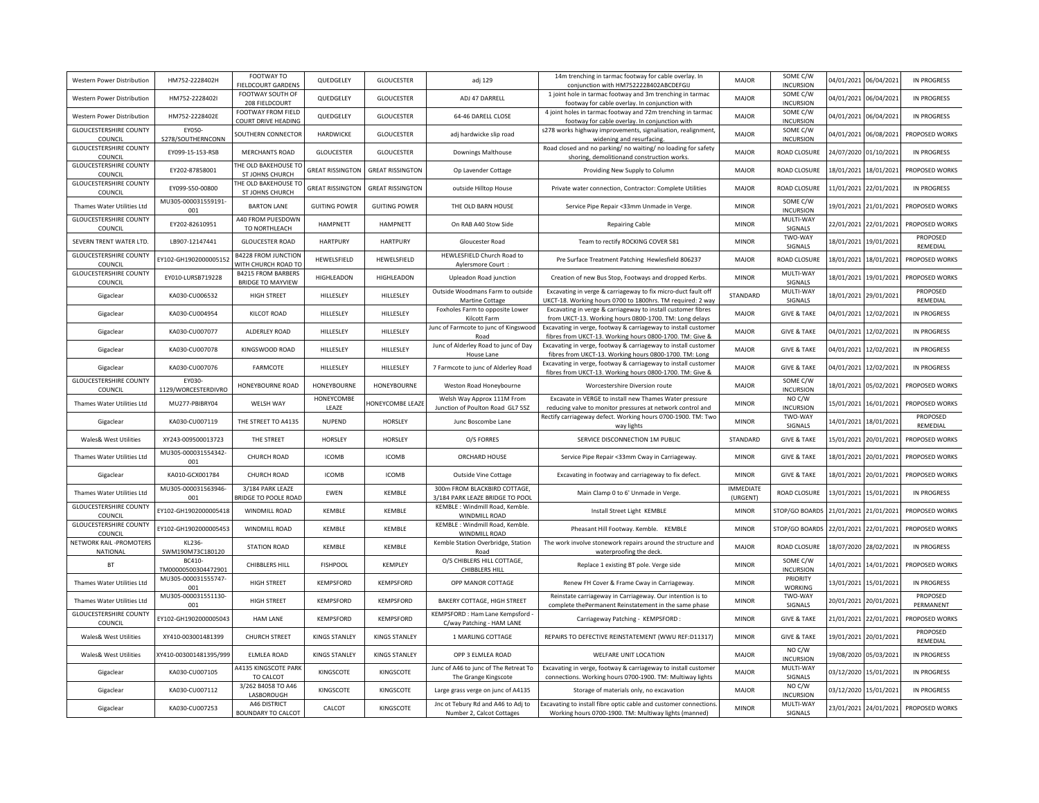| | | | | | | | | | | | |
|---|---|---|---|---|---|---|---|---|---|---|---|
| Western Power Distribution | HM752-2228402H | FOOTWAY TO FIELDCOURT GARDENS | QUEDGELEY | GLOUCESTER | adj 129 | 14m trenching in tarmac footway for cable overlay. In conjunction with HM7522228402ABCDEFGIJ | MAJOR | SOME C/W INCURSION | 04/01/2021 | 06/04/2021 | IN PROGRESS |
| Western Power Distribution | HM752-2228402I | FOOTWAY SOUTH OF 208 FIELDCOURT | QUEDGELEY | GLOUCESTER | ADJ 47 DARRELL | 1 joint hole in tarmac footway and 3m trenching in tarmac footway for cable overlay. In conjunction with | MAJOR | SOME C/W INCURSION | 04/01/2021 | 06/04/2021 | IN PROGRESS |
| Western Power Distribution | HM752-2228402E | FOOTWAY FROM FIELD COURT DRIVE HEADING | QUEDGELEY | GLOUCESTER | 64-46 DARELL CLOSE | 4 joint holes in tarmac footway and 72m trenching in tarmac footway for cable overlay. In conjunction with | MAJOR | SOME C/W INCURSION | 04/01/2021 | 06/04/2021 | IN PROGRESS |
| GLOUCESTERSHIRE COUNTY COUNCIL | EY050-S278/SOUTHERNCONN | SOUTHERN CONNECTOR | HARDWICKE | GLOUCESTER | adj hardwicke slip road | s278 works highway improvements, signalisation, realignment, widening and resurfacing. | MAJOR | SOME C/W INCURSION | 04/01/2021 | 06/08/2021 | PROPOSED WORKS |
| GLOUCESTERSHIRE COUNTY COUNCIL | EY099-15-153-RSB | MERCHANTS ROAD | GLOUCESTER | GLOUCESTER | Downings Malthouse | Road closed and no parking/ no waiting/ no loading for safety shoring, demolitionand construction works. | MAJOR | ROAD CLOSURE | 24/07/2020 | 01/10/2021 | IN PROGRESS |
| GLOUCESTERSHIRE COUNTY COUNCIL | EY202-87858001 | THE OLD BAKEHOUSE TO ST JOHNS CHURCH | GREAT RISSINGTON | GREAT RISSINGTON | Op Lavender Cottage | Providing New Supply to Column | MAJOR | ROAD CLOSURE | 18/01/2021 | 18/01/2021 | PROPOSED WORKS |
| GLOUCESTERSHIRE COUNTY COUNCIL | EY099-S50-00800 | THE OLD BAKEHOUSE TO ST JOHNS CHURCH | GREAT RISSINGTON | GREAT RISSINGTON | outside Hilltop House | Private water connection, Contractor: Complete Utilities | MAJOR | ROAD CLOSURE | 11/01/2021 | 22/01/2021 | IN PROGRESS |
| Thames Water Utilities Ltd | MU305-000031559191-001 | BARTON LANE | GUITING POWER | GUITING POWER | THE OLD BARN HOUSE | Service Pipe Repair <33mm Unmade in Verge. | MINOR | SOME C/W INCURSION | 19/01/2021 | 21/01/2021 | PROPOSED WORKS |
| GLOUCESTERSHIRE COUNTY COUNCIL | EY202-82610951 | A40 FROM PUESDOWN TO NORTHLEACH | HAMPNETT | HAMPNETT | On RAB A40 Stow Side | Repairing Cable | MINOR | MULTI-WAY SIGNALS | 22/01/2021 | 22/01/2021 | PROPOSED WORKS |
| SEVERN TRENT WATER LTD. | LB907-12147441 | GLOUCESTER ROAD | HARTPURY | HARTPURY | Gloucester Road | Team to rectify ROCKING COVER S81 | MINOR | TWO-WAY SIGNALS | 18/01/2021 | 19/01/2021 | PROPOSED REMEDIAL |
| GLOUCESTERSHIRE COUNTY COUNCIL | EY102-GH1902000005152 | B4228 FROM JUNCTION WITH CHURCH ROAD TO | HEWELSFIELD | HEWELSFIELD | HEWLESFIELD Church Road to Aylersmore Court : | Pre Surface Treatment Patching Hewlesfield 806237 | MAJOR | ROAD CLOSURE | 18/01/2021 | 18/01/2021 | PROPOSED WORKS |
| GLOUCESTERSHIRE COUNTY COUNCIL | EY010-LURSB719228 | B4215 FROM BARBERS BRIDGE TO MAYVIEW | HIGHLEADON | HIGHLEADON | Upleadon Road junction | Creation of new Bus Stop, Footways and dropped Kerbs. | MINOR | MULTI-WAY SIGNALS | 18/01/2021 | 19/01/2021 | PROPOSED WORKS |
| Gigaclear | KA030-CU006532 | HIGH STREET | HILLESLEY | HILLESLEY | Outside Woodmans Farm to outside Martine Cottage | Excavating in verge & carriageway to fix micro-duct fault off UKCT-18. Working hours 0700 to 1800hrs. TM required: 2 way | STANDARD | MULTI-WAY SIGNALS | 18/01/2021 | 29/01/2021 | PROPOSED REMEDIAL |
| Gigaclear | KA030-CU004954 | KILCOT ROAD | HILLESLEY | HILLESLEY | Foxholes Farm to opposite Lower Kilcott Farm | Excavating in verge & carriageway to install customer fibres from UKCT-13. Working hours 0800-1700. TM: Long delays | MAJOR | GIVE & TAKE | 04/01/2021 | 12/02/2021 | IN PROGRESS |
| Gigaclear | KA030-CU007077 | ALDERLEY ROAD | HILLESLEY | HILLESLEY | Junc of Farmcote to junc of Kingswood Road | Excavating in verge, footway & carriageway to install customer fibres from UKCT-13. Working hours 0800-1700. TM: Give & | MAJOR | GIVE & TAKE | 04/01/2021 | 12/02/2021 | IN PROGRESS |
| Gigaclear | KA030-CU007078 | KINGSWOOD ROAD | HILLESLEY | HILLESLEY | Junc of Alderley Road to junc of Day House Lane | Excavating in verge, footway & carriageway to install customer fibres from UKCT-13. Working hours 0800-1700. TM: Long | MAJOR | GIVE & TAKE | 04/01/2021 | 12/02/2021 | IN PROGRESS |
| Gigaclear | KA030-CU007076 | FARMCOTE | HILLESLEY | HILLESLEY | 7 Farmcote to junc of Alderley Road | Excavating in verge, footway & carriageway to install customer fibres from UKCT-13. Working hours 0800-1700. TM: Give & | MAJOR | GIVE & TAKE | 04/01/2021 | 12/02/2021 | IN PROGRESS |
| GLOUCESTERSHIRE COUNTY COUNCIL | EY030-1129/WORCESTERDIVRO | HONEYBOURNE ROAD | HONEYBOURNE | HONEYBOURNE | Weston Road Honeybourne | Worcestershire Diversion route | MAJOR | SOME C/W INCURSION | 18/01/2021 | 05/02/2021 | PROPOSED WORKS |
| Thames Water Utilities Ltd | MU277-PBIBRY04 | WELSH WAY | HONEYCOMBE LEAZE | HONEYCOMBE LEAZE | Welsh Way Approx 111M From Junction of Poulton Road GL7 5SZ | Excavate in VERGE to install new Thames Water pressure reducing valve to monitor pressures at network control and | MINOR | NO C/W INCURSION | 15/01/2021 | 16/01/2021 | PROPOSED WORKS |
| Gigaclear | KA030-CU007119 | THE STREET TO A4135 | NUPEND | HORSLEY | Junc Boscombe Lane | Rectify carriageway defect. Working hours 0700-1900. TM: Two way lights | MINOR | TWO-WAY SIGNALS | 14/01/2021 | 18/01/2021 | PROPOSED REMEDIAL |
| Wales& West Utilities | XY243-009500013723 | THE STREET | HORSLEY | HORSLEY | O/S FORRES | SERVICE DISCONNECTION 1M PUBLIC | STANDARD | GIVE & TAKE | 15/01/2021 | 20/01/2021 | PROPOSED WORKS |
| Thames Water Utilities Ltd | MU305-000031554342-001 | CHURCH ROAD | ICOMB | ICOMB | ORCHARD HOUSE | Service Pipe Repair <33mm Cway in Carriageway. | MINOR | GIVE & TAKE | 18/01/2021 | 20/01/2021 | PROPOSED WORKS |
| Gigaclear | KA010-GCX001784 | CHURCH ROAD | ICOMB | ICOMB | Outside Vine Cottage | Excavating in footway and carriageway to fix defect. | MINOR | GIVE & TAKE | 18/01/2021 | 20/01/2021 | PROPOSED WORKS |
| Thames Water Utilities Ltd | MU305-000031563946-001 | 3/184 PARK LEAZE BRIDGE TO POOLE ROAD | EWEN | KEMBLE | 300m FROM BLACKBIRD COTTAGE, 3/184 PARK LEAZE BRIDGE TO POOL | Main Clamp 0 to 6' Unmade in Verge. | IMMEDIATE (URGENT) | ROAD CLOSURE | 13/01/2021 | 15/01/2021 | IN PROGRESS |
| GLOUCESTERSHIRE COUNTY COUNCIL | EY102-GH1902000005418 | WINDMILL ROAD | KEMBLE | KEMBLE | KEMBLE : Windmill Road, Kemble. WINDMILL ROAD | Install Street Light KEMBLE | MINOR | STOP/GO BOARDS | 21/01/2021 | 21/01/2021 | PROPOSED WORKS |
| GLOUCESTERSHIRE COUNTY COUNCIL | EY102-GH1902000005453 | WINDMILL ROAD | KEMBLE | KEMBLE | KEMBLE : Windmill Road, Kemble. WINDMILL ROAD | Pheasant Hill Footway. KEMBLE | MINOR | STOP/GO BOARDS | 22/01/2021 | 22/01/2021 | PROPOSED WORKS |
| NETWORK RAIL -PROMOTERS NATIONAL | KL236-SWM190M73C180120 | STATION ROAD | KEMBLE | KEMBLE | Kemble Station Overbridge, Station Road | The work involve stonework repairs around the structure and waterproofing the deck. | MAJOR | ROAD CLOSURE | 18/07/2020 | 28/02/2021 | IN PROGRESS |
| BT | BC410-TM00000500304472901 | CHIBBLERS HILL | FISHPOOL | KEMPLEY | O/S CHIBLERS HILL COTTAGE, CHIBBLERS HILL | Replace 1 existing BT pole. Verge side | MINOR | SOME C/W INCURSION | 14/01/2021 | 14/01/2021 | PROPOSED WORKS |
| Thames Water Utilities Ltd | MU305-000031555747-001 | HIGH STREET | KEMPSFORD | KEMPSFORD | OPP MANOR COTTAGE | Renew FH Cover & Frame Cway in Carriageway. | MINOR | PRIORITY WORKING | 13/01/2021 | 15/01/2021 | IN PROGRESS |
| Thames Water Utilities Ltd | MU305-000031551130-001 | HIGH STREET | KEMPSFORD | KEMPSFORD | BAKERY COTTAGE, HIGH STREET | Reinstate carriageway in Carriageway. Our intention is to complete thePermanent Reinstatement in the same phase | MINOR | TWO-WAY SIGNALS | 20/01/2021 | 20/01/2021 | PROPOSED PERMANENT |
| GLOUCESTERSHIRE COUNTY COUNCIL | EY102-GH1902000005043 | HAM LANE | KEMPSFORD | KEMPSFORD | KEMPSFORD : Ham Lane Kempsford - C/way Patching - HAM LANE | Carriageway Patching - KEMPSFORD : | MINOR | GIVE & TAKE | 21/01/2021 | 22/01/2021 | PROPOSED WORKS |
| Wales& West Utilities | XY410-003001481399 | CHURCH STREET | KINGS STANLEY | KINGS STANLEY | 1 MARLING COTTAGE | REPAIRS TO DEFECTIVE REINSTATEMENT (WWU REF:D11317) | MINOR | GIVE & TAKE | 19/01/2021 | 20/01/2021 | PROPOSED REMEDIAL |
| Wales& West Utilities | XY410-003001481395/999 | ELMLEA ROAD | KINGS STANLEY | KINGS STANLEY | OPP 3 ELMLEA ROAD | WELFARE UNIT LOCATION | MAJOR | NO C/W INCURSION | 19/08/2020 | 05/03/2021 | IN PROGRESS |
| Gigaclear | KA030-CU007105 | A4135 KINGSCOTE PARK TO CALCOT | KINGSCOTE | KINGSCOTE | Junc of A46 to junc of The Retreat To The Grange Kingscote | Excavating in verge, footway & carriageway to install customer connections. Working hours 0700-1900. TM: Multiway lights | MAJOR | MULTI-WAY SIGNALS | 03/12/2020 | 15/01/2021 | IN PROGRESS |
| Gigaclear | KA030-CU007112 | 3/262 B4058 TO A46 LASBOROUGH | KINGSCOTE | KINGSCOTE | Large grass verge on junc of A4135 | Storage of materials only, no excavation | MAJOR | NO C/W INCURSION | 03/12/2020 | 15/01/2021 | IN PROGRESS |
| Gigaclear | KA030-CU007253 | A46 DISTRICT BOUNDARY TO CALCOT | CALCOT | KINGSCOTE | Jnc ot Tebury Rd and A46 to Adj to Number 2, Calcot Cottages | Excavating to install fibre optic cable and customer connections. Working hours 0700-1900. TM: Multiway lights (manned) | MINOR | MULTI-WAY SIGNALS | 23/01/2021 | 24/01/2021 | PROPOSED WORKS |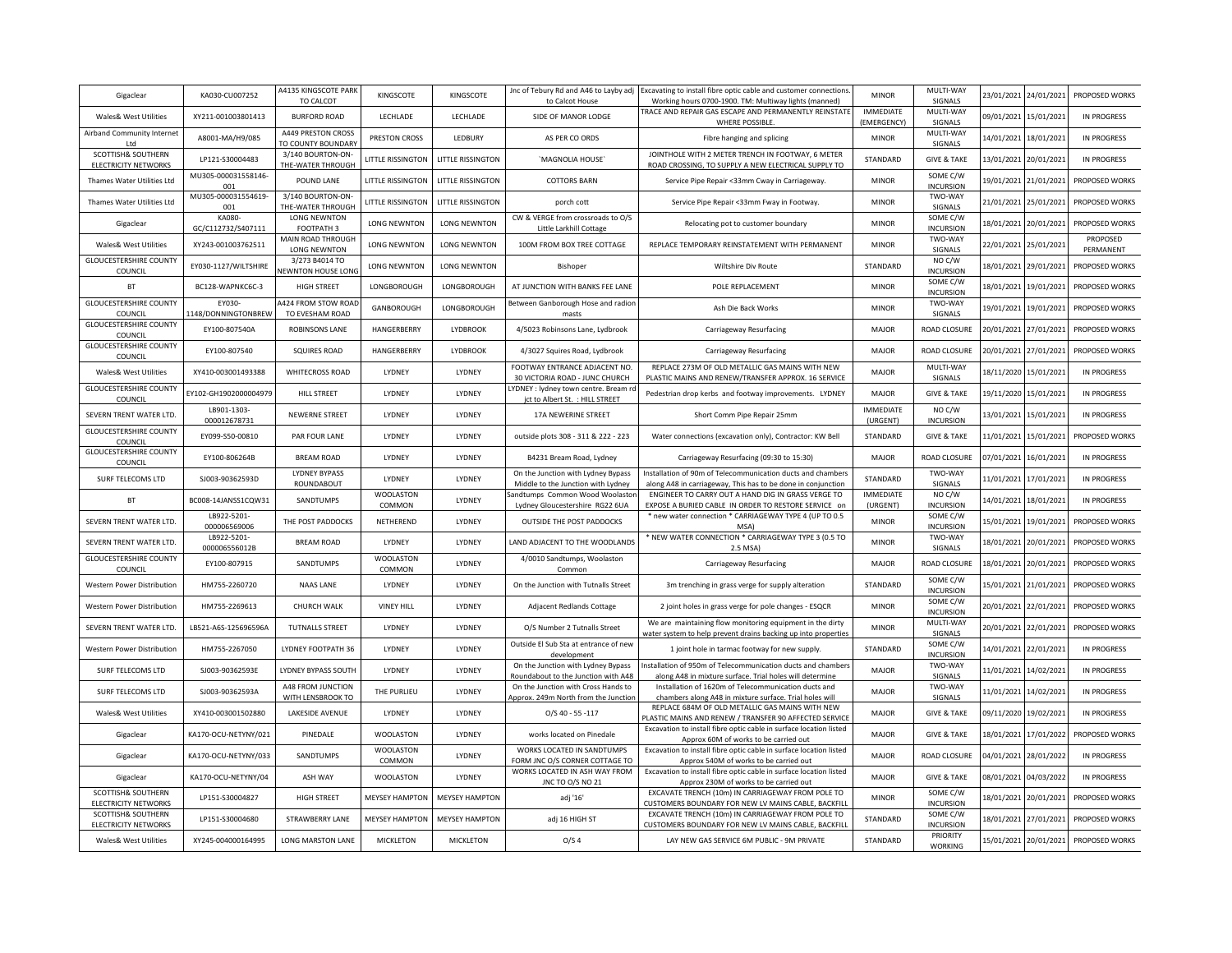| | | | | | | | | | | | |
|---|---|---|---|---|---|---|---|---|---|---|---|
| Gigaclear | KA030-CU007252 | A4135 KINGSCOTE PARK TO CALCOT | KINGSCOTE | KINGSCOTE | Jnc of Tebury Rd and A46 to Layby adj to Calcot House | Excavating to install fibre optic cable and customer connections. Working hours 0700-1900. TM: Multiway lights (manned) | MINOR | MULTI-WAY SIGNALS | 23/01/2021 | 24/01/2021 | PROPOSED WORKS |
| Wales& West Utilities | XY211-001003801413 | BURFORD ROAD | LECHLADE | LECHLADE | SIDE OF MANOR LODGE | TRACE AND REPAIR GAS ESCAPE AND PERMANENTLY REINSTATE WHERE POSSIBLE. | IMMEDIATE (EMERGENCY) | MULTI-WAY SIGNALS | 09/01/2021 | 15/01/2021 | IN PROGRESS |
| Airband Community Internet Ltd | A8001-MA/H9/085 | A449 PRESTON CROSS TO COUNTY BOUNDARY | PRESTON CROSS | LEDBURY | AS PER CO ORDS | Fibre hanging and splicing | MINOR | MULTI-WAY SIGNALS | 14/01/2021 | 18/01/2021 | IN PROGRESS |
| SCOTTISH& SOUTHERN ELECTRICITY NETWORKS | LP121-S30004483 | 3/140 BOURTON-ON-THE-WATER THROUGH | LITTLE RISSINGTON | LITTLE RISSINGTON | `MAGNOLIA HOUSE` | JOINTHOLE WITH 2 METER TRENCH IN FOOTWAY, 6 METER ROAD CROSSING, TO SUPPLY A NEW ELECTRICAL SUPPLY TO | STANDARD | GIVE & TAKE | 13/01/2021 | 20/01/2021 | IN PROGRESS |
| Thames Water Utilities Ltd | MU305-000031558146-001 | POUND LANE | LITTLE RISSINGTON | LITTLE RISSINGTON | COTTORS BARN | Service Pipe Repair <33mm Cway in Carriageway. | MINOR | SOME C/W INCURSION | 19/01/2021 | 21/01/2021 | PROPOSED WORKS |
| Thames Water Utilities Ltd | MU305-000031554619-001 | 3/140 BOURTON-ON-THE-WATER THROUGH | LITTLE RISSINGTON | LITTLE RISSINGTON | porch cott | Service Pipe Repair <33mm Fway in Footway. | MINOR | TWO-WAY SIGNALS | 21/01/2021 | 25/01/2021 | PROPOSED WORKS |
| Gigaclear | KA080-GC/C112732/S407111 | LONG NEWNTON FOOTPATH 3 | LONG NEWNTON | LONG NEWNTON | CW & VERGE from crossroads to O/S Little Larkhill Cottage | Relocating pot to customer boundary | MINOR | SOME C/W INCURSION | 18/01/2021 | 20/01/2021 | PROPOSED WORKS |
| Wales& West Utilities | XY243-001003762511 | MAIN ROAD THROUGH LONG NEWNTON | LONG NEWNTON | LONG NEWNTON | 100M FROM BOX TREE COTTAGE | REPLACE TEMPORARY REINSTATEMENT WITH PERMANENT | MINOR | TWO-WAY SIGNALS | 22/01/2021 | 25/01/2021 | PROPOSED PERMANENT |
| GLOUCESTERSHIRE COUNTY COUNCIL | EY030-1127/WILTSHIRE | 3/273 B4014 TO NEWNTON HOUSE LONG | LONG NEWNTON | LONG NEWNTON | Bishoper | Wiltshire Div Route | STANDARD | NO C/W INCURSION | 18/01/2021 | 29/01/2021 | PROPOSED WORKS |
| BT | BC128-WAPNKC6C-3 | HIGH STREET | LONGBOROUGH | LONGBOROUGH | AT JUNCTION WITH BANKS FEE LANE | POLE REPLACEMENT | MINOR | SOME C/W INCURSION | 18/01/2021 | 19/01/2021 | PROPOSED WORKS |
| GLOUCESTERSHIRE COUNTY COUNCIL | EY030-1148/DONNINGTONBREW | A424 FROM STOW ROAD TO EVESHAM ROAD | GANBOROUGH | LONGBOROUGH | Between Ganborough Hose and radion masts | Ash Die Back Works | MINOR | TWO-WAY SIGNALS | 19/01/2021 | 19/01/2021 | PROPOSED WORKS |
| GLOUCESTERSHIRE COUNTY COUNCIL | EY100-807540A | ROBINSONS LANE | HANGERBERRY | LYDBROOK | 4/5023 Robinsons Lane, Lydbrook | Carriageway Resurfacing | MAJOR | ROAD CLOSURE | 20/01/2021 | 27/01/2021 | PROPOSED WORKS |
| GLOUCESTERSHIRE COUNTY COUNCIL | EY100-807540 | SQUIRES ROAD | HANGERBERRY | LYDBROOK | 4/3027 Squires Road, Lydbrook | Carriageway Resurfacing | MAJOR | ROAD CLOSURE | 20/01/2021 | 27/01/2021 | PROPOSED WORKS |
| Wales& West Utilities | XY410-003001493388 | WHITECROSS ROAD | LYDNEY | LYDNEY | FOOTWAY ENTRANCE ADJACENT NO. 30 VICTORIA ROAD - JUNC CHURCH | REPLACE 273M OF OLD METALLIC GAS MAINS WITH NEW PLASTIC MAINS AND RENEW/TRANSFER APPROX. 16 SERVICE | MAJOR | MULTI-WAY SIGNALS | 18/11/2020 | 15/01/2021 | IN PROGRESS |
| GLOUCESTERSHIRE COUNTY COUNCIL | EY102-GH1902000004979 | HILL STREET | LYDNEY | LYDNEY | LYDNEY : lydney town centre. Bream rd jct to Albert St. : HILL STREET | Pedestrian drop kerbs and footway improvements. LYDNEY | MAJOR | GIVE & TAKE | 19/11/2020 | 15/01/2021 | IN PROGRESS |
| SEVERN TRENT WATER LTD. | LB901-1303-000012678731 | NEWERNE STREET | LYDNEY | LYDNEY | 17A NEWERINE STREET | Short Comm Pipe Repair 25mm | IMMEDIATE (URGENT) | NO C/W INCURSION | 13/01/2021 | 15/01/2021 | IN PROGRESS |
| GLOUCESTERSHIRE COUNTY COUNCIL | EY099-S50-00810 | PAR FOUR LANE | LYDNEY | LYDNEY | outside plots 308 - 311 & 222 - 223 | Water connections (excavation only), Contractor: KW Bell | STANDARD | GIVE & TAKE | 11/01/2021 | 15/01/2021 | PROPOSED WORKS |
| GLOUCESTERSHIRE COUNTY COUNCIL | EY100-806264B | BREAM ROAD | LYDNEY | LYDNEY | B4231 Bream Road, Lydney | Carriageway Resurfacing (09:30 to 15:30) | MAJOR | ROAD CLOSURE | 07/01/2021 | 16/01/2021 | IN PROGRESS |
| SURF TELECOMS LTD | SJ003-90362593D | LYDNEY BYPASS ROUNDABOUT | LYDNEY | LYDNEY | On the Junction with Lydney Bypass Middle to the Junction with Lydney | Installation of 90m of Telecommunication ducts and chambers along A48 in carriageway, This has to be done in conjunction | STANDARD | TWO-WAY SIGNALS | 11/01/2021 | 17/01/2021 | IN PROGRESS |
| BT | BC008-14JANSS1CQW31 | SANDTUMPS | WOOLASTON COMMON | LYDNEY | Sandtumps Common Wood Woolaston Lydney Gloucestershire RG22 6UA | ENGINEER TO CARRY OUT A HAND DIG IN GRASS VERGE TO EXPOSE A BURIED CABLE IN ORDER TO RESTORE SERVICE on | IMMEDIATE (URGENT) | NO C/W INCURSION | 14/01/2021 | 18/01/2021 | IN PROGRESS |
| SEVERN TRENT WATER LTD. | LB922-5201-000006569006 | THE POST PADDOCKS | NETHEREND | LYDNEY | OUTSIDE THE POST PADDOCKS | * new water connection * CARRIAGEWAY TYPE 4 (UP TO 0.5 MSA) | MINOR | SOME C/W INCURSION | 15/01/2021 | 19/01/2021 | PROPOSED WORKS |
| SEVERN TRENT WATER LTD. | LB922-5201-000006556012B | BREAM ROAD | LYDNEY | LYDNEY | LAND ADJACENT TO THE WOODLANDS | * NEW WATER CONNECTION * CARRIAGEWAY TYPE 3 (0.5 TO 2.5 MSA) | MINOR | TWO-WAY SIGNALS | 18/01/2021 | 20/01/2021 | PROPOSED WORKS |
| GLOUCESTERSHIRE COUNTY COUNCIL | EY100-807915 | SANDTUMPS | WOOLASTON COMMON | LYDNEY | 4/0010 Sandtumps, Woolaston Common | Carriageway Resurfacing | MAJOR | ROAD CLOSURE | 18/01/2021 | 20/01/2021 | PROPOSED WORKS |
| Western Power Distribution | HM755-2260720 | NAAS LANE | LYDNEY | LYDNEY | On the Junction with Tutnalls Street | 3m trenching in grass verge for supply alteration | STANDARD | SOME C/W INCURSION | 15/01/2021 | 21/01/2021 | PROPOSED WORKS |
| Western Power Distribution | HM755-2269613 | CHURCH WALK | VINEY HILL | LYDNEY | Adjacent Redlands Cottage | 2 joint holes in grass verge for pole changes - ESQCR | MINOR | SOME C/W INCURSION | 20/01/2021 | 22/01/2021 | PROPOSED WORKS |
| SEVERN TRENT WATER LTD. | LB521-A6S-125696596A | TUTNALLS STREET | LYDNEY | LYDNEY | O/S Number 2 Tutnalls Street | We are maintaining flow monitoring equipment in the dirty water system to help prevent drains backing up into properties | MINOR | MULTI-WAY SIGNALS | 20/01/2021 | 22/01/2021 | PROPOSED WORKS |
| Western Power Distribution | HM755-2267050 | LYDNEY FOOTPATH 36 | LYDNEY | LYDNEY | Outside El Sub Sta at entrance of new development | 1 joint hole in tarmac footway for new supply. | STANDARD | SOME C/W INCURSION | 14/01/2021 | 22/01/2021 | IN PROGRESS |
| SURF TELECOMS LTD | SJ003-90362593E | LYDNEY BYPASS SOUTH | LYDNEY | LYDNEY | On the Junction with Lydney Bypass Roundabout to the Junction with A48 | Installation of 950m of Telecommunication ducts and chambers along A48 in mixture surface. Trial holes will determine | MAJOR | TWO-WAY SIGNALS | 11/01/2021 | 14/02/2021 | IN PROGRESS |
| SURF TELECOMS LTD | SJ003-90362593A | A48 FROM JUNCTION WITH LENSBROOK TO | THE PURLIEU | LYDNEY | On the Junction with Cross Hands to Approx. 249m North from the Junction | Installation of 1620m of Telecommunication ducts and chambers along A48 in mixture surface. Trial holes will | MAJOR | TWO-WAY SIGNALS | 11/01/2021 | 14/02/2021 | IN PROGRESS |
| Wales& West Utilities | XY410-003001502880 | LAKESIDE AVENUE | LYDNEY | LYDNEY | O/S 40 - 55 -117 | REPLACE 684M OF OLD METALLIC GAS MAINS WITH NEW PLASTIC MAINS AND RENEW / TRANSFER 90 AFFECTED SERVICE | MAJOR | GIVE & TAKE | 09/11/2020 | 19/02/2021 | IN PROGRESS |
| Gigaclear | KA170-OCU-NETYNY/021 | PINEDALE | WOOLASTON | LYDNEY | works located on Pinedale | Excavation to install fibre optic cable in surface location listed Approx 60M of works to be carried out | MAJOR | GIVE & TAKE | 18/01/2021 | 17/01/2022 | PROPOSED WORKS |
| Gigaclear | KA170-OCU-NETYNY/033 | SANDTUMPS | WOOLASTON COMMON | LYDNEY | WORKS LOCATED IN SANDTUMPS FORM JNC O/S CORNER COTTAGE TO | Excavation to install fibre optic cable in surface location listed Approx 540M of works to be carried out | MAJOR | ROAD CLOSURE | 04/01/2021 | 28/01/2022 | IN PROGRESS |
| Gigaclear | KA170-OCU-NETYNY/04 | ASH WAY | WOOLASTON | LYDNEY | WORKS LOCATED IN ASH WAY FROM JNC TO O/S NO 21 | Excavation to install fibre optic cable in surface location listed Approx 230M of works to be carried out | MAJOR | GIVE & TAKE | 08/01/2021 | 04/03/2022 | IN PROGRESS |
| SCOTTISH& SOUTHERN ELECTRICITY NETWORKS | LP151-S30004827 | HIGH STREET | MEYSEY HAMPTON | MEYSEY HAMPTON | adj '16' | EXCAVATE TRENCH (10m) IN CARRIAGEWAY FROM POLE TO CUSTOMERS BOUNDARY FOR NEW LV MAINS CABLE, BACKFILL | MINOR | SOME C/W INCURSION | 18/01/2021 | 20/01/2021 | PROPOSED WORKS |
| SCOTTISH& SOUTHERN ELECTRICITY NETWORKS | LP151-S30004680 | STRAWBERRY LANE | MEYSEY HAMPTON | MEYSEY HAMPTON | adj 16 HIGH ST | EXCAVATE TRENCH (10m) IN CARRIAGEWAY FROM POLE TO CUSTOMERS BOUNDARY FOR NEW LV MAINS CABLE, BACKFILL | STANDARD | SOME C/W INCURSION | 18/01/2021 | 27/01/2021 | PROPOSED WORKS |
| Wales& West Utilities | XY245-004000164995 | LONG MARSTON LANE | MICKLETON | MICKLETON | O/S 4 | LAY NEW GAS SERVICE 6M PUBLIC - 9M PRIVATE | STANDARD | PRIORITY WORKING | 15/01/2021 | 20/01/2021 | PROPOSED WORKS |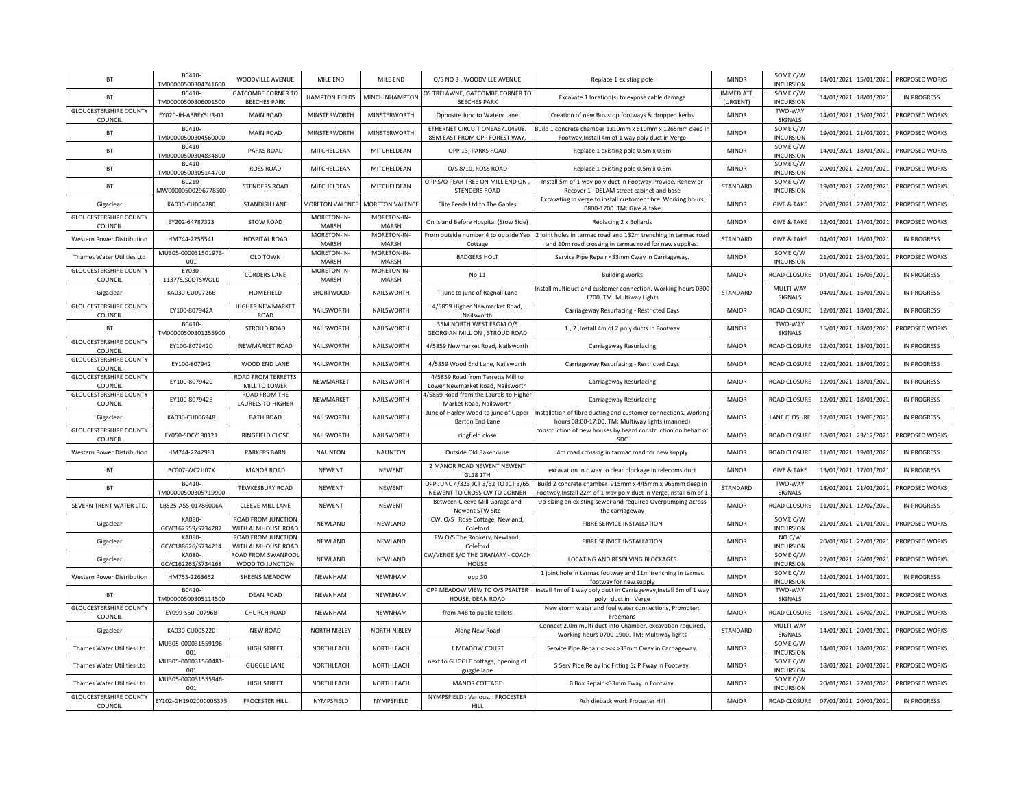| | | | | | | | | | | | |
|---|---|---|---|---|---|---|---|---|---|---|---|
| BT | BC410-TM00000500304741600 | WOODVILLE AVENUE | MILE END | MILE END | O/S NO 3 , WOODVILLE AVENUE | Replace 1 existing pole | MINOR | SOME C/W INCURSION | 14/01/2021 | 15/01/2021 | PROPOSED WORKS |
| BT | BC410-TM00000500306001500 | GATCOMBE CORNER TO BEECHES PARK | HAMPTON FIELDS | MINCHINHAMPTON | OS TRELAWNE, GATCOMBE CORNER TO BEECHES PARK | Excavate 1 location(s) to expose cable damage | IMMEDIATE (URGENT) | SOME C/W INCURSION | 14/01/2021 | 18/01/2021 | IN PROGRESS |
| GLOUCESTERSHIRE COUNTY COUNCIL | EY020-JH-ABBEYSUR-01 | MAIN ROAD | MINSTERWORTH | MINSTERWORTH | Opposite Junc to Watery Lane | Creation of new Bus stop footways & dropped kerbs | MINOR | TWO-WAY SIGNALS | 14/01/2021 | 15/01/2021 | PROPOSED WORKS |
| BT | BC410-TM00000500304560000 | MAIN ROAD | MINSTERWORTH | MINSTERWORTH | ETHERNET CIRCUIT ONEA67104908. 85M EAST FROM OPP FOREST WAY, | Build 1 concrete chamber 1310mm x 610mm x 1265mm deep in Footway,Install 4m of 1 way poly duct in Verge | MINOR | SOME C/W INCURSION | 19/01/2021 | 21/01/2021 | PROPOSED WORKS |
| BT | BC410-TM00000500304834800 | PARKS ROAD | MITCHELDEAN | MITCHELDEAN | OPP 13, PARKS ROAD | Replace 1 existing pole 0.5m x 0.5m | MINOR | SOME C/W INCURSION | 14/01/2021 | 18/01/2021 | PROPOSED WORKS |
| BT | BC410-TM00000500305144700 | ROSS ROAD | MITCHELDEAN | MITCHELDEAN | O/S 8/10, ROSS ROAD | Replace 1 existing pole 0.5m x 0.5m | MINOR | SOME C/W INCURSION | 20/01/2021 | 22/01/2021 | PROPOSED WORKS |
| BT | BC210-MW00000500296778500 | STENDERS ROAD | MITCHELDEAN | MITCHELDEAN | OPP S/O PEAR TREE ON MILL END ON , STENDERS ROAD | Install 5m of 1 way poly duct in Footway,Provide, Renew or Recover 1 DSLAM street cabinet and base | STANDARD | SOME C/W INCURSION | 19/01/2021 | 27/01/2021 | PROPOSED WORKS |
| Gigaclear | KA030-CU004280 | STANDISH LANE | MORETON VALENCE | MORETON VALENCE | Elite Feeds Ltd to The Gables | Excavating in verge to install customer fibre. Working hours 0800-1700. TM: Give & take | MINOR | GIVE & TAKE | 20/01/2021 | 22/01/2021 | PROPOSED WORKS |
| GLOUCESTERSHIRE COUNTY COUNCIL | EY202-64787323 | STOW ROAD | MORETON-IN-MARSH | MORETON-IN-MARSH | On Island Before Hospital (Stow Side) | Replacing 2 x Bollards | MINOR | GIVE & TAKE | 12/01/2021 | 14/01/2021 | PROPOSED WORKS |
| Western Power Distribution | HM744-2256541 | HOSPITAL ROAD | MORETON-IN-MARSH | MORETON-IN-MARSH | From outside number 4 to outside Yeo Cottage | 2 joint holes in tarmac road and 132m trenching in tarmac road and 10m road crossing in tarmac road for new supplies. | STANDARD | GIVE & TAKE | 04/01/2021 | 16/01/2021 | IN PROGRESS |
| Thames Water Utilities Ltd | MU305-000031501973-001 | OLD TOWN | MORETON-IN-MARSH | MORETON-IN-MARSH | BADGERS HOLT | Service Pipe Repair <33mm Cway in Carriageway. | MINOR | SOME C/W INCURSION | 21/01/2021 | 25/01/2021 | PROPOSED WORKS |
| GLOUCESTERSHIRE COUNTY COUNCIL | EY030-1137/SJSCOTSWOLD | CORDERS LANE | MORETON-IN-MARSH | MORETON-IN-MARSH | No 11 | Building Works | MAJOR | ROAD CLOSURE | 04/01/2021 | 16/03/2021 | IN PROGRESS |
| Gigaclear | KA030-CU007266 | HOMEFIELD | SHORTWOOD | NAILSWORTH | T-junc to junc of Ragnall Lane | Install multiduct and customer connection. Working hours 0800-1700. TM: Multiway Lights | STANDARD | MULTI-WAY SIGNALS | 04/01/2021 | 15/01/2021 | IN PROGRESS |
| GLOUCESTERSHIRE COUNTY COUNCIL | EY100-807942A | HIGHER NEWMARKET ROAD | NAILSWORTH | NAILSWORTH | 4/5859 Higher Newmarket Road, Nailsworth | Carriageway Resurfacing - Restricted Days | MAJOR | ROAD CLOSURE | 12/01/2021 | 18/01/2021 | IN PROGRESS |
| BT | BC410-TM00000500301255900 | STROUD ROAD | NAILSWORTH | NAILSWORTH | 35M NORTH WEST FROM O/S GEORGIAN MILL ON , STROUD ROAD | 1 , 2 ,Install 4m of 2 poly ducts in Footway | MINOR | TWO-WAY SIGNALS | 15/01/2021 | 18/01/2021 | PROPOSED WORKS |
| GLOUCESTERSHIRE COUNTY COUNCIL | EY100-807942D | NEWMARKET ROAD | NAILSWORTH | NAILSWORTH | 4/5859 Newmarket Road, Nailsworth | Carriageway Resurfacing | MAJOR | ROAD CLOSURE | 12/01/2021 | 18/01/2021 | IN PROGRESS |
| GLOUCESTERSHIRE COUNTY COUNCIL | EY100-807942 | WOOD END LANE | NAILSWORTH | NAILSWORTH | 4/5859 Wood End Lane, Nailsworth | Carriageway Resurfacing - Restricted Days | MAJOR | ROAD CLOSURE | 12/01/2021 | 18/01/2021 | IN PROGRESS |
| GLOUCESTERSHIRE COUNTY COUNCIL | EY100-807942C | ROAD FROM TERRETTS MILL TO LOWER | NEWMARKET | NAILSWORTH | 4/5859 Road from Terretts Mill to Lower Newmarket Road, Nailsworth | Carriageway Resurfacing | MAJOR | ROAD CLOSURE | 12/01/2021 | 18/01/2021 | IN PROGRESS |
| GLOUCESTERSHIRE COUNTY COUNCIL | EY100-807942B | ROAD FROM THE LAURELS TO HIGHER | NEWMARKET | NAILSWORTH | 4/5859 Road from the Laurels to Higher Market Road, Nailsworth | Carriageway Resurfacing | MAJOR | ROAD CLOSURE | 12/01/2021 | 18/01/2021 | IN PROGRESS |
| Gigaclear | KA030-CU006948 | BATH ROAD | NAILSWORTH | NAILSWORTH | Junc of Harley Wood to junc of Upper Barton End Lane | Installation of fibre ducting and customer connections. Working hours 08:00-17:00. TM: Multiway lights (manned) | MAJOR | LANE CLOSURE | 12/01/2021 | 19/03/2021 | IN PROGRESS |
| GLOUCESTERSHIRE COUNTY COUNCIL | EY050-SDC/180121 | RINGFIELD CLOSE | NAILSWORTH | NAILSWORTH | ringfield close | construction of new houses by beard construction on behalf of SDC | MAJOR | ROAD CLOSURE | 18/01/2021 | 23/12/2021 | PROPOSED WORKS |
| Western Power Distribution | HM744-2242983 | PARKERS BARN | NAUNTON | NAUNTON | Outside Old Bakehouse | 4m road crossing in tarmac road for new supply | MAJOR | ROAD CLOSURE | 11/01/2021 | 19/01/2021 | IN PROGRESS |
| BT | BC007-WC2JJ07X | MANOR ROAD | NEWENT | NEWENT | 2 MANOR ROAD NEWENT NEWENT GL18 1TH | excavation in c.way to clear blockage in telecoms duct | MINOR | GIVE & TAKE | 13/01/2021 | 17/01/2021 | IN PROGRESS |
| BT | BC410-TM00000500305719900 | TEWKESBURY ROAD | NEWENT | NEWENT | OPP JUNC 4/323 JCT 3/62 TO JCT 3/65 NEWENT TO CROSS CW TO CORNER | Build 2 concrete chamber 915mm x 445mm x 965mm deep in Footway,Install 22m of 1 way poly duct in Verge,Install 6m of 1 | STANDARD | TWO-WAY SIGNALS | 18/01/2021 | 21/01/2021 | PROPOSED WORKS |
| SEVERN TRENT WATER LTD. | LB525-A5S-01786006A | CLEEVE MILL LANE | NEWENT | NEWENT | Between Cleeve Mill Garage and Newent STW Site | Up-sizing an existing sewer and required Overpumping across the carriageway | MAJOR | ROAD CLOSURE | 11/01/2021 | 12/02/2021 | IN PROGRESS |
| Gigaclear | KA080-GC/C162559/S734287 | ROAD FROM JUNCTION WITH ALMHOUSE ROAD | NEWLAND | NEWLAND | CW, O/S Rose Cottage, Newland, Coleford | FIBRE SERVICE INSTALLATION | MINOR | SOME C/W INCURSION | 21/01/2021 | 21/01/2021 | PROPOSED WORKS |
| Gigaclear | KA080-GC/C188626/S734214 | ROAD FROM JUNCTION WITH ALMHOUSE ROAD | NEWLAND | NEWLAND | FW O/S The Rookery, Newland, Coleford | FIBRE SERVICE INSTALLATION | MINOR | NO C/W INCURSION | 20/01/2021 | 22/01/2021 | PROPOSED WORKS |
| Gigaclear | KA080-GC/C162265/S734168 | ROAD FROM SWANPOOL WOOD TO JUNCTION | NEWLAND | NEWLAND | CW/VERGE S/O THE GRANARY - COACH HOUSE | LOCATING AND RESOLVING BLOCKAGES | MINOR | SOME C/W INCURSION | 22/01/2021 | 26/01/2021 | PROPOSED WORKS |
| Western Power Distribution | HM755-2263652 | SHEENS MEADOW | NEWNHAM | NEWNHAM | opp 30 | 1 joint hole in tarmac footway and 11m trenching in tarmac footway for new supply | MINOR | SOME C/W INCURSION | 12/01/2021 | 14/01/2021 | IN PROGRESS |
| BT | BC410-TM00000500305114500 | DEAN ROAD | NEWNHAM | NEWNHAM | OPP MEADOW VIEW TO O/S PSALTER HOUSE, DEAN ROAD | Install 4m of 1 way poly duct in Carriageway,Install 6m of 1 way poly duct in Verge | MINOR | TWO-WAY SIGNALS | 21/01/2021 | 25/01/2021 | PROPOSED WORKS |
| GLOUCESTERSHIRE COUNTY COUNCIL | EY099-S50-00796B | CHURCH ROAD | NEWNHAM | NEWNHAM | from A48 to public toilets | New storm water and foul water connections, Promoter: Freemans | MAJOR | ROAD CLOSURE | 18/01/2021 | 26/02/2021 | PROPOSED WORKS |
| Gigaclear | KA030-CU005220 | NEW ROAD | NORTH NIBLEY | NORTH NIBLEY | Along New Road | Connect 2.0m multi duct into Chamber, excavation required. Working hours 0700-1900. TM: Multiway lights | STANDARD | MULTI-WAY SIGNALS | 14/01/2021 | 20/01/2021 | PROPOSED WORKS |
| Thames Water Utilities Ltd | MU305-000031559196-001 | HIGH STREET | NORTHLEACH | NORTHLEACH | 1 MEADOW COURT | Service Pipe Repair < >< >33mm Cway in Carriageway. | MINOR | SOME C/W INCURSION | 14/01/2021 | 18/01/2021 | PROPOSED WORKS |
| Thames Water Utilities Ltd | MU305-000031560481-001 | GUGGLE LANE | NORTHLEACH | NORTHLEACH | next to GUGGLE cottage, opening of guggle lane | S Serv Pipe Relay Inc Fitting Sz P Fway in Footway. | MINOR | SOME C/W INCURSION | 18/01/2021 | 20/01/2021 | PROPOSED WORKS |
| Thames Water Utilities Ltd | MU305-000031555946-001 | HIGH STREET | NORTHLEACH | NORTHLEACH | MANOR COTTAGE | B Box Repair <33mm Fway in Footway. | MINOR | SOME C/W INCURSION | 20/01/2021 | 22/01/2021 | PROPOSED WORKS |
| GLOUCESTERSHIRE COUNTY COUNCIL | EY102-GH1902000005375 | FROCESTER HILL | NYMPSFIELD | NYMPSFIELD | NYMPSFIELD : Various. : FROCESTER HILL | Ash dieback work Frocester Hill | MAJOR | ROAD CLOSURE | 07/01/2021 | 20/01/2021 | IN PROGRESS |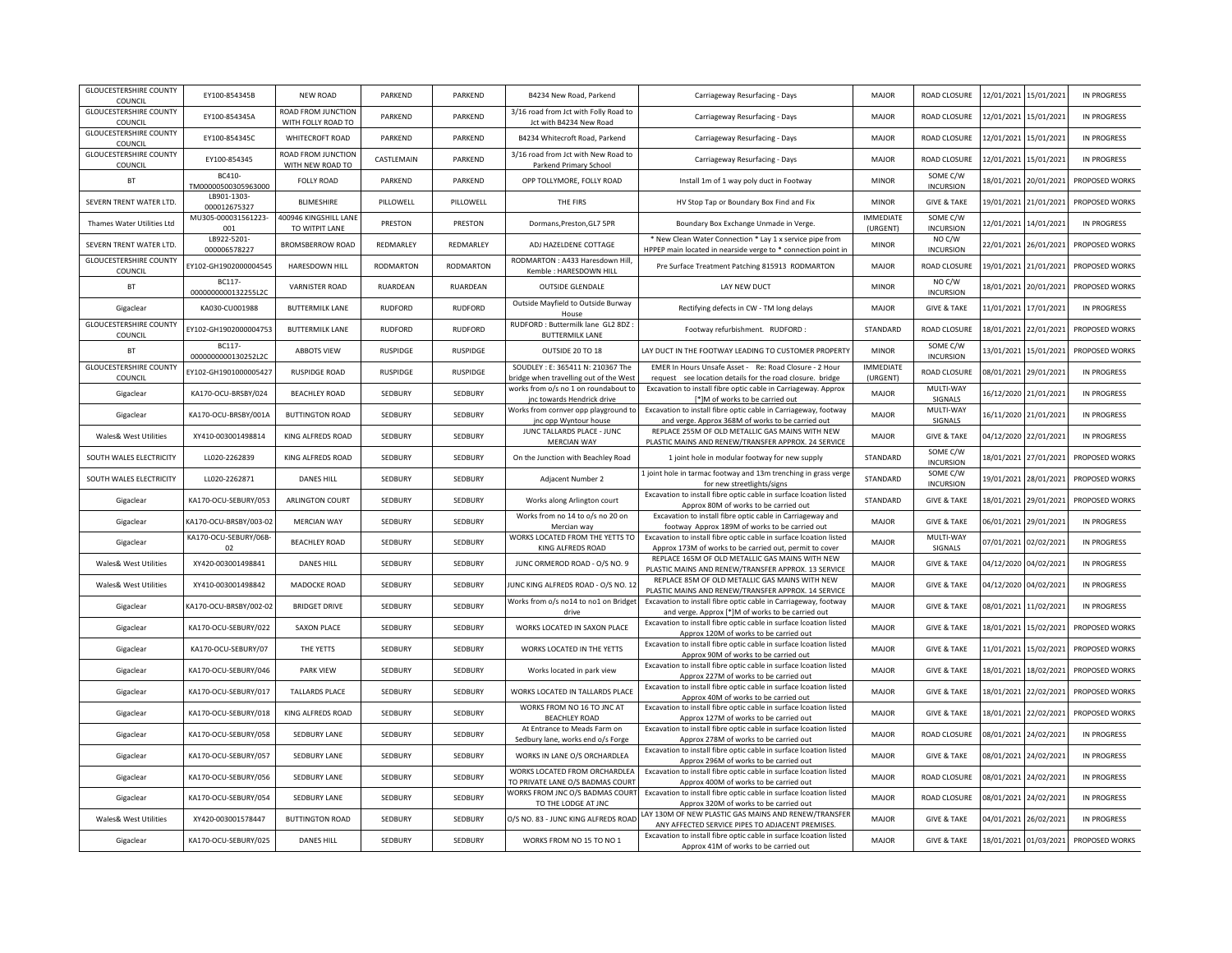| | | | | | | | | | | | |
|---|---|---|---|---|---|---|---|---|---|---|---|
| GLOUCESTERSHIRE COUNTY COUNCIL | EY100-854345B | NEW ROAD | PARKEND | PARKEND | B4234 New Road, Parkend | Carriageway Resurfacing - Days | MAJOR | ROAD CLOSURE | 12/01/2021 | 15/01/2021 | IN PROGRESS |
| GLOUCESTERSHIRE COUNTY COUNCIL | EY100-854345A | ROAD FROM JUNCTION WITH FOLLY ROAD TO | PARKEND | PARKEND | 3/16 road from Jct with Folly Road to Jct with B4234 New Road | Carriageway Resurfacing - Days | MAJOR | ROAD CLOSURE | 12/01/2021 | 15/01/2021 | IN PROGRESS |
| GLOUCESTERSHIRE COUNTY COUNCIL | EY100-854345C | WHITECROFT ROAD | PARKEND | PARKEND | B4234 Whitecroft Road, Parkend | Carriageway Resurfacing - Days | MAJOR | ROAD CLOSURE | 12/01/2021 | 15/01/2021 | IN PROGRESS |
| GLOUCESTERSHIRE COUNTY COUNCIL | EY100-854345 | ROAD FROM JUNCTION WITH NEW ROAD TO | CASTLEMAIN | PARKEND | 3/16 road from Jct with New Road to Parkend Primary School | Carriageway Resurfacing - Days | MAJOR | ROAD CLOSURE | 12/01/2021 | 15/01/2021 | IN PROGRESS |
| BT | BC410-TM00000500305963000 | FOLLY ROAD | PARKEND | PARKEND | OPP TOLLYMORE, FOLLY ROAD | Install 1m of 1 way poly duct in Footway | MINOR | SOME C/W INCURSION | 18/01/2021 | 20/01/2021 | PROPOSED WORKS |
| SEVERN TRENT WATER LTD. | LB901-1303-000012675327 | BLIMESHIRE | PILLOWELL | PILLOWELL | THE FIRS | HV Stop Tap or Boundary Box Find and Fix | MINOR | GIVE & TAKE | 19/01/2021 | 21/01/2021 | PROPOSED WORKS |
| Thames Water Utilities Ltd | MU305-000031561223-001 | 400946 KINGSHILL LANE TO WITPIT LANE | PRESTON | PRESTON | Dormans,Preston,GL7 5PR | Boundary Box Exchange Unmade in Verge. | IMMEDIATE (URGENT) | SOME C/W INCURSION | 12/01/2021 | 14/01/2021 | IN PROGRESS |
| SEVERN TRENT WATER LTD. | LB922-5201-000006578227 | BROMSBERROW ROAD | REDMARLEY | REDMARLEY | ADJ HAZELDENE COTTAGE | * New Clean Water Connection * Lay 1 x service pipe from HPPEP main located in nearside verge to * connection point in | MINOR | NO C/W INCURSION | 22/01/2021 | 26/01/2021 | PROPOSED WORKS |
| GLOUCESTERSHIRE COUNTY COUNCIL | EY102-GH1902000004545 | HARESDOWN HILL | RODMARTON | RODMARTON | RODMARTON : A433 Haresdown Hill, Kemble : HARESDOWN HILL | Pre Surface Treatment Patching 815913 RODMARTON | MAJOR | ROAD CLOSURE | 19/01/2021 | 21/01/2021 | PROPOSED WORKS |
| BT | BC117-0000000000132255L2C | VARNISTER ROAD | RUARDEAN | RUARDEAN | OUTSIDE GLENDALE | LAY NEW DUCT | MINOR | NO C/W INCURSION | 18/01/2021 | 20/01/2021 | PROPOSED WORKS |
| Gigaclear | KA030-CU001988 | BUTTERMILK LANE | RUDFORD | RUDFORD | Outside Mayfield to Outside Burway House | Rectifying defects in CW - TM long delays | MAJOR | GIVE & TAKE | 11/01/2021 | 17/01/2021 | IN PROGRESS |
| GLOUCESTERSHIRE COUNTY COUNCIL | EY102-GH1902000004753 | BUTTERMILK LANE | RUDFORD | RUDFORD | RUDFORD : Buttermilk lane GL2 8DZ : BUTTERMILK LANE | Footway refurbishment. RUDFORD : | STANDARD | ROAD CLOSURE | 18/01/2021 | 22/01/2021 | PROPOSED WORKS |
| BT | BC117-0000000000130252L2C | ABBOTS VIEW | RUSPIDGE | RUSPIDGE | OUTSIDE 20 TO 18 | LAY DUCT IN THE FOOTWAY LEADING TO CUSTOMER PROPERTY | MINOR | SOME C/W INCURSION | 13/01/2021 | 15/01/2021 | PROPOSED WORKS |
| GLOUCESTERSHIRE COUNTY COUNCIL | EY102-GH1901000005427 | RUSPIDGE ROAD | RUSPIDGE | RUSPIDGE | SOUDLEY : E: 365411 N: 210367 The bridge when travelling out of the West | EMER In Hours Unsafe Asset - Re: Road Closure - 2 Hour request see location details for the road closure. bridge | IMMEDIATE (URGENT) | ROAD CLOSURE | 08/01/2021 | 29/01/2021 | IN PROGRESS |
| Gigaclear | KA170-OCU-BRSBY/024 | BEACHLEY ROAD | SEDBURY | SEDBURY | works from o/s no 1 on roundabout to jnc towards Hendrick drive | Excavation to install fibre optic cable in Carriageway. Approx [*]M of works to be carried out | MAJOR | MULTI-WAY SIGNALS | 16/12/2020 | 21/01/2021 | IN PROGRESS |
| Gigaclear | KA170-OCU-BRSBY/001A | BUTTINGTON ROAD | SEDBURY | SEDBURY | Works from cornver opp playground to jnc opp Wyntour house | Excavation to install fibre optic cable in Carriageway, footway and verge. Approx 368M of works to be carried out | MAJOR | MULTI-WAY SIGNALS | 16/11/2020 | 21/01/2021 | IN PROGRESS |
| Wales& West Utilities | XY410-003001498814 | KING ALFREDS ROAD | SEDBURY | SEDBURY | JUNC TALLARDS PLACE - JUNC MERCIAN WAY | REPLACE 255M OF OLD METALLIC GAS MAINS WITH NEW PLASTIC MAINS AND RENEW/TRANSFER APPROX. 24 SERVICE | MAJOR | GIVE & TAKE | 04/12/2020 | 22/01/2021 | IN PROGRESS |
| SOUTH WALES ELECTRICITY | LL020-2262839 | KING ALFREDS ROAD | SEDBURY | SEDBURY | On the Junction with Beachley Road | 1 joint hole in modular footway for new supply | STANDARD | SOME C/W INCURSION | 18/01/2021 | 27/01/2021 | PROPOSED WORKS |
| SOUTH WALES ELECTRICITY | LL020-2262871 | DANES HILL | SEDBURY | SEDBURY | Adjacent Number 2 | 1 joint hole in tarmac footway and 13m trenching in grass verge for new streetlights/signs | STANDARD | SOME C/W INCURSION | 19/01/2021 | 28/01/2021 | PROPOSED WORKS |
| Gigaclear | KA170-OCU-SEBURY/053 | ARLINGTON COURT | SEDBURY | SEDBURY | Works along Arlington court | Excavation to install fibre optic cable in surface lcoation listed Approx 80M of works to be carried out | STANDARD | GIVE & TAKE | 18/01/2021 | 29/01/2021 | PROPOSED WORKS |
| Gigaclear | KA170-OCU-BRSBY/003-02 | MERCIAN WAY | SEDBURY | SEDBURY | Works from no 14 to o/s no 20 on Mercian way | Excavation to install fibre optic cable in Carriageway and footway Approx 189M of works to be carried out | MAJOR | GIVE & TAKE | 06/01/2021 | 29/01/2021 | IN PROGRESS |
| Gigaclear | KA170-OCU-SEBURY/06B-02 | BEACHLEY ROAD | SEDBURY | SEDBURY | WORKS LOCATED FROM THE YETTS TO KING ALFREDS ROAD | Excavation to install fibre optic cable in surface lcoation listed Approx 173M of works to be carried out, permit to cover | MAJOR | MULTI-WAY SIGNALS | 07/01/2021 | 02/02/2021 | IN PROGRESS |
| Wales& West Utilities | XY420-003001498841 | DANES HILL | SEDBURY | SEDBURY | JUNC ORMEROD ROAD - O/S NO. 9 | REPLACE 165M OF OLD METALLIC GAS MAINS WITH NEW PLASTIC MAINS AND RENEW/TRANSFER APPROX. 13 SERVICE | MAJOR | GIVE & TAKE | 04/12/2020 | 04/02/2021 | IN PROGRESS |
| Wales& West Utilities | XY410-003001498842 | MADOCKE ROAD | SEDBURY | SEDBURY | JUNC KING ALFREDS ROAD - O/S NO. 12 | REPLACE 85M OF OLD METALLIC GAS MAINS WITH NEW PLASTIC MAINS AND RENEW/TRANSFER APPROX. 14 SERVICE | MAJOR | GIVE & TAKE | 04/12/2020 | 04/02/2021 | IN PROGRESS |
| Gigaclear | KA170-OCU-BRSBY/002-02 | BRIDGET DRIVE | SEDBURY | SEDBURY | Works from o/s no14 to no1 on Bridget drive | Excavation to install fibre optic cable in Carriageway, footway and verge. Approx [*]M of works to be carried out | MAJOR | GIVE & TAKE | 08/01/2021 | 11/02/2021 | IN PROGRESS |
| Gigaclear | KA170-OCU-SEBURY/022 | SAXON PLACE | SEDBURY | SEDBURY | WORKS LOCATED IN SAXON PLACE | Excavation to install fibre optic cable in surface lcoation listed Approx 120M of works to be carried out | MAJOR | GIVE & TAKE | 18/01/2021 | 15/02/2021 | PROPOSED WORKS |
| Gigaclear | KA170-OCU-SEBURY/07 | THE YETTS | SEDBURY | SEDBURY | WORKS LOCATED IN THE YETTS | Excavation to install fibre optic cable in surface lcoation listed Approx 90M of works to be carried out | MAJOR | GIVE & TAKE | 11/01/2021 | 15/02/2021 | PROPOSED WORKS |
| Gigaclear | KA170-OCU-SEBURY/046 | PARK VIEW | SEDBURY | SEDBURY | Works located in park view | Excavation to install fibre optic cable in surface lcoation listed Approx 227M of works to be carried out | MAJOR | GIVE & TAKE | 18/01/2021 | 18/02/2021 | PROPOSED WORKS |
| Gigaclear | KA170-OCU-SEBURY/017 | TALLARDS PLACE | SEDBURY | SEDBURY | WORKS LOCATED IN TALLARDS PLACE | Excavation to install fibre optic cable in surface lcoation listed Approx 40M of works to be carried out | MAJOR | GIVE & TAKE | 18/01/2021 | 22/02/2021 | PROPOSED WORKS |
| Gigaclear | KA170-OCU-SEBURY/018 | KING ALFREDS ROAD | SEDBURY | SEDBURY | WORKS FROM NO 16 TO JNC AT BEACHLEY ROAD | Excavation to install fibre optic cable in surface lcoation listed Approx 127M of works to be carried out | MAJOR | GIVE & TAKE | 18/01/2021 | 22/02/2021 | PROPOSED WORKS |
| Gigaclear | KA170-OCU-SEBURY/058 | SEDBURY LANE | SEDBURY | SEDBURY | At Entrance to Meads Farm on Sedbury lane, works end o/s Forge | Excavation to install fibre optic cable in surface lcoation listed Approx 278M of works to be carried out | MAJOR | ROAD CLOSURE | 08/01/2021 | 24/02/2021 | IN PROGRESS |
| Gigaclear | KA170-OCU-SEBURY/057 | SEDBURY LANE | SEDBURY | SEDBURY | WORKS IN LANE O/S ORCHARDLEA | Excavation to install fibre optic cable in surface lcoation listed Approx 296M of works to be carried out | MAJOR | GIVE & TAKE | 08/01/2021 | 24/02/2021 | IN PROGRESS |
| Gigaclear | KA170-OCU-SEBURY/056 | SEDBURY LANE | SEDBURY | SEDBURY | WORKS LOCATED FROM ORCHARDLEA TO PRIVATE LANE O/S BADMAS COURT | Excavation to install fibre optic cable in surface lcoation listed Approx 400M of works to be carried out | MAJOR | ROAD CLOSURE | 08/01/2021 | 24/02/2021 | IN PROGRESS |
| Gigaclear | KA170-OCU-SEBURY/054 | SEDBURY LANE | SEDBURY | SEDBURY | WORKS FROM JNC O/S BADMAS COURT TO THE LODGE AT JNC | Excavation to install fibre optic cable in surface lcoation listed Approx 320M of works to be carried out | MAJOR | ROAD CLOSURE | 08/01/2021 | 24/02/2021 | IN PROGRESS |
| Wales& West Utilities | XY420-003001578447 | BUTTINGTON ROAD | SEDBURY | SEDBURY | O/S NO. 83 - JUNC KING ALFREDS ROAD | LAY 130M OF NEW PLASTIC GAS MAINS AND RENEW/TRANSFER ANY AFFECTED SERVICE PIPES TO ADJACENT PREMISES. | MAJOR | GIVE & TAKE | 04/01/2021 | 26/02/2021 | IN PROGRESS |
| Gigaclear | KA170-OCU-SEBURY/025 | DANES HILL | SEDBURY | SEDBURY | WORKS FROM NO 15 TO NO 1 | Excavation to install fibre optic cable in surface lcoation listed Approx 41M of works to be carried out | MAJOR | GIVE & TAKE | 18/01/2021 | 01/03/2021 | PROPOSED WORKS |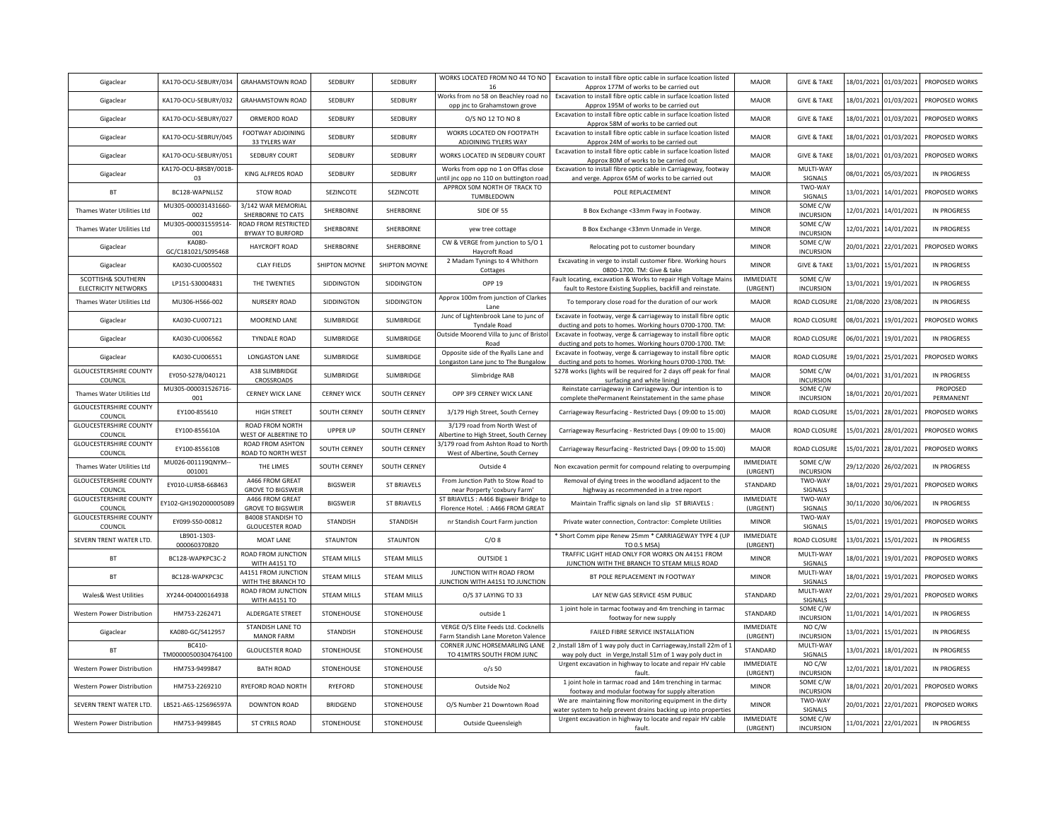| | | | | | | | | | | | |
|---|---|---|---|---|---|---|---|---|---|---|---|
| Gigaclear | KA170-OCU-SEBURY/034 | GRAHAMSTOWN ROAD | SEDBURY | SEDBURY | WORKS LOCATED FROM NO 44 TO NO 16 | Excavation to install fibre optic cable in surface lcoation listed Approx 177M of works to be carried out | MAJOR | GIVE & TAKE | 18/01/2021 | 01/03/2021 | PROPOSED WORKS |
| Gigaclear | KA170-OCU-SEBURY/032 | GRAHAMSTOWN ROAD | SEDBURY | SEDBURY | Works from no 58 on Beachley road no opp jnc to Grahamstown grove | Excavation to install fibre optic cable in surface lcoation listed Approx 195M of works to be carried out | MAJOR | GIVE & TAKE | 18/01/2021 | 01/03/2021 | PROPOSED WORKS |
| Gigaclear | KA170-OCU-SEBURY/027 | ORMEROD ROAD | SEDBURY | SEDBURY | O/S NO 12 TO NO 8 | Excavation to install fibre optic cable in surface lcoation listed Approx 58M of works to be carried out | MAJOR | GIVE & TAKE | 18/01/2021 | 01/03/2021 | PROPOSED WORKS |
| Gigaclear | KA170-OCU-SEBRUY/045 | FOOTWAY ADJOINING 33 TYLERS WAY | SEDBURY | SEDBURY | WOKRS LOCATED ON FOOTPATH ADJOINING TYLERS WAY | Excavation to install fibre optic cable in surface lcoation listed Approx 24M of works to be carried out | MAJOR | GIVE & TAKE | 18/01/2021 | 01/03/2021 | PROPOSED WORKS |
| Gigaclear | KA170-OCU-SEBURY/051 | SEDBURY COURT | SEDBURY | SEDBURY | WORKS LOCATED IN SEDBURY COURT | Excavation to install fibre optic cable in surface lcoation listed Approx 80M of works to be carried out | MAJOR | GIVE & TAKE | 18/01/2021 | 01/03/2021 | PROPOSED WORKS |
| Gigaclear | KA170-OCU-BRSBY/001B-03 | KING ALFREDS ROAD | SEDBURY | SEDBURY | Works from opp no 1 on Offas close until jnc opp no 110 on buttington road | Excavation to install fibre optic cable in Carriageway, footway and verge. Approx 65M of works to be carried out | MAJOR | MULTI-WAY SIGNALS | 08/01/2021 | 05/03/2021 | IN PROGRESS |
| BT | BC128-WAPNLL5Z | STOW ROAD | SEZINCOTE | SEZINCOTE | APPROX 50M NORTH OF TRACK TO TUMBLEDOWN | POLE REPLACEMENT | MINOR | TWO-WAY SIGNALS | 13/01/2021 | 14/01/2021 | PROPOSED WORKS |
| Thames Water Utilities Ltd | MU305-000031431660-002 | 3/142 WAR MEMORIAL SHERBORNE TO CATS | SHERBORNE | SHERBORNE | SIDE OF 55 | B Box Exchange <33mm Fway in Footway. | MINOR | SOME C/W INCURSION | 12/01/2021 | 14/01/2021 | IN PROGRESS |
| Thames Water Utilities Ltd | MU305-000031559514-001 | ROAD FROM RESTRICTED BYWAY TO BURFORD | SHERBORNE | SHERBORNE | yew tree cottage | B Box Exchange <33mm Unmade in Verge. | MINOR | SOME C/W INCURSION | 12/01/2021 | 14/01/2021 | IN PROGRESS |
| Gigaclear | KA080-GC/C181021/S095468 | HAYCROFT ROAD | SHERBORNE | SHERBORNE | CW & VERGE from junction to S/O 1 Haycroft Road | Relocating pot to customer boundary | MINOR | SOME C/W INCURSION | 20/01/2021 | 22/01/2021 | PROPOSED WORKS |
| Gigaclear | KA030-CU005502 | CLAY FIELDS | SHIPTON MOYNE | SHIPTON MOYNE | 2 Madam Tynings to 4 Whithorn Cottages | Excavating in verge to install customer fibre. Working hours 0800-1700. TM: Give & take | MINOR | GIVE & TAKE | 13/01/2021 | 15/01/2021 | IN PROGRESS |
| SCOTTISH& SOUTHERN ELECTRICITY NETWORKS | LP151-S30004831 | THE TWENTIES | SIDDINGTON | SIDDINGTON | OPP 19 | Fault locating, excavation & Works to repair High Voltage Mains fault to Restore Existing Supplies, backfill and reinstate. | IMMEDIATE (URGENT) | SOME C/W INCURSION | 13/01/2021 | 19/01/2021 | IN PROGRESS |
| Thames Water Utilities Ltd | MU306-H566-002 | NURSERY ROAD | SIDDINGTON | SIDDINGTON | Approx 100m from junction of Clarkes Lane | To temporary close road for the duration of our work | MAJOR | ROAD CLOSURE | 21/08/2020 | 23/08/2021 | IN PROGRESS |
| Gigaclear | KA030-CU007121 | MOOREND LANE | SLIMBRIDGE | SLIMBRIDGE | Junc of Lightenbrook Lane to junc of Tyndale Road | Excavate in footway, verge & carriageway to install fibre optic ducting and pots to homes. Working hours 0700-1700. TM: | MAJOR | ROAD CLOSURE | 08/01/2021 | 19/01/2021 | PROPOSED WORKS |
| Gigaclear | KA030-CU006562 | TYNDALE ROAD | SLIMBRIDGE | SLIMBRIDGE | Outside Moorend Villa to junc of Bristol Road | Excavate in footway, verge & carriageway to install fibre optic ducting and pots to homes. Working hours 0700-1700. TM: | MAJOR | ROAD CLOSURE | 06/01/2021 | 19/01/2021 | IN PROGRESS |
| Gigaclear | KA030-CU006551 | LONGASTON LANE | SLIMBRIDGE | SLIMBRIDGE | Opposite side of the Ryalls Lane and Longaston Lane junc to The Bungalow | Excavate in footway, verge & carriageway to install fibre optic ducting and pots to homes. Working hours 0700-1700. TM: | MAJOR | ROAD CLOSURE | 19/01/2021 | 25/01/2021 | PROPOSED WORKS |
| GLOUCESTERSHIRE COUNTY COUNCIL | EY050-S278/040121 | A38 SLIMBRIDGE CROSSROADS | SLIMBRIDGE | SLIMBRIDGE | Slimbridge RAB | S278 works (lights will be required for 2 days off peak for final surfacing and white lining) | MAJOR | SOME C/W INCURSION | 04/01/2021 | 31/01/2021 | IN PROGRESS |
| Thames Water Utilities Ltd | MU305-000031526716-001 | CERNEY WICK LANE | CERNEY WICK | SOUTH CERNEY | OPP 3F9 CERNEY WICK LANE | Reinstate carriageway in Carriageway. Our intention is to complete thePermanent Reinstatement in the same phase | MINOR | SOME C/W INCURSION | 18/01/2021 | 20/01/2021 | PROPOSED PERMANENT |
| GLOUCESTERSHIRE COUNTY COUNCIL | EY100-855610 | HIGH STREET | SOUTH CERNEY | SOUTH CERNEY | 3/179 High Street, South Cerney | Carriageway Resurfacing - Restricted Days ( 09:00 to 15:00) | MAJOR | ROAD CLOSURE | 15/01/2021 | 28/01/2021 | PROPOSED WORKS |
| GLOUCESTERSHIRE COUNTY COUNCIL | EY100-855610A | ROAD FROM NORTH WEST OF ALBERTINE TO | UPPER UP | SOUTH CERNEY | 3/179 road from North West of Albertine to High Street, South Cerney | Carriageway Resurfacing - Restricted Days ( 09:00 to 15:00) | MAJOR | ROAD CLOSURE | 15/01/2021 | 28/01/2021 | PROPOSED WORKS |
| GLOUCESTERSHIRE COUNTY COUNCIL | EY100-855610B | ROAD FROM ASHTON ROAD TO NORTH WEST | SOUTH CERNEY | SOUTH CERNEY | 3/179 road from Ashton Road to North West of Albertine, South Cerney | Carriageway Resurfacing - Restricted Days ( 09:00 to 15:00) | MAJOR | ROAD CLOSURE | 15/01/2021 | 28/01/2021 | PROPOSED WORKS |
| Thames Water Utilities Ltd | MU026-001119QNYM--001001 | THE LIMES | SOUTH CERNEY | SOUTH CERNEY | Outside 4 | Non excavation permit for compound relating to overpumping | IMMEDIATE (URGENT) | SOME C/W INCURSION | 29/12/2020 | 26/02/2021 | IN PROGRESS |
| GLOUCESTERSHIRE COUNTY COUNCIL | EY010-LURSB-668463 | A466 FROM GREAT GROVE TO BIGSWEIR | BIGSWEIR | ST BRIAVELS | From Junction Path to Stow Road to near Porperty 'coxbury Farm' | Removal of dying trees in the woodland adjacent to the highway as recommended in a tree report | STANDARD | TWO-WAY SIGNALS | 18/01/2021 | 29/01/2021 | PROPOSED WORKS |
| GLOUCESTERSHIRE COUNTY COUNCIL | EY102-GH1902000005089 | A466 FROM GREAT GROVE TO BIGSWEIR | BIGSWEIR | ST BRIAVELS | ST BRIAVELS : A466 Bigsweir Bridge to Florence Hotel. : A466 FROM GREAT | Maintain Traffic signals on land slip ST BRIAVELS : | IMMEDIATE (URGENT) | TWO-WAY SIGNALS | 30/11/2020 | 30/06/2021 | IN PROGRESS |
| GLOUCESTERSHIRE COUNTY COUNCIL | EY099-S50-00812 | B4008 STANDISH TO GLOUCESTER ROAD | STANDISH | STANDISH | nr Standish Court Farm junction | Private water connection, Contractor: Complete Utilities | MINOR | TWO-WAY SIGNALS | 15/01/2021 | 19/01/2021 | PROPOSED WORKS |
| SEVERN TRENT WATER LTD. | LB901-1303-000060370820 | MOAT LANE | STAUNTON | STAUNTON | C/O 8 | * Short Comm pipe Renew 25mm * CARRIAGEWAY TYPE 4 (UP TO 0.5 MSA) | IMMEDIATE (URGENT) | ROAD CLOSURE | 13/01/2021 | 15/01/2021 | IN PROGRESS |
| BT | BC128-WAPKPC3C-2 | ROAD FROM JUNCTION WITH A4151 TO | STEAM MILLS | STEAM MILLS | OUTSIDE 1 | TRAFFIC LIGHT HEAD ONLY FOR WORKS ON A4151 FROM JUNCTION WITH THE BRANCH TO STEAM MILLS ROAD | MINOR | MULTI-WAY SIGNALS | 18/01/2021 | 19/01/2021 | PROPOSED WORKS |
| BT | BC128-WAPKPC3C | A4151 FROM JUNCTION WITH THE BRANCH TO | STEAM MILLS | STEAM MILLS | JUNCTION WITH ROAD FROM JUNCTION WITH A4151 TO JUNCTION | BT POLE REPLACEMENT IN FOOTWAY | MINOR | MULTI-WAY SIGNALS | 18/01/2021 | 19/01/2021 | PROPOSED WORKS |
| Wales& West Utilities | XY244-004000164938 | ROAD FROM JUNCTION WITH A4151 TO | STEAM MILLS | STEAM MILLS | O/S 37 LAYING TO 33 | LAY NEW GAS SERVICE 45M PUBLIC | STANDARD | MULTI-WAY SIGNALS | 22/01/2021 | 29/01/2021 | PROPOSED WORKS |
| Western Power Distribution | HM753-2262471 | ALDERGATE STREET | STONEHOUSE | STONEHOUSE | outside 1 | 1 joint hole in tarmac footway and 4m trenching in tarmac footway for new supply | STANDARD | SOME C/W INCURSION | 11/01/2021 | 14/01/2021 | IN PROGRESS |
| Gigaclear | KA080-GC/S412957 | STANDISH LANE TO MANOR FARM | STANDISH | STONEHOUSE | VERGE O/S Elite Feeds Ltd. Cocknells Farm Standish Lane Moreton Valence | FAILED FIBRE SERVICE INSTALLATION | IMMEDIATE (URGENT) | NO C/W INCURSION | 13/01/2021 | 15/01/2021 | IN PROGRESS |
| BT | BC410-TM00000500304764100 | GLOUCESTER ROAD | STONEHOUSE | STONEHOUSE | CORNER JUNC HORSEMARLING LANE TO 41MTRS SOUTH FROM JUNC | 2 ,Install 18m of 1 way poly duct in Carriageway,Install 22m of 1 way poly duct in Verge,Install 51m of 1 way poly duct in | STANDARD | MULTI-WAY SIGNALS | 13/01/2021 | 18/01/2021 | IN PROGRESS |
| Western Power Distribution | HM753-9499847 | BATH ROAD | STONEHOUSE | STONEHOUSE | o/s 50 | Urgent excavation in highway to locate and repair HV cable fault. | IMMEDIATE (URGENT) | NO C/W INCURSION | 12/01/2021 | 18/01/2021 | IN PROGRESS |
| Western Power Distribution | HM753-2269210 | RYEFORD ROAD NORTH | RYEFORD | STONEHOUSE | Outside No2 | 1 joint hole in tarmac road and 14m trenching in tarmac footway and modular footway for supply alteration | MINOR | SOME C/W INCURSION | 18/01/2021 | 20/01/2021 | PROPOSED WORKS |
| SEVERN TRENT WATER LTD. | LB521-A6S-125696597A | DOWNTON ROAD | BRIDGEND | STONEHOUSE | O/S Number 21 Downtown Road | We are maintaining flow monitoring equipment in the dirty water system to help prevent drains backing up into properties | MINOR | TWO-WAY SIGNALS | 20/01/2021 | 22/01/2021 | PROPOSED WORKS |
| Western Power Distribution | HM753-9499845 | ST CYRILS ROAD | STONEHOUSE | STONEHOUSE | Outside Queensleigh | Urgent excavation in highway to locate and repair HV cable fault. | IMMEDIATE (URGENT) | SOME C/W INCURSION | 11/01/2021 | 22/01/2021 | IN PROGRESS |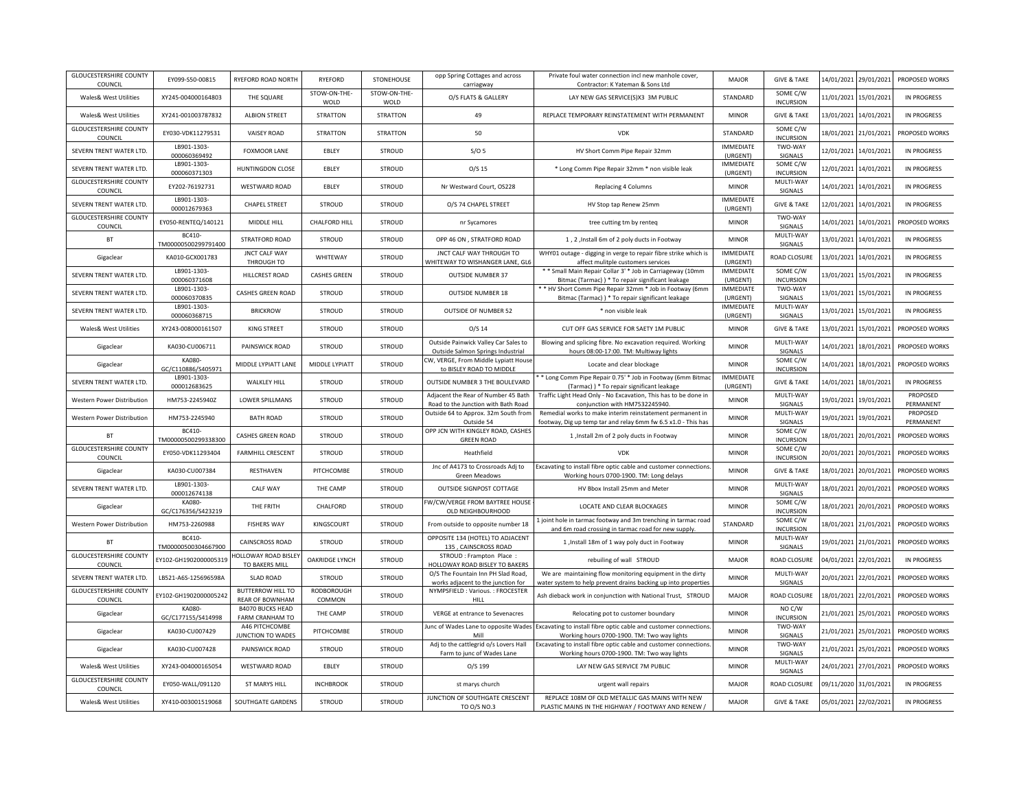| | | | | | | | | | | | | |
|---|---|---|---|---|---|---|---|---|---|---|---|---|
| GLOUCESTERSHIRE COUNTY COUNCIL | EY099-S50-00815 | RYEFORD ROAD NORTH | RYEFORD | STONEHOUSE | opp Spring Cottages and across carriagway | Private foul water connection incl new manhole cover, Contractor: K Yateman & Sons Ltd | MAJOR | GIVE & TAKE | 14/01/2021 | 29/01/2021 | PROPOSED WORKS |
| Wales& West Utilities | XY245-004000164803 | THE SQUARE | STOW-ON-THE-WOLD | STOW-ON-THE-WOLD | O/S FLATS & GALLERY | LAY NEW GAS SERVICE(S)X3 3M PUBLIC | STANDARD | SOME C/W INCURSION | 11/01/2021 | 15/01/2021 | IN PROGRESS |
| Wales& West Utilities | XY241-001003787832 | ALBION STREET | STRATTON | STRATTON | 49 | REPLACE TEMPORARY REINSTATEMENT WITH PERMANENT | MINOR | GIVE & TAKE | 13/01/2021 | 14/01/2021 | IN PROGRESS |
| GLOUCESTERSHIRE COUNTY COUNCIL | EY030-VDK11279531 | VAISEY ROAD | STRATTON | STRATTON | 50 | VDK | STANDARD | SOME C/W INCURSION | 18/01/2021 | 21/01/2021 | PROPOSED WORKS |
| SEVERN TRENT WATER LTD. | LB901-1303-000060369492 | FOXMOOR LANE | EBLEY | STROUD | S/O 5 | HV Short Comm Pipe Repair 32mm | IMMEDIATE (URGENT) | TWO-WAY SIGNALS | 12/01/2021 | 14/01/2021 | IN PROGRESS |
| SEVERN TRENT WATER LTD. | LB901-1303-000060371303 | HUNTINGDON CLOSE | EBLEY | STROUD | O/S 15 | * Long Comm Pipe Repair 32mm * non visible leak | IMMEDIATE (URGENT) | SOME C/W INCURSION | 12/01/2021 | 14/01/2021 | IN PROGRESS |
| GLOUCESTERSHIRE COUNTY COUNCIL | EY202-76192731 | WESTWARD ROAD | EBLEY | STROUD | Nr Westward Court, OS228 | Replacing 4 Columns | MINOR | MULTI-WAY SIGNALS | 14/01/2021 | 14/01/2021 | IN PROGRESS |
| SEVERN TRENT WATER LTD. | LB901-1303-000012679363 | CHAPEL STREET | STROUD | STROUD | O/S 74 CHAPEL STREET | HV Stop tap Renew 25mm | IMMEDIATE (URGENT) | GIVE & TAKE | 12/01/2021 | 14/01/2021 | IN PROGRESS |
| GLOUCESTERSHIRE COUNTY COUNCIL | EY050-RENTEQ/140121 | MIDDLE HILL | CHALFORD HILL | STROUD | nr Sycamores | tree cutting tm by renteq | MINOR | TWO-WAY SIGNALS | 14/01/2021 | 14/01/2021 | PROPOSED WORKS |
| BT | BC410-TM00000500299791400 | STRATFORD ROAD | STROUD | STROUD | OPP 46 ON , STRATFORD ROAD | 1 , 2 ,Install 6m of 2 poly ducts in Footway | MINOR | MULTI-WAY SIGNALS | 13/01/2021 | 14/01/2021 | IN PROGRESS |
| Gigaclear | KA010-GCX001783 | JNCT CALF WAY THROUGH TO | WHITEWAY | STROUD | JNCT CALF WAY THROUGH TO WHITEWAY TO WISHANGER LANE, GL6 | WHY01 outage - digging in verge to repair fibre strike which is affect mulitple customers services | IMMEDIATE (URGENT) | ROAD CLOSURE | 13/01/2021 | 14/01/2021 | IN PROGRESS |
| SEVERN TRENT WATER LTD. | LB901-1303-000060371608 | HILLCREST ROAD | CASHES GREEN | STROUD | OUTSIDE NUMBER 37 | * * Small Main Repair Collar 3' * Job in Carriageway (10mm Bitmac (Tarmac) ) * To repair significant leakage | IMMEDIATE (URGENT) | SOME C/W INCURSION | 13/01/2021 | 15/01/2021 | IN PROGRESS |
| SEVERN TRENT WATER LTD. | LB901-1303-000060370835 | CASHES GREEN ROAD | STROUD | STROUD | OUTSIDE NUMBER 18 | * * HV Short Comm Pipe Repair 32mm * Job in Footway (6mm Bitmac (Tarmac) ) * To repair significant leakage | IMMEDIATE (URGENT) | TWO-WAY SIGNALS | 13/01/2021 | 15/01/2021 | IN PROGRESS |
| SEVERN TRENT WATER LTD. | LB901-1303-000060368715 | BRICKROW | STROUD | STROUD | OUTSIDE OF NUMBER 52 | * non visible leak | IMMEDIATE (URGENT) | MULTI-WAY SIGNALS | 13/01/2021 | 15/01/2021 | IN PROGRESS |
| Wales& West Utilities | XY243-008000161507 | KING STREET | STROUD | STROUD | O/S 14 | CUT OFF GAS SERVICE FOR SAETY 1M PUBLIC | MINOR | GIVE & TAKE | 13/01/2021 | 15/01/2021 | PROPOSED WORKS |
| Gigaclear | KA030-CU006711 | PAINSWICK ROAD | STROUD | STROUD | Outside Painwick Valley Car Sales to Outside Salmon Springs Industrial | Blowing and splicing fibre. No excavation required. Working hours 08:00-17:00. TM: Multiway lights | MINOR | MULTI-WAY SIGNALS | 14/01/2021 | 18/01/2021 | PROPOSED WORKS |
| Gigaclear | KA080-GC/C110886/S405971 | MIDDLE LYPIATT LANE | MIDDLE LYPIATT | STROUD | CW, VERGE, From Middle Lypiatt House to BISLEY ROAD TO MIDDLE | Locate and clear blockage | MINOR | SOME C/W INCURSION | 14/01/2021 | 18/01/2021 | PROPOSED WORKS |
| SEVERN TRENT WATER LTD. | LB901-1303-000012683625 | WALKLEY HILL | STROUD | STROUD | OUTSIDE NUMBER 3 THE BOULEVARD | * * Long Comm Pipe Repair 0.75' * Job in Footway (6mm Bitmac (Tarmac) ) * To repair significant leakage | IMMEDIATE (URGENT) | GIVE & TAKE | 14/01/2021 | 18/01/2021 | IN PROGRESS |
| Western Power Distribution | HM753-2245940Z | LOWER SPILLMANS | STROUD | STROUD | Adjacent the Rear of Number 45 Bath Road to the Junction with Bath Road | Traffic Light Head Only - No Excavation, This has to be done in conjunction with HM7532245940. | MINOR | MULTI-WAY SIGNALS | 19/01/2021 | 19/01/2021 | PROPOSED PERMANENT |
| Western Power Distribution | HM753-2245940 | BATH ROAD | STROUD | STROUD | Outside 64 to Approx. 32m South from Outside 54 | Remedial works to make interim reinstatement permanent in footway, Dig up temp tar and relay 6mm fw 6.5 x1.0 - This has | MINOR | MULTI-WAY SIGNALS | 19/01/2021 | 19/01/2021 | PROPOSED PERMANENT |
| BT | BC410-TM00000500299338300 | CASHES GREEN ROAD | STROUD | STROUD | OPP JCN WITH KINGLEY ROAD, CASHES GREEN ROAD | 1 ,Install 2m of 2 poly ducts in Footway | MINOR | SOME C/W INCURSION | 18/01/2021 | 20/01/2021 | PROPOSED WORKS |
| GLOUCESTERSHIRE COUNTY COUNCIL | EY050-VDK11293404 | FARMHILL CRESCENT | STROUD | STROUD | Heathfield | VDK | MINOR | SOME C/W INCURSION | 20/01/2021 | 20/01/2021 | PROPOSED WORKS |
| Gigaclear | KA030-CU007384 | RESTHAVEN | PITCHCOMBE | STROUD | Jnc of A4173 to Crossroads Adj to Green Meadows | Excavating to install fibre optic cable and customer connections. Working hours 0700-1900. TM: Long delays | MINOR | GIVE & TAKE | 18/01/2021 | 20/01/2021 | PROPOSED WORKS |
| SEVERN TRENT WATER LTD. | LB901-1303-000012674138 | CALF WAY | THE CAMP | STROUD | OUTSIDE SIGNPOST COTTAGE | HV Bbox Install 25mm and Meter | MINOR | MULTI-WAY SIGNALS | 18/01/2021 | 20/01/2021 | PROPOSED WORKS |
| Gigaclear | KA080-GC/C176356/S423219 | THE FRITH | CHALFORD | STROUD | FW/CW/VERGE FROM BAYTREE HOUSE - OLD NEIGHBOURHOOD | LOCATE AND CLEAR BLOCKAGES | MINOR | SOME C/W INCURSION | 18/01/2021 | 20/01/2021 | PROPOSED WORKS |
| Western Power Distribution | HM753-2260988 | FISHERS WAY | KINGSCOURT | STROUD | From outside to opposite number 18 | 1 joint hole in tarmac footway and 3m trenching in tarmac road and 6m road crossing in tarmac road for new supply. | STANDARD | SOME C/W INCURSION | 18/01/2021 | 21/01/2021 | PROPOSED WORKS |
| BT | BC410-TM00000500304667900 | CAINSCROSS ROAD | STROUD | STROUD | OPPOSITE 134 (HOTEL) TO ADJACENT 135 , CAINSCROSS ROAD | 1 ,Install 18m of 1 way poly duct in Footway | MINOR | MULTI-WAY SIGNALS | 19/01/2021 | 21/01/2021 | PROPOSED WORKS |
| GLOUCESTERSHIRE COUNTY COUNCIL | EY102-GH1902000005319 | HOLLOWAY ROAD BISLEY TO BAKERS MILL | OAKRIDGE LYNCH | STROUD | STROUD : Frampton Place : HOLLOWAY ROAD BISLEY TO BAKERS | rebuiling of wall STROUD | MAJOR | ROAD CLOSURE | 04/01/2021 | 22/01/2021 | IN PROGRESS |
| SEVERN TRENT WATER LTD. | LB521-A6S-125696598A | SLAD ROAD | STROUD | STROUD | O/S The Fountain Inn PH Slad Road, works adjacent to the junction for | We are maintaining flow monitoring equipment in the dirty water system to help prevent drains backing up into properties | MINOR | MULTI-WAY SIGNALS | 20/01/2021 | 22/01/2021 | PROPOSED WORKS |
| GLOUCESTERSHIRE COUNTY COUNCIL | EY102-GH1902000005242 | BUTTERROW HILL TO REAR OF BOWNHAM | RODBOROUGH COMMON | STROUD | NYMPSFIELD : Various. : FROCESTER HILL | Ash dieback work in conjunction with National Trust, STROUD | MAJOR | ROAD CLOSURE | 18/01/2021 | 22/01/2021 | PROPOSED WORKS |
| Gigaclear | KA080-GC/C177155/S414998 | B4070 BUCKS HEAD FARM CRANHAM TO | THE CAMP | STROUD | VERGE at entrance to Sevenacres | Relocating pot to customer boundary | MINOR | NO C/W INCURSION | 21/01/2021 | 25/01/2021 | PROPOSED WORKS |
| Gigaclear | KA030-CU007429 | A46 PITCHCOMBE JUNCTION TO WADES | PITCHCOMBE | STROUD | Junc of Wades Lane to opposite Wades Mill | Excavating to install fibre optic cable and customer connections. Working hours 0700-1900. TM: Two way lights | MINOR | TWO-WAY SIGNALS | 21/01/2021 | 25/01/2021 | PROPOSED WORKS |
| Gigaclear | KA030-CU007428 | PAINSWICK ROAD | STROUD | STROUD | Adj to the cattlegrid o/s Lovers Hall Farm to junc of Wades Lane | Excavating to install fibre optic cable and customer connections. Working hours 0700-1900. TM: Two way lights | MINOR | TWO-WAY SIGNALS | 21/01/2021 | 25/01/2021 | PROPOSED WORKS |
| Wales& West Utilities | XY243-004000165054 | WESTWARD ROAD | EBLEY | STROUD | O/S 199 | LAY NEW GAS SERVICE 7M PUBLIC | MINOR | MULTI-WAY SIGNALS | 24/01/2021 | 27/01/2021 | PROPOSED WORKS |
| GLOUCESTERSHIRE COUNTY COUNCIL | EY050-WALL/091120 | ST MARYS HILL | INCHBROOK | STROUD | st marys church | urgent wall repairs | MAJOR | ROAD CLOSURE | 09/11/2020 | 31/01/2021 | IN PROGRESS |
| Wales& West Utilities | XY410-003001519068 | SOUTHGATE GARDENS | STROUD | STROUD | JUNCTION OF SOUTHGATE CRESCENT TO O/S NO.3 | REPLACE 108M OF OLD METALLIC GAS MAINS WITH NEW PLASTIC MAINS IN THE HIGHWAY / FOOTWAY AND RENEW / | MAJOR | GIVE & TAKE | 05/01/2021 | 22/02/2021 | IN PROGRESS |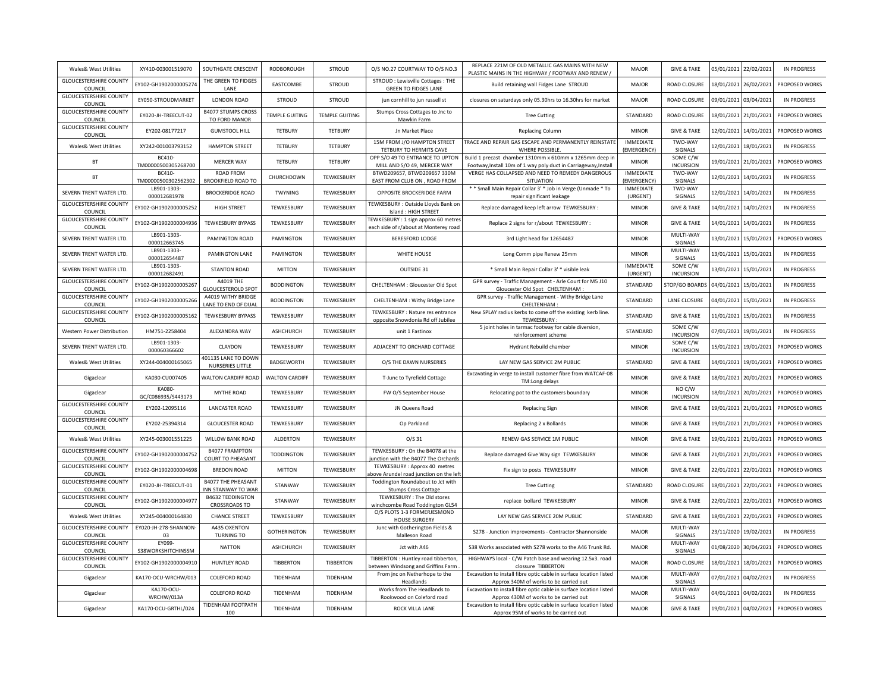| | | | | | | | | | | | |
|---|---|---|---|---|---|---|---|---|---|---|---|
| Wales& West Utilities | XY410-003001519070 | SOUTHGATE CRESCENT | RODBOROUGH | STROUD | O/S NO.27 COURTWAY TO O/S NO.3 | REPLACE 221M OF OLD METALLIC GAS MAINS WITH NEW PLASTIC MAINS IN THE HIGHWAY / FOOTWAY AND RENEW / | MAJOR | GIVE & TAKE | 05/01/2021 | 22/02/2021 | IN PROGRESS |
| GLOUCESTERSHIRE COUNTY COUNCIL | EY102-GH1902000005274 | THE GREEN TO FIDGES LANE | EASTCOMBE | STROUD | STROUD : Lewisville Cottages : THE GREEN TO FIDGES LANE | Build retaining wall Fidges Lane STROUD | MAJOR | ROAD CLOSURE | 18/01/2021 | 26/02/2021 | PROPOSED WORKS |
| GLOUCESTERSHIRE COUNTY COUNCIL | EY050-STROUDMARKET | LONDON ROAD | STROUD | STROUD | jun cornhill to jun russell st | closures on saturdays only 05.30hrs to 16.30hrs for market | MAJOR | ROAD CLOSURE | 09/01/2021 | 03/04/2021 | IN PROGRESS |
| GLOUCESTERSHIRE COUNTY COUNCIL | EY020-JH-TREECUT-02 | B4077 STUMPS CROSS TO FORD MANOR | TEMPLE GUITING | TEMPLE GUITING | Stumps Cross Cottages to Jnc to Mawkin Farm | Tree Cutting | STANDARD | ROAD CLOSURE | 18/01/2021 | 21/01/2021 | PROPOSED WORKS |
| GLOUCESTERSHIRE COUNTY COUNCIL | EY202-08177217 | GUMSTOOL HILL | TETBURY | TETBURY | Jn Market Place | Replacing Column | MINOR | GIVE & TAKE | 12/01/2021 | 14/01/2021 | PROPOSED WORKS |
| Wales& West Utilities | XY242-001003793152 | HAMPTON STREET | TETBURY | TETBURY | 15M FROM J/O HAMPTON STREET TETBURY TO HERMITS CAVE | TRACE AND REPAIR GAS ESCAPE AND PERMANENTLY REINSTATE WHERE POSSIBLE. | IMMEDIATE (EMERGENCY) | TWO-WAY SIGNALS | 12/01/2021 | 18/01/2021 | IN PROGRESS |
| BT | BC410-TM00000500305268700 | MERCER WAY | TETBURY | TETBURY | OPP S/O 49 TO ENTRANCE TO UPTON MILL AND S/O 49, MERCER WAY | Build 1 precast chamber 1310mm x 610mm x 1265mm deep in Footway,Install 10m of 1 way poly duct in Carriageway,Install | MINOR | SOME C/W INCURSION | 19/01/2021 | 21/01/2021 | PROPOSED WORKS |
| BT | BC410-TM00000500302562302 | ROAD FROM BROOKFIELD ROAD TO | CHURCHDOWN | TEWKESBURY | BTWD209657, BTWD209657 330M EAST FROM CLUB ON , ROAD FROM | VERGE HAS COLLAPSED AND NEED TO REMEDY DANGEROUS SITUATION | IMMEDIATE (EMERGENCY) | TWO-WAY SIGNALS | 12/01/2021 | 14/01/2021 | IN PROGRESS |
| SEVERN TRENT WATER LTD. | LB901-1303-000012681978 | BROCKERIDGE ROAD | TWYNING | TEWKESBURY | OPPOSITE BROCKERIDGE FARM | * * Small Main Repair Collar 3' * Job in Verge (Unmade * To repair significant leakage | IMMEDIATE (URGENT) | TWO-WAY SIGNALS | 12/01/2021 | 14/01/2021 | IN PROGRESS |
| GLOUCESTERSHIRE COUNTY COUNCIL | EY102-GH1902000005252 | HIGH STREET | TEWKESBURY | TEWKESBURY | TEWKESBURY : Outside Lloyds Bank on Island : HIGH STREET | Replace damaged keep left arrow TEWKESBURY : | MINOR | GIVE & TAKE | 14/01/2021 | 14/01/2021 | IN PROGRESS |
| GLOUCESTERSHIRE COUNTY COUNCIL | EY102-GH1902000004936 | TEWKESBURY BYPASS | TEWKESBURY | TEWKESBURY | TEWKESBURY : 1 sign approx 60 metres each side of r/about at Monterey road | Replace 2 signs for r/about TEWKESBURY : | MINOR | GIVE & TAKE | 14/01/2021 | 14/01/2021 | IN PROGRESS |
| SEVERN TRENT WATER LTD. | LB901-1303-000012663745 | PAMINGTON ROAD | PAMINGTON | TEWKESBURY | BERESFORD LODGE | 3rd Light head for 12654487 | MINOR | MULTI-WAY SIGNALS | 13/01/2021 | 15/01/2021 | PROPOSED WORKS |
| SEVERN TRENT WATER LTD. | LB901-1303-000012654487 | PAMINGTON LANE | PAMINGTON | TEWKESBURY | WHITE HOUSE | Long Comm pipe Renew 25mm | MINOR | MULTI-WAY SIGNALS | 13/01/2021 | 15/01/2021 | IN PROGRESS |
| SEVERN TRENT WATER LTD. | LB901-1303-000012682491 | STANTON ROAD | MITTON | TEWKESBURY | OUTSIDE 31 | * Small Main Repair Collar 3' * visible leak | IMMEDIATE (URGENT) | SOME C/W INCURSION | 13/01/2021 | 15/01/2021 | IN PROGRESS |
| GLOUCESTERSHIRE COUNTY COUNCIL | EY102-GH1902000005267 | A4019 THE GLOUCESTEROLD SPOT | BODDINGTON | TEWKESBURY | CHELTENHAM : Gloucester Old Spot | GPR survey - Traffic Management - Arle Court for M5 J10 Gloucester Old Spot CHELTENHAM : | STANDARD | STOP/GO BOARDS | 04/01/2021 | 15/01/2021 | IN PROGRESS |
| GLOUCESTERSHIRE COUNTY COUNCIL | EY102-GH1902000005266 | A4019 WITHY BRIDGE LANE TO END OF DUAL | BODDINGTON | TEWKESBURY | CHELTENHAM : Withy Bridge Lane | GPR survey - Traffic Management - Withy Bridge Lane CHELTENHAM : | STANDARD | LANE CLOSURE | 04/01/2021 | 15/01/2021 | IN PROGRESS |
| GLOUCESTERSHIRE COUNTY COUNCIL | EY102-GH1902000005162 | TEWKESBURY BYPASS | TEWKESBURY | TEWKESBURY | TEWKESBURY : Nature res entrance opposite Snowdonia Rd off Jubilee | New SPLAY radius kerbs to come off the existing kerb line. TEWKESBURY : | STANDARD | GIVE & TAKE | 11/01/2021 | 15/01/2021 | IN PROGRESS |
| Western Power Distribution | HM751-2258404 | ALEXANDRA WAY | ASHCHURCH | TEWKESBURY | unit 1 Fastinox | 5 joint holes in tarmac footway for cable diversion, reinforcement scheme | STANDARD | SOME C/W INCURSION | 07/01/2021 | 19/01/2021 | IN PROGRESS |
| SEVERN TRENT WATER LTD. | LB901-1303-000060366602 | CLAYDON | TEWKESBURY | TEWKESBURY | ADJACENT TO ORCHARD COTTAGE | Hydrant Rebuild chamber | MINOR | SOME C/W INCURSION | 15/01/2021 | 19/01/2021 | PROPOSED WORKS |
| Wales& West Utilities | XY244-004000165065 | 401135 LANE TO DOWN NURSERIES LITTLE | BADGEWORTH | TEWKESBURY | O/S THE DAWN NURSERIES | LAY NEW GAS SERVICE 2M PUBLIC | STANDARD | GIVE & TAKE | 14/01/2021 | 19/01/2021 | PROPOSED WORKS |
| Gigaclear | KA030-CU007405 | WALTON CARDIFF ROAD | WALTON CARDIFF | TEWKESBURY | T-Junc to Tyrefield Cottage | Excavating in verge to install customer fibre from WATCAF-08 TM:Long delays | MINOR | GIVE & TAKE | 18/01/2021 | 20/01/2021 | PROPOSED WORKS |
| Gigaclear | KA080-GC/C086935/S443173 | MYTHE ROAD | TEWKESBURY | TEWKESBURY | FW O/S September House | Relocating pot to the customers boundary | MINOR | NO C/W INCURSION | 18/01/2021 | 20/01/2021 | PROPOSED WORKS |
| GLOUCESTERSHIRE COUNTY COUNCIL | EY202-12095116 | LANCASTER ROAD | TEWKESBURY | TEWKESBURY | JN Queens Road | Replacing Sign | MINOR | GIVE & TAKE | 19/01/2021 | 21/01/2021 | PROPOSED WORKS |
| GLOUCESTERSHIRE COUNTY COUNCIL | EY202-25394314 | GLOUCESTER ROAD | TEWKESBURY | TEWKESBURY | Op Parkland | Replacing 2 x Bollards | MINOR | GIVE & TAKE | 19/01/2021 | 21/01/2021 | PROPOSED WORKS |
| Wales& West Utilities | XY245-003001551225 | WILLOW BANK ROAD | ALDERTON | TEWKESBURY | O/S 31 | RENEW GAS SERVICE 1M PUBLIC | MINOR | GIVE & TAKE | 19/01/2021 | 21/01/2021 | PROPOSED WORKS |
| GLOUCESTERSHIRE COUNTY COUNCIL | EY102-GH1902000004752 | B4077 FRAMPTON COURT TO PHEASANT | TODDINGTON | TEWKESBURY | TEWKESBURY : On the B4078 at the junction with the B4077 The Orchards | Replace damaged Give Way sign TEWKESBURY | MINOR | GIVE & TAKE | 21/01/2021 | 21/01/2021 | PROPOSED WORKS |
| GLOUCESTERSHIRE COUNTY COUNCIL | EY102-GH1902000004698 | BREDON ROAD | MITTON | TEWKESBURY | TEWKESBURY : Approx 40 metres above Arundel road junction on the left | Fix sign to posts TEWKESBURY | MINOR | GIVE & TAKE | 22/01/2021 | 22/01/2021 | PROPOSED WORKS |
| GLOUCESTERSHIRE COUNTY COUNCIL | EY020-JH-TREECUT-01 | B4077 THE PHEASANT INN STANWAY TO WAR | STANWAY | TEWKESBURY | Toddington Roundabout to Jct with Stumps Cross Cottage | Tree Cutting | STANDARD | ROAD CLOSURE | 18/01/2021 | 22/01/2021 | PROPOSED WORKS |
| GLOUCESTERSHIRE COUNTY COUNCIL | EY102-GH1902000004977 | B4632 TEDDINGTON CROSSROADS TO | STANWAY | TEWKESBURY | TEWKESBURY : The Old stores winchcombe Road Toddington GL54 | replace bollard TEWKESBURY | MINOR | GIVE & TAKE | 22/01/2021 | 22/01/2021 | PROPOSED WORKS |
| Wales& West Utilities | XY245-004000164830 | CHANCE STREET | TEWKESBURY | TEWKESBURY | O/S PLOTS 1-3 FORMERJESMOND HOUSE SURGERY | LAY NEW GAS SERVICE 20M PUBLIC | STANDARD | GIVE & TAKE | 18/01/2021 | 22/01/2021 | PROPOSED WORKS |
| GLOUCESTERSHIRE COUNTY COUNCIL | EY020-JH-278-SHANNON-03 | A435 OXENTON TURNING TO | GOTHERINGTON | TEWKESBURY | Junc with Gotherington Fields & Malleson Road | S278 - Junction improvements - Contractor Shannonside | MAJOR | MULTI-WAY SIGNALS | 23/11/2020 | 19/02/2021 | IN PROGRESS |
| GLOUCESTERSHIRE COUNTY COUNCIL | EY099-S38WORKSHITCHINSSM | NATTON | ASHCHURCH | TEWKESBURY | Jct with A46 | S38 Works associated with S278 works to the A46 Trunk Rd. | MAJOR | MULTI-WAY SIGNALS | 01/08/2020 | 30/04/2021 | PROPOSED WORKS |
| GLOUCESTERSHIRE COUNTY COUNCIL | EY102-GH1902000004910 | HUNTLEY ROAD | TIBBERTON | TIBBERTON | TIBBERTON : Huntley road tibberton, between Windsong and Griffins Farm . | HIGHWAYS local - C/W Patch base and wearing 12.5x3. road clossure TIBBERTON | MAJOR | ROAD CLOSURE | 18/01/2021 | 18/01/2021 | PROPOSED WORKS |
| Gigaclear | KA170-OCU-WRCHW/013 | COLEFORD ROAD | TIDENHAM | TIDENHAM | From jnc on Netherhope to the Headlands | Excavation to install fibre optic cable in surface location listed Approx 340M of works to be carried out | MAJOR | MULTI-WAY SIGNALS | 07/01/2021 | 04/02/2021 | IN PROGRESS |
| Gigaclear | KA170-OCU-WRCHW/013A | COLEFORD ROAD | TIDENHAM | TIDENHAM | Works from The Headlands to Rookwood on Coleford road | Excavation to install fibre optic cable in surface location listed Approx 430M of works to be carried out | MAJOR | MULTI-WAY SIGNALS | 04/01/2021 | 04/02/2021 | IN PROGRESS |
| Gigaclear | KA170-OCU-GRTHL/024 | TIDENHAM FOOTPATH 100 | TIDENHAM | TIDENHAM | ROCK VILLA LANE | Excavation to install fibre optic cable in surface location listed Approx 95M of works to be carried out | MAJOR | GIVE & TAKE | 19/01/2021 | 04/02/2021 | PROPOSED WORKS |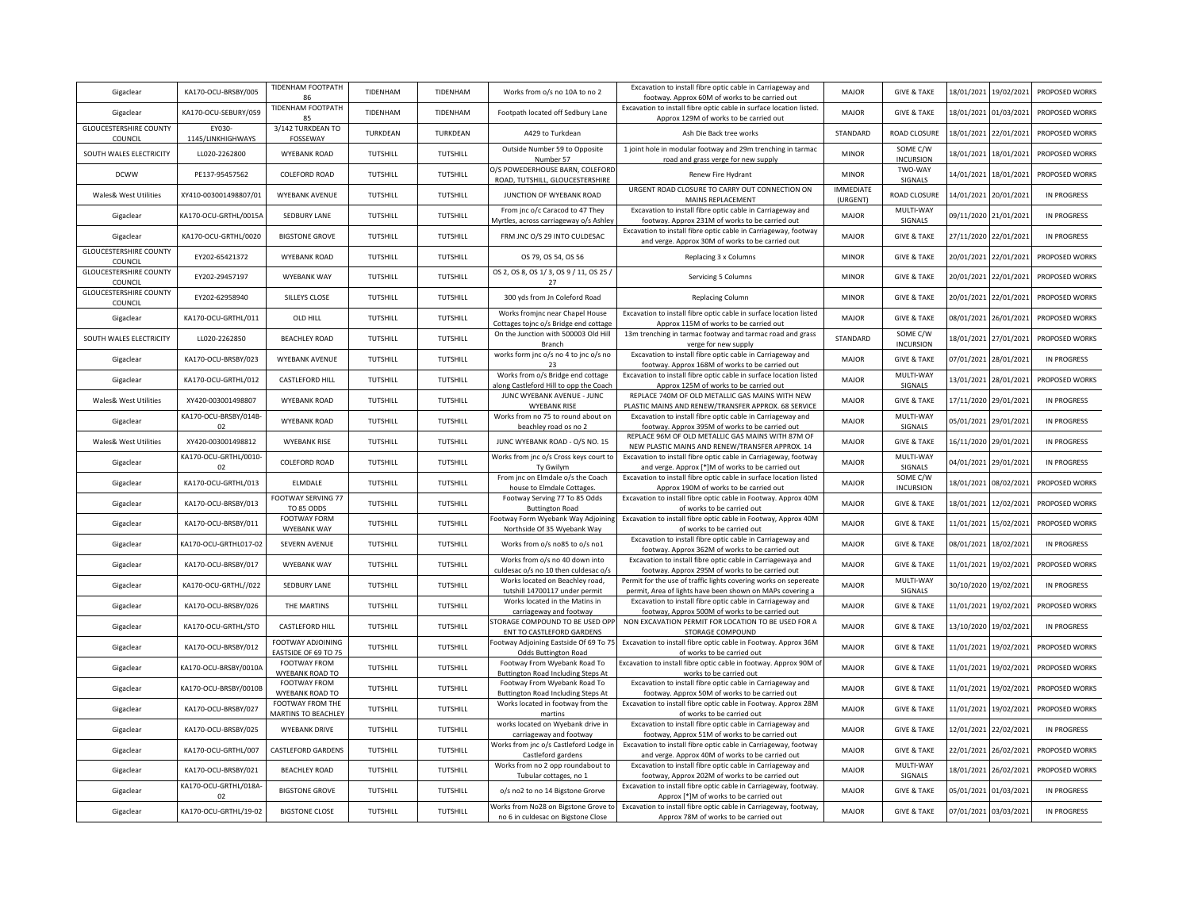| | | | | | | | | | | | |
|---|---|---|---|---|---|---|---|---|---|---|---|
| Gigaclear | KA170-OCU-BRSBY/005 | TIDENHAM FOOTPATH 86 | TIDENHAM | TIDENHAM | Works from o/s no 10A to no 2 | Excavation to install fibre optic cable in Carriageway and footway. Approx 60M of works to be carried out | MAJOR | GIVE & TAKE | 18/01/2021 | 19/02/2021 | PROPOSED WORKS |
| Gigaclear | KA170-OCU-SEBURY/059 | TIDENHAM FOOTPATH 85 | TIDENHAM | TIDENHAM | Footpath located off Sedbury Lane | Excavation to install fibre optic cable in surface location listed. Approx 129M of works to be carried out | MAJOR | GIVE & TAKE | 18/01/2021 | 01/03/2021 | PROPOSED WORKS |
| GLOUCESTERSHIRE COUNTY COUNCIL | EY030-1145/LINKHIGHWAYS | 3/142 TURKDEAN TO FOSSEWAY | TURKDEAN | TURKDEAN | A429 to Turkdean | Ash Die Back tree works | STANDARD | ROAD CLOSURE | 18/01/2021 | 22/01/2021 | PROPOSED WORKS |
| SOUTH WALES ELECTRICITY | LL020-2262800 | WYEBANK ROAD | TUTSHILL | TUTSHILL | Outside Number 59 to Opposite Number 57 | 1 joint hole in modular footway and 29m trenching in tarmac road and grass verge for new supply | MINOR | SOME C/W INCURSION | 18/01/2021 | 18/01/2021 | PROPOSED WORKS |
| DCWW | PE137-95457562 | COLEFORD ROAD | TUTSHILL | TUTSHILL | O/S POWEDERHOUSE BARN, COLEFORD ROAD, TUTSHILL, GLOUCESTERSHIRE | Renew Fire Hydrant | MINOR | TWO-WAY SIGNALS | 14/01/2021 | 18/01/2021 | PROPOSED WORKS |
| Wales& West Utilities | XY410-003001498807/01 | WYEBANK AVENUE | TUTSHILL | TUTSHILL | JUNCTION OF WYEBANK ROAD | URGENT ROAD CLOSURE TO CARRY OUT CONNECTION ON MAINS REPLACEMENT | IMMEDIATE (URGENT) | ROAD CLOSURE | 14/01/2021 | 20/01/2021 | IN PROGRESS |
| Gigaclear | KA170-OCU-GRTHL/0015A | SEDBURY LANE | TUTSHILL | TUTSHILL | From jnc o/c Caracod to 47 They Myrtles, across carriageway o/s Ashley | Excavation to install fibre optic cable in Carriageway and footway. Approx 231M of works to be carried out | MAJOR | MULTI-WAY SIGNALS | 09/11/2020 | 21/01/2021 | IN PROGRESS |
| Gigaclear | KA170-OCU-GRTHL/0020 | BIGSTONE GROVE | TUTSHILL | TUTSHILL | FRM JNC O/S 29 INTO CULDESAC | Excavation to install fibre optic cable in Carriageway, footway and verge. Approx 30M of works to be carried out | MAJOR | GIVE & TAKE | 27/11/2020 | 22/01/2021 | IN PROGRESS |
| GLOUCESTERSHIRE COUNTY COUNCIL | EY202-65421372 | WYEBANK ROAD | TUTSHILL | TUTSHILL | OS 79, OS 54, OS 56 | Replacing 3 x Columns | MINOR | GIVE & TAKE | 20/01/2021 | 22/01/2021 | PROPOSED WORKS |
| GLOUCESTERSHIRE COUNTY COUNCIL | EY202-29457197 | WYEBANK WAY | TUTSHILL | TUTSHILL | OS 2, OS 8, OS 1/ 3, OS 9 / 11, OS 25 / 27 | Servicing 5 Columns | MINOR | GIVE & TAKE | 20/01/2021 | 22/01/2021 | PROPOSED WORKS |
| GLOUCESTERSHIRE COUNTY COUNCIL | EY202-62958940 | SILLEYS CLOSE | TUTSHILL | TUTSHILL | 300 yds from Jn Coleford Road | Replacing Column | MINOR | GIVE & TAKE | 20/01/2021 | 22/01/2021 | PROPOSED WORKS |
| Gigaclear | KA170-OCU-GRTHL/011 | OLD HILL | TUTSHILL | TUTSHILL | Works fromjnc near Chapel House Cottages tojnc o/s Bridge end cottage | Excavation to install fibre optic cable in surface location listed Approx 115M of works to be carried out | MAJOR | GIVE & TAKE | 08/01/2021 | 26/01/2021 | PROPOSED WORKS |
| SOUTH WALES ELECTRICITY | LL020-2262850 | BEACHLEY ROAD | TUTSHILL | TUTSHILL | On the Junction with 500003 Old Hill Branch | 13m trenching in tarmac footway and tarmac road and grass verge for new supply | STANDARD | SOME C/W INCURSION | 18/01/2021 | 27/01/2021 | PROPOSED WORKS |
| Gigaclear | KA170-OCU-BRSBY/023 | WYEBANK AVENUE | TUTSHILL | TUTSHILL | works form jnc o/s no 4 to jnc o/s no 23 | Excavation to install fibre optic cable in Carriageway and footway. Approx 168M of works to be carried out | MAJOR | GIVE & TAKE | 07/01/2021 | 28/01/2021 | IN PROGRESS |
| Gigaclear | KA170-OCU-GRTHL/012 | CASTLEFORD HILL | TUTSHILL | TUTSHILL | Works from o/s Bridge end cottage along Castleford Hill to opp the Coach | Excavation to install fibre optic cable in surface location listed Approx 125M of works to be carried out | MAJOR | MULTI-WAY SIGNALS | 13/01/2021 | 28/01/2021 | PROPOSED WORKS |
| Wales& West Utilities | XY420-003001498807 | WYEBANK ROAD | TUTSHILL | TUTSHILL | JUNC WYEBANK AVENUE - JUNC WYEBANK RISE | REPLACE 740M OF OLD METALLIC GAS MAINS WITH NEW PLASTIC MAINS AND RENEW/TRANSFER APPROX. 68 SERVICE | MAJOR | GIVE & TAKE | 17/11/2020 | 29/01/2021 | IN PROGRESS |
| Gigaclear | KA170-OCU-BRSBY/014B-02 | WYEBANK ROAD | TUTSHILL | TUTSHILL | Works from no 75 to round about on beachley road os no 2 | Excavation to install fibre optic cable in Carriageway and footway. Approx 395M of works to be carried out | MAJOR | MULTI-WAY SIGNALS | 05/01/2021 | 29/01/2021 | IN PROGRESS |
| Wales& West Utilities | XY420-003001498812 | WYEBANK RISE | TUTSHILL | TUTSHILL | JUNC WYEBANK ROAD - O/S NO. 15 | REPLACE 96M OF OLD METALLIC GAS MAINS WITH 87M OF NEW PLASTIC MAINS AND RENEW/TRANSFER APPROX. 14 | MAJOR | GIVE & TAKE | 16/11/2020 | 29/01/2021 | IN PROGRESS |
| Gigaclear | KA170-OCU-GRTHL/0010-02 | COLEFORD ROAD | TUTSHILL | TUTSHILL | Works from jnc o/s Cross keys court to Ty Gwilym | Excavation to install fibre optic cable in Carriageway, footway and verge. Approx [*]M of works to be carried out | MAJOR | MULTI-WAY SIGNALS | 04/01/2021 | 29/01/2021 | IN PROGRESS |
| Gigaclear | KA170-OCU-GRTHL/013 | ELMDALE | TUTSHILL | TUTSHILL | From jnc on Elmdale o/s the Coach house to Elmdale Cottages. | Excavation to install fibre optic cable in surface location listed Approx 190M of works to be carried out | MAJOR | SOME C/W INCURSION | 18/01/2021 | 08/02/2021 | PROPOSED WORKS |
| Gigaclear | KA170-OCU-BRSBY/013 | FOOTWAY SERVING 77 TO 85 ODDS | TUTSHILL | TUTSHILL | Footway Serving 77 To 85 Odds Buttington Road | Excavation to install fibre optic cable in Footway. Approx 40M of works to be carried out | MAJOR | GIVE & TAKE | 18/01/2021 | 12/02/2021 | PROPOSED WORKS |
| Gigaclear | KA170-OCU-BRSBY/011 | FOOTWAY FORM WYEBANK WAY | TUTSHILL | TUTSHILL | Footway Form Wyebank Way Adjoining Northside Of 35 Wyebank Way | Excavation to install fibre optic cable in Footway, Approx 40M of works to be carried out | MAJOR | GIVE & TAKE | 11/01/2021 | 15/02/2021 | PROPOSED WORKS |
| Gigaclear | KA170-OCU-GRTHL017-02 | SEVERN AVENUE | TUTSHILL | TUTSHILL | Works from o/s no85 to o/s no1 | Excavation to install fibre optic cable in Carriageway and footway. Approx 362M of works to be carried out | MAJOR | GIVE & TAKE | 08/01/2021 | 18/02/2021 | IN PROGRESS |
| Gigaclear | KA170-OCU-BRSBY/017 | WYEBANK WAY | TUTSHILL | TUTSHILL | Works from o/s no 40 down into culdesac o/s no 10 then culdesac o/s | Excavation to install fibre optic cable in Carriagewaya and footway. Approx 295M of works to be carried out | MAJOR | GIVE & TAKE | 11/01/2021 | 19/02/2021 | PROPOSED WORKS |
| Gigaclear | KA170-OCU-GRTHL//022 | SEDBURY LANE | TUTSHILL | TUTSHILL | Works located on Beachley road, tutshill 14700117 under permit | Permit for the use of traffic lights covering works on sepereate permit, Area of lights have been shown on MAPs covering a | MAJOR | MULTI-WAY SIGNALS | 30/10/2020 | 19/02/2021 | IN PROGRESS |
| Gigaclear | KA170-OCU-BRSBY/026 | THE MARTINS | TUTSHILL | TUTSHILL | Works located in the Matins in carriageway and footway | Excavation to install fibre optic cable in Carriageway and footway, Approx 500M of works to be carried out | MAJOR | GIVE & TAKE | 11/01/2021 | 19/02/2021 | PROPOSED WORKS |
| Gigaclear | KA170-OCU-GRTHL/STO | CASTLEFORD HILL | TUTSHILL | TUTSHILL | STORAGE COMPOUND TO BE USED OPP ENT TO CASTLEFORD GARDENS | NON EXCAVATION PERMIT FOR LOCATION TO BE USED FOR A STORAGE COMPOUND | MAJOR | GIVE & TAKE | 13/10/2020 | 19/02/2021 | IN PROGRESS |
| Gigaclear | KA170-OCU-BRSBY/012 | FOOTWAY ADJOINING EASTSIDE OF 69 TO 75 | TUTSHILL | TUTSHILL | Footway Adjoining Eastside Of 69 To 75 Odds Buttington Road | Excavation to install fibre optic cable in Footway. Approx 36M of works to be carried out | MAJOR | GIVE & TAKE | 11/01/2021 | 19/02/2021 | PROPOSED WORKS |
| Gigaclear | KA170-OCU-BRSBY/0010A | FOOTWAY FROM WYEBANK ROAD TO | TUTSHILL | TUTSHILL | Footway From Wyebank Road To Buttington Road Including Steps At | Excavation to install fibre optic cable in footway. Approx 90M of works to be carried out | MAJOR | GIVE & TAKE | 11/01/2021 | 19/02/2021 | PROPOSED WORKS |
| Gigaclear | KA170-OCU-BRSBY/0010B | FOOTWAY FROM WYEBANK ROAD TO | TUTSHILL | TUTSHILL | Footway From Wyebank Road To Buttington Road Including Steps At | Excavation to install fibre optic cable in Carriageway and footway. Approx 50M of works to be carried out | MAJOR | GIVE & TAKE | 11/01/2021 | 19/02/2021 | PROPOSED WORKS |
| Gigaclear | KA170-OCU-BRSBY/027 | FOOTWAY FROM THE MARTINS TO BEACHLEY | TUTSHILL | TUTSHILL | Works located in footway from the martins | Excavation to install fibre optic cable in Footway. Approx 28M of works to be carried out | MAJOR | GIVE & TAKE | 11/01/2021 | 19/02/2021 | PROPOSED WORKS |
| Gigaclear | KA170-OCU-BRSBY/025 | WYEBANK DRIVE | TUTSHILL | TUTSHILL | works located on Wyebank drive in carriageway and footway | Excavation to install fibre optic cable in Carriageway and footway, Approx 51M of works to be carried out | MAJOR | GIVE & TAKE | 12/01/2021 | 22/02/2021 | IN PROGRESS |
| Gigaclear | KA170-OCU-GRTHL/007 | CASTLEFORD GARDENS | TUTSHILL | TUTSHILL | Works from jnc o/s Castleford Lodge in Castleford gardens | Excavation to install fibre optic cable in Carriageway, footway and verge. Approx 40M of works to be carried out | MAJOR | GIVE & TAKE | 22/01/2021 | 26/02/2021 | PROPOSED WORKS |
| Gigaclear | KA170-OCU-BRSBY/021 | BEACHLEY ROAD | TUTSHILL | TUTSHILL | Works from no 2 opp roundabout to Tubular cottages, no 1 | Excavation to install fibre optic cable in Carriageway and footway, Approx 202M of works to be carried out | MAJOR | MULTI-WAY SIGNALS | 18/01/2021 | 26/02/2021 | PROPOSED WORKS |
| Gigaclear | KA170-OCU-GRTHL/018A-02 | BIGSTONE GROVE | TUTSHILL | TUTSHILL | o/s no2 to no 14 Bigstone Grorve | Excavation to install fibre optic cable in Carriageway, footway. Approx [*]M of works to be carried out | MAJOR | GIVE & TAKE | 05/01/2021 | 01/03/2021 | IN PROGRESS |
| Gigaclear | KA170-OCU-GRTHL/19-02 | BIGSTONE CLOSE | TUTSHILL | TUTSHILL | Works from No28 on Bigstone Grove to no 6 in culdesac on Bigstone Close | Excavation to install fibre optic cable in Carriageway, footway, Approx 78M of works to be carried out | MAJOR | GIVE & TAKE | 07/01/2021 | 03/03/2021 | IN PROGRESS |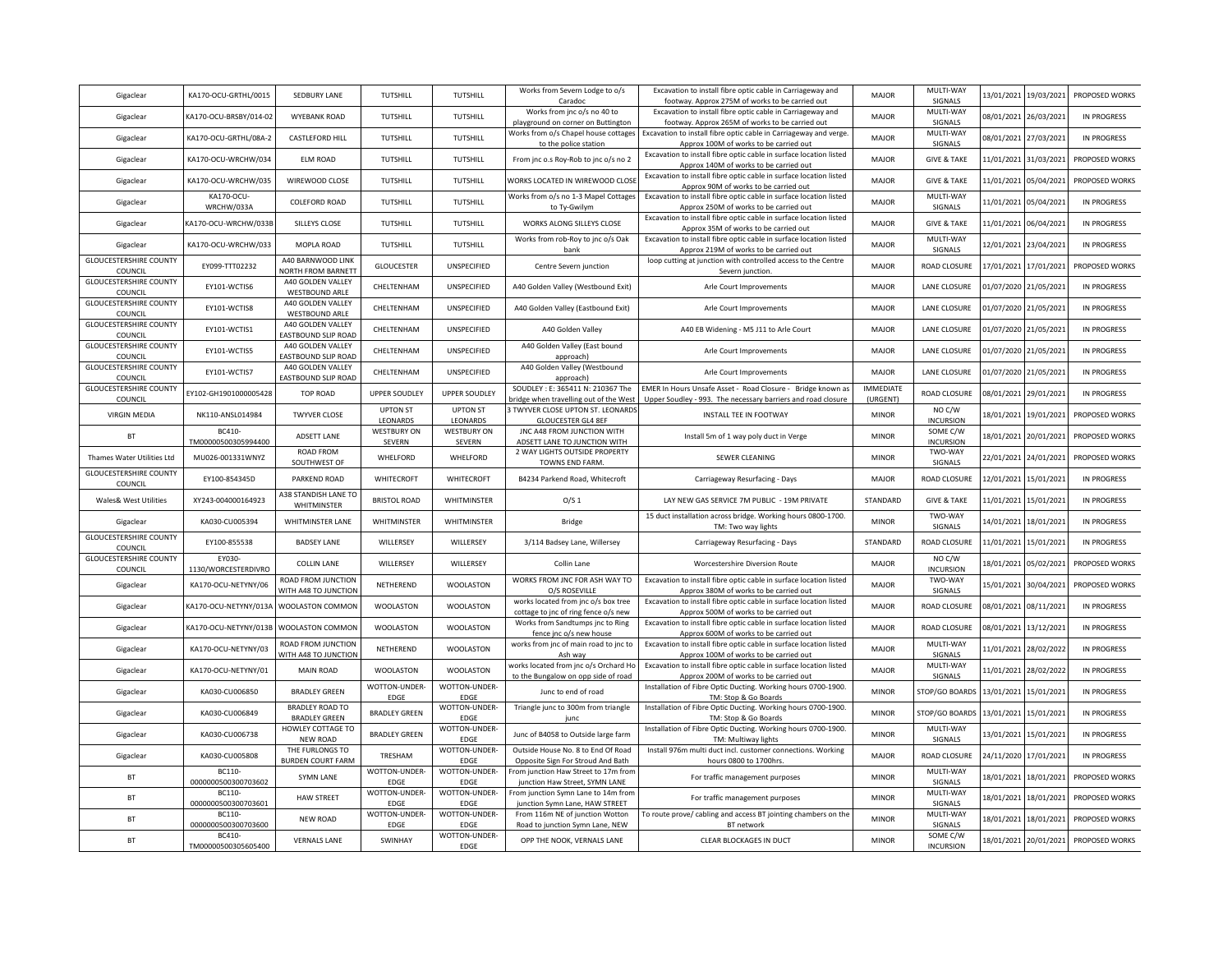| | | | | | | | | | | | |
|---|---|---|---|---|---|---|---|---|---|---|---|
| Gigaclear | KA170-OCU-GRTHL/0015 | SEDBURY LANE | TUTSHILL | TUTSHILL | Works from Severn Lodge to o/s Caradoc | Excavation to install fibre optic cable in Carriageway and footway. Approx 275M of works to be carried out | MAJOR | MULTI-WAY SIGNALS | 13/01/2021 | 19/03/2021 | PROPOSED WORKS |
| Gigaclear | KA170-OCU-BRSBY/014-02 | WYEBANK ROAD | TUTSHILL | TUTSHILL | Works from jnc o/s no 40 to playground on corner on Buttington | Excavation to install fibre optic cable in Carriageway and footway. Approx 265M of works to be carried out | MAJOR | MULTI-WAY SIGNALS | 08/01/2021 | 26/03/2021 | IN PROGRESS |
| Gigaclear | KA170-OCU-GRTHL/08A-2 | CASTLEFORD HILL | TUTSHILL | TUTSHILL | Works from o/s Chapel house cottages to the police station | Excavation to install fibre optic cable in Carriageway and verge. Approx 100M of works to be carried out | MAJOR | MULTI-WAY SIGNALS | 08/01/2021 | 27/03/2021 | IN PROGRESS |
| Gigaclear | KA170-OCU-WRCHW/034 | ELM ROAD | TUTSHILL | TUTSHILL | From jnc o.s Roy-Rob to jnc o/s no 2 | Excavation to install fibre optic cable in surface location listed Approx 140M of works to be carried out | MAJOR | GIVE & TAKE | 11/01/2021 | 31/03/2021 | PROPOSED WORKS |
| Gigaclear | KA170-OCU-WRCHW/035 | WIREWOOD CLOSE | TUTSHILL | TUTSHILL | WORKS LOCATED IN WIREWOOD CLOSE | Excavation to install fibre optic cable in surface location listed Approx 90M of works to be carried out | MAJOR | GIVE & TAKE | 11/01/2021 | 05/04/2021 | PROPOSED WORKS |
| Gigaclear | KA170-OCU-WRCHW/033A | COLEFORD ROAD | TUTSHILL | TUTSHILL | Works from o/s no 1-3 Mapel Cottages to Ty-Gwilym | Excavation to install fibre optic cable in surface location listed Approx 250M of works to be carried out | MAJOR | MULTI-WAY SIGNALS | 11/01/2021 | 05/04/2021 | IN PROGRESS |
| Gigaclear | KA170-OCU-WRCHW/033B | SILLEYS CLOSE | TUTSHILL | TUTSHILL | WORKS ALONG SILLEYS CLOSE | Excavation to install fibre optic cable in surface location listed Approx 35M of works to be carried out | MAJOR | GIVE & TAKE | 11/01/2021 | 06/04/2021 | IN PROGRESS |
| Gigaclear | KA170-OCU-WRCHW/033 | MOPLA ROAD | TUTSHILL | TUTSHILL | Works from rob-Roy to jnc o/s Oak bank | Excavation to install fibre optic cable in surface location listed Approx 219M of works to be carried out | MAJOR | MULTI-WAY SIGNALS | 12/01/2021 | 23/04/2021 | IN PROGRESS |
| GLOUCESTERSHIRE COUNTY COUNCIL | EY099-TTT02232 | A40 BARNWOOD LINK NORTH FROM BARNETT | GLOUCESTER | UNSPECIFIED | Centre Severn junction | loop cutting at junction with controlled access to the Centre Severn junction. | MAJOR | ROAD CLOSURE | 17/01/2021 | 17/01/2021 | PROPOSED WORKS |
| GLOUCESTERSHIRE COUNTY COUNCIL | EY101-WCTIS6 | A40 GOLDEN VALLEY WESTBOUND ARLE | CHELTENHAM | UNSPECIFIED | A40 Golden Valley (Westbound Exit) | Arle Court Improvements | MAJOR | LANE CLOSURE | 01/07/2020 | 21/05/2021 | IN PROGRESS |
| GLOUCESTERSHIRE COUNTY COUNCIL | EY101-WCTIS8 | A40 GOLDEN VALLEY WESTBOUND ARLE | CHELTENHAM | UNSPECIFIED | A40 Golden Valley (Eastbound Exit) | Arle Court Improvements | MAJOR | LANE CLOSURE | 01/07/2020 | 21/05/2021 | IN PROGRESS |
| GLOUCESTERSHIRE COUNTY COUNCIL | EY101-WCTIS1 | A40 GOLDEN VALLEY EASTBOUND SLIP ROAD | CHELTENHAM | UNSPECIFIED | A40 Golden Valley | A40 EB Widening - M5 J11 to Arle Court | MAJOR | LANE CLOSURE | 01/07/2020 | 21/05/2021 | IN PROGRESS |
| GLOUCESTERSHIRE COUNTY COUNCIL | EY101-WCTIS5 | A40 GOLDEN VALLEY EASTBOUND SLIP ROAD | CHELTENHAM | UNSPECIFIED | A40 Golden Valley (East bound approach) | Arle Court Improvements | MAJOR | LANE CLOSURE | 01/07/2020 | 21/05/2021 | IN PROGRESS |
| GLOUCESTERSHIRE COUNTY COUNCIL | EY101-WCTIS7 | A40 GOLDEN VALLEY EASTBOUND SLIP ROAD | CHELTENHAM | UNSPECIFIED | A40 Golden Valley (Westbound approach) | Arle Court Improvements | MAJOR | LANE CLOSURE | 01/07/2020 | 21/05/2021 | IN PROGRESS |
| GLOUCESTERSHIRE COUNTY COUNCIL | EY102-GH1901000005428 | TOP ROAD | UPPER SOUDLEY | UPPER SOUDLEY | SOUDLEY : E: 365411 N: 210367 The bridge when travelling out of the West | EMER In Hours Unsafe Asset - Road Closure - Bridge known as Upper Soudley - 993. The necessary barriers and road closure | IMMEDIATE (URGENT) | ROAD CLOSURE | 08/01/2021 | 29/01/2021 | IN PROGRESS |
| VIRGIN MEDIA | NK110-ANSL014984 | TWYVER CLOSE | UPTON ST LEONARDS | UPTON ST LEONARDS | 3 TWYVER CLOSE UPTON ST. LEONARDS GLOUCESTER GL4 8EF | INSTALL TEE IN FOOTWAY | MINOR | NO C/W INCURSION | 18/01/2021 | 19/01/2021 | PROPOSED WORKS |
| BT | BC410-TM00000500305994400 | ADSETT LANE | WESTBURY ON SEVERN | WESTBURY ON SEVERN | JNC A48 FROM JUNCTION WITH ADSETT LANE TO JUNCTION WITH | Install 5m of 1 way poly duct in Verge | MINOR | SOME C/W INCURSION | 18/01/2021 | 20/01/2021 | PROPOSED WORKS |
| Thames Water Utilities Ltd | MU026-001331WNYZ | ROAD FROM SOUTHWEST OF | WHELFORD | WHELFORD | 2 WAY LIGHTS OUTSIDE PROPERTY TOWNS END FARM. | SEWER CLEANING | MINOR | TWO-WAY SIGNALS | 22/01/2021 | 24/01/2021 | PROPOSED WORKS |
| GLOUCESTERSHIRE COUNTY COUNCIL | EY100-854345D | PARKEND ROAD | WHITECROFT | WHITECROFT | B4234 Parkend Road, Whitecroft | Carriageway Resurfacing - Days | MAJOR | ROAD CLOSURE | 12/01/2021 | 15/01/2021 | IN PROGRESS |
| Wales& West Utilities | XY243-004000164923 | A38 STANDISH LANE TO WHITMINSTER | BRISTOL ROAD | WHITMINSTER | O/S 1 | LAY NEW GAS SERVICE 7M PUBLIC - 19M PRIVATE | STANDARD | GIVE & TAKE | 11/01/2021 | 15/01/2021 | IN PROGRESS |
| Gigaclear | KA030-CU005394 | WHITMINSTER LANE | WHITMINSTER | WHITMINSTER | Bridge | 15 duct installation across bridge. Working hours 0800-1700. TM: Two way lights | MINOR | TWO-WAY SIGNALS | 14/01/2021 | 18/01/2021 | IN PROGRESS |
| GLOUCESTERSHIRE COUNTY COUNCIL | EY100-855538 | BADSEY LANE | WILLERSEY | WILLERSEY | 3/114 Badsey Lane, Willersey | Carriageway Resurfacing - Days | STANDARD | ROAD CLOSURE | 11/01/2021 | 15/01/2021 | IN PROGRESS |
| GLOUCESTERSHIRE COUNTY COUNCIL | EY030-1130/WORCESTERDIVRO | COLLIN LANE | WILLERSEY | WILLERSEY | Collin Lane | Worcestershire Diversion Route | MAJOR | NO C/W INCURSION | 18/01/2021 | 05/02/2021 | PROPOSED WORKS |
| Gigaclear | KA170-OCU-NETYNY/06 | ROAD FROM JUNCTION WITH A48 TO JUNCTION | NETHEREND | WOOLASTON | WORKS FROM JNC FOR ASH WAY TO O/S ROSEVILLE | Excavation to install fibre optic cable in surface location listed Approx 380M of works to be carried out | MAJOR | TWO-WAY SIGNALS | 15/01/2021 | 30/04/2021 | PROPOSED WORKS |
| Gigaclear | KA170-OCU-NETYNY/013A | WOOLASTON COMMON | WOOLASTON | WOOLASTON | works located from jnc o/s box tree cottage to jnc of ring fence o/s new | Excavation to install fibre optic cable in surface location listed Approx 500M of works to be carried out | MAJOR | ROAD CLOSURE | 08/01/2021 | 08/11/2021 | IN PROGRESS |
| Gigaclear | KA170-OCU-NETYNY/013B | WOOLASTON COMMON | WOOLASTON | WOOLASTON | Works from Sandtumps jnc to Ring fence jnc o/s new house | Excavation to install fibre optic cable in surface location listed Approx 600M of works to be carried out | MAJOR | ROAD CLOSURE | 08/01/2021 | 13/12/2021 | IN PROGRESS |
| Gigaclear | KA170-OCU-NETYNY/03 | ROAD FROM JUNCTION WITH A48 TO JUNCTION | NETHEREND | WOOLASTON | works from jnc of main road to jnc to Ash way | Excavation to install fibre optic cable in surface location listed Approx 100M of works to be carried out | MAJOR | MULTI-WAY SIGNALS | 11/01/2021 | 28/02/2022 | IN PROGRESS |
| Gigaclear | KA170-OCU-NETYNY/01 | MAIN ROAD | WOOLASTON | WOOLASTON | works located from jnc o/s Orchard Ho to the Bungalow on opp side of road | Excavation to install fibre optic cable in surface location listed Approx 200M of works to be carried out | MAJOR | MULTI-WAY SIGNALS | 11/01/2021 | 28/02/2022 | IN PROGRESS |
| Gigaclear | KA030-CU006850 | BRADLEY GREEN | WOTTON-UNDER-EDGE | WOTTON-UNDER-EDGE | Junc to end of road | Installation of Fibre Optic Ducting. Working hours 0700-1900. TM: Stop & Go Boards | MINOR | STOP/GO BOARDS | 13/01/2021 | 15/01/2021 | IN PROGRESS |
| Gigaclear | KA030-CU006849 | BRADLEY ROAD TO BRADLEY GREEN | BRADLEY GREEN | WOTTON-UNDER-EDGE | Triangle junc to 300m from triangle junc | Installation of Fibre Optic Ducting. Working hours 0700-1900. TM: Stop & Go Boards | MINOR | STOP/GO BOARDS | 13/01/2021 | 15/01/2021 | IN PROGRESS |
| Gigaclear | KA030-CU006738 | HOWLEY COTTAGE TO NEW ROAD | BRADLEY GREEN | WOTTON-UNDER-EDGE | Junc of B4058 to Outside large farm | Installation of Fibre Optic Ducting. Working hours 0700-1900. TM: Multiway lights | MINOR | MULTI-WAY SIGNALS | 13/01/2021 | 15/01/2021 | IN PROGRESS |
| Gigaclear | KA030-CU005808 | THE FURLONGS TO BURDEN COURT FARM | TRESHAM | WOTTON-UNDER-EDGE | Outside House No. 8 to End Of Road Opposite Sign For Stroud And Bath | Install 976m multi duct incl. customer connections. Working hours 0800 to 1700hrs. | MAJOR | ROAD CLOSURE | 24/11/2020 | 17/01/2021 | IN PROGRESS |
| BT | BC110-0000000500300703602 | SYMN LANE | WOTTON-UNDER-EDGE | WOTTON-UNDER-EDGE | From junction Haw Street to 17m from junction Haw Street, SYMN LANE | For traffic management purposes | MINOR | MULTI-WAY SIGNALS | 18/01/2021 | 18/01/2021 | PROPOSED WORKS |
| BT | BC110-0000000500300703601 | HAW STREET | WOTTON-UNDER-EDGE | WOTTON-UNDER-EDGE | From junction Symn Lane to 14m from junction Symn Lane, HAW STREET | For traffic management purposes | MINOR | MULTI-WAY SIGNALS | 18/01/2021 | 18/01/2021 | PROPOSED WORKS |
| BT | BC110-0000000500300703600 | NEW ROAD | WOTTON-UNDER-EDGE | WOTTON-UNDER-EDGE | From 116m NE of junction Wotton Road to junction Symn Lane, NEW | To route prove/ cabling and access BT jointing chambers on the BT network | MINOR | MULTI-WAY SIGNALS | 18/01/2021 | 18/01/2021 | PROPOSED WORKS |
| BT | BC410-TM00000500305605400 | VERNALS LANE | SWINHAY | WOTTON-UNDER-EDGE | OPP THE NOOK, VERNALS LANE | CLEAR BLOCKAGES IN DUCT | MINOR | SOME C/W INCURSION | 18/01/2021 | 20/01/2021 | PROPOSED WORKS |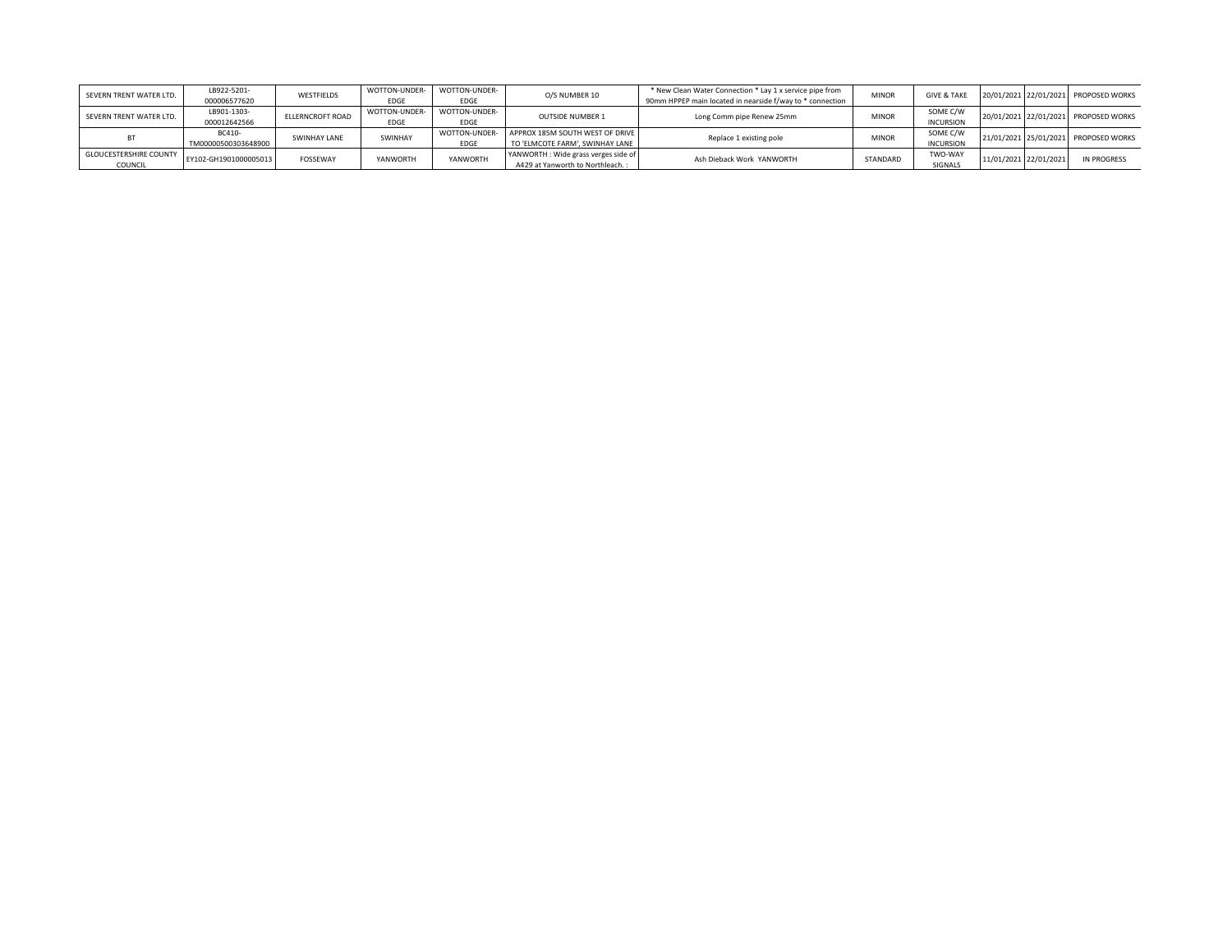| | | | | | | | | | | | |
|---|---|---|---|---|---|---|---|---|---|---|---|
| SEVERN TRENT WATER LTD. | LB922-5201-000006577620 | WESTFIELDS | WOTTON-UNDER-EDGE | WOTTON-UNDER-EDGE | O/S NUMBER 10 | * New Clean Water Connection * Lay 1 x service pipe from 90mm HPPEP main located in nearside f/way to * connection | MINOR | GIVE & TAKE | 20/01/2021 | 22/01/2021 | PROPOSED WORKS |
| SEVERN TRENT WATER LTD. | LB901-1303-000012642566 | ELLERNCROFT ROAD | WOTTON-UNDER-EDGE | WOTTON-UNDER-EDGE | OUTSIDE NUMBER 1 | Long Comm pipe Renew 25mm | MINOR | SOME C/W INCURSION | 20/01/2021 | 22/01/2021 | PROPOSED WORKS |
| BT | BC410-TM00000500303648900 | SWINHAY LANE | SWINHAY | WOTTON-UNDER-EDGE | APPROX 185M SOUTH WEST OF DRIVE TO 'ELMCOTE FARM', SWINHAY LANE | Replace 1 existing pole | MINOR | SOME C/W INCURSION | 21/01/2021 | 25/01/2021 | PROPOSED WORKS |
| GLOUCESTERSHIRE COUNTY COUNCIL | EY102-GH1901000005013 | FOSSEWAY | YANWORTH | YANWORTH | YANWORTH : Wide grass verges side of A429 at Yanworth to Northleach. : | Ash Dieback Work YANWORTH | STANDARD | TWO-WAY SIGNALS | 11/01/2021 | 22/01/2021 | IN PROGRESS |